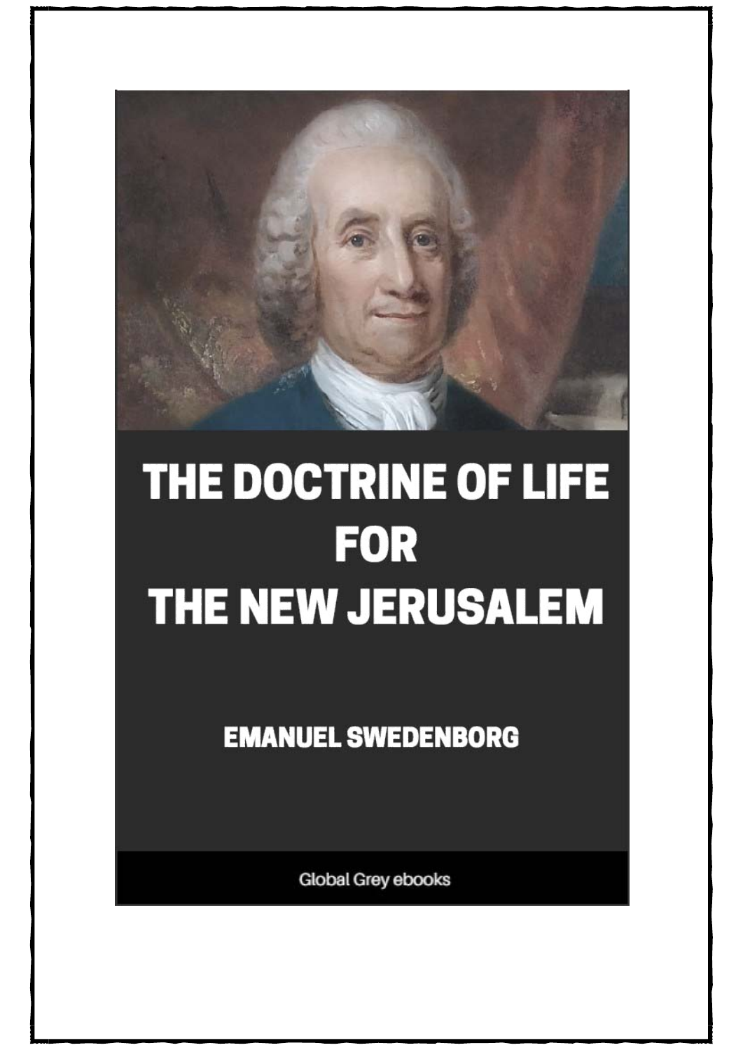# THE DOCTRINE OF LIFE FOR THE NEW JERUSALEM

**EMANUEL SWEDENBORG**

Global Grey ebooks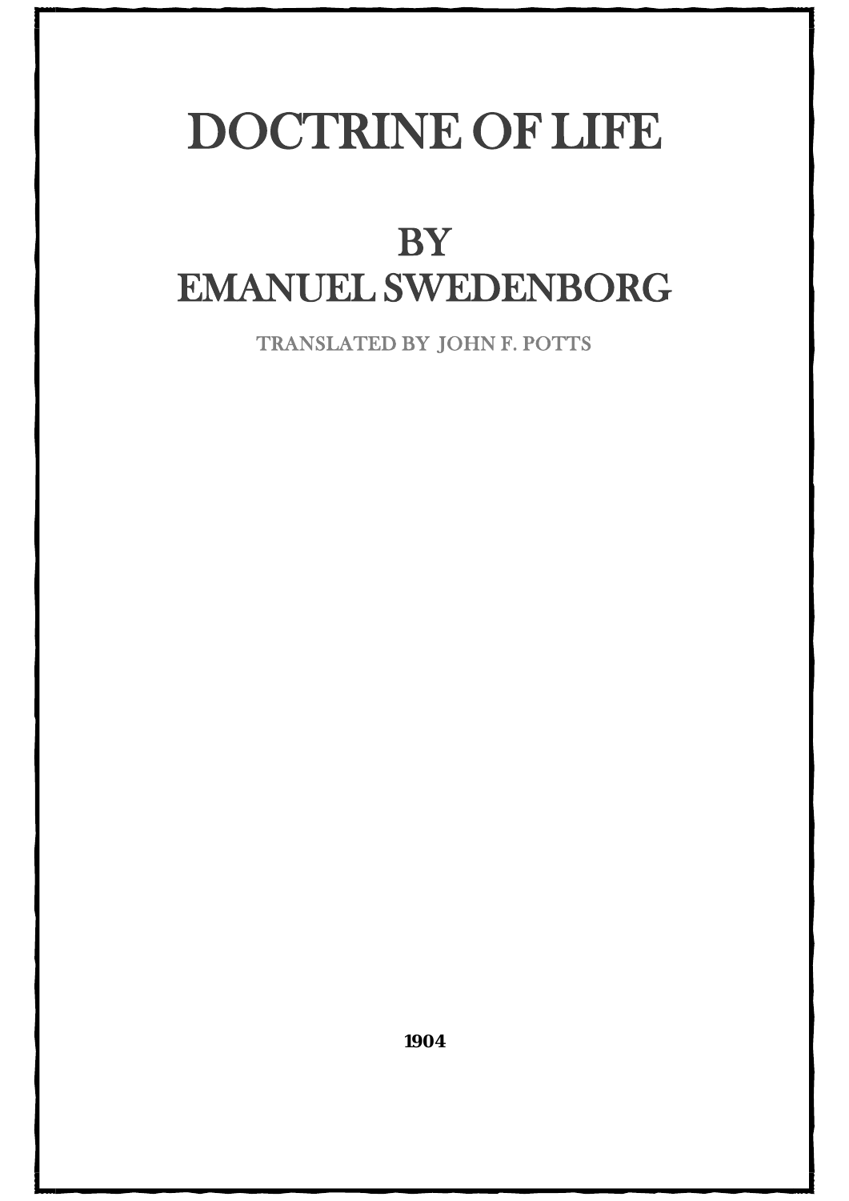# DOCTRINE OF LIFE

## BY
## EMANUEL SWEDENBORG

TRANSLATED BY JOHN F. POTTS

**1904**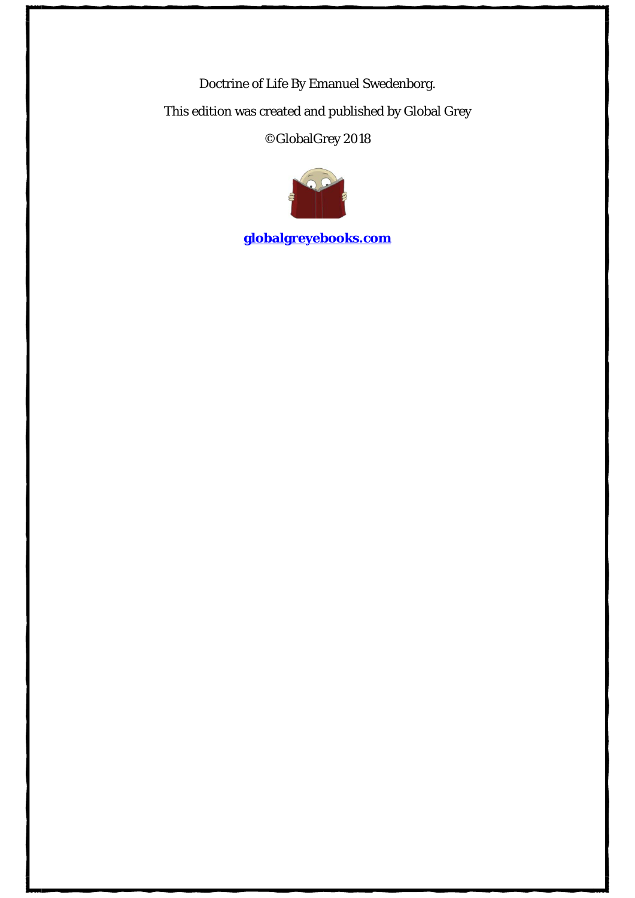Doctrine of Life By Emanuel Swedenborg.

This edition was created and published by Global Grey

©GlobalGrey 2018

**globalgreyebooks.com**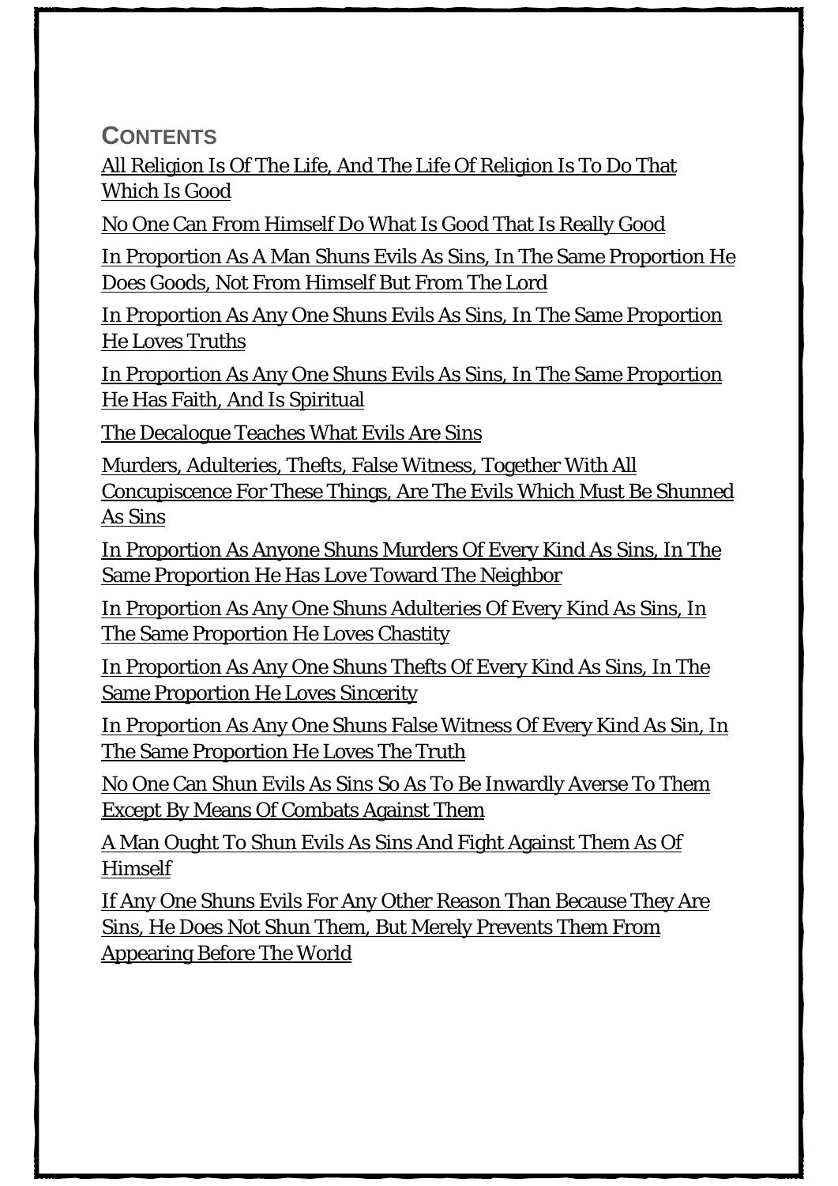## CONTENTS

All Religion Is Of The Life, And The Life Of Religion Is To Do That Which Is Good

No One Can From Himself Do What Is Good That Is Really Good

In Proportion As A Man Shuns Evils As Sins, In The Same Proportion He Does Goods, Not From Himself But From The Lord

In Proportion As Any One Shuns Evils As Sins, In The Same Proportion He Loves Truths

In Proportion As Any One Shuns Evils As Sins, In The Same Proportion He Has Faith, And Is Spiritual

The Decalogue Teaches What Evils Are Sins

Murders, Adulteries, Thefts, False Witness, Together With All Concupiscence For These Things, Are The Evils Which Must Be Shunned As Sins

In Proportion As Anyone Shuns Murders Of Every Kind As Sins, In The Same Proportion He Has Love Toward The Neighbor

In Proportion As Any One Shuns Adulteries Of Every Kind As Sins, In The Same Proportion He Loves Chastity

In Proportion As Any One Shuns Thefts Of Every Kind As Sins, In The Same Proportion He Loves Sincerity

In Proportion As Any One Shuns False Witness Of Every Kind As Sin, In The Same Proportion He Loves The Truth

No One Can Shun Evils As Sins So As To Be Inwardly Averse To Them Except By Means Of Combats Against Them

A Man Ought To Shun Evils As Sins And Fight Against Them As Of Himself

If Any One Shuns Evils For Any Other Reason Than Because They Are Sins, He Does Not Shun Them, But Merely Prevents Them From Appearing Before The World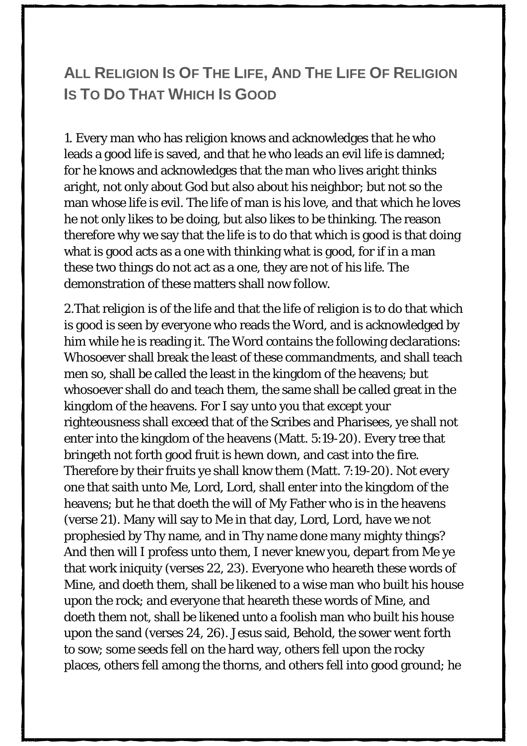## ALL RELIGION IS OF THE LIFE, AND THE LIFE OF RELIGION IS TO DO THAT WHICH IS GOOD

1. Every man who has religion knows and acknowledges that he who leads a good life is saved, and that he who leads an evil life is damned; for he knows and acknowledges that the man who lives aright thinks aright, not only about God but also about his neighbor; but not so the man whose life is evil. The life of man is his love, and that which he loves he not only likes to be doing, but also likes to be thinking. The reason therefore why we say that the life is to do that which is good is that doing what is good acts as a one with thinking what is good, for if in a man these two things do not act as a one, they are not of his life. The demonstration of these matters shall now follow.

2.That religion is of the life and that the life of religion is to do that which is good is seen by everyone who reads the Word, and is acknowledged by him while he is reading it. The Word contains the following declarations: Whosoever shall break the least of these commandments, and shall teach men so, shall be called the least in the kingdom of the heavens; but whosoever shall do and teach them, the same shall be called great in the kingdom of the heavens. For I say unto you that except your righteousness shall exceed that of the Scribes and Pharisees, ye shall not enter into the kingdom of the heavens (Matt. 5:19-20). Every tree that bringeth not forth good fruit is hewn down, and cast into the fire. Therefore by their fruits ye shall know them (Matt. 7:19-20). Not every one that saith unto Me, Lord, Lord, shall enter into the kingdom of the heavens; but he that doeth the will of My Father who is in the heavens (verse 21). Many will say to Me in that day, Lord, Lord, have we not prophesied by Thy name, and in Thy name done many mighty things? And then will I profess unto them, I never knew you, depart from Me ye that work iniquity (verses 22, 23). Everyone who heareth these words of Mine, and doeth them, shall be likened to a wise man who built his house upon the rock; and everyone that heareth these words of Mine, and doeth them not, shall be likened unto a foolish man who built his house upon the sand (verses 24, 26). Jesus said, Behold, the sower went forth to sow; some seeds fell on the hard way, others fell upon the rocky places, others fell among the thorns, and others fell into good ground; he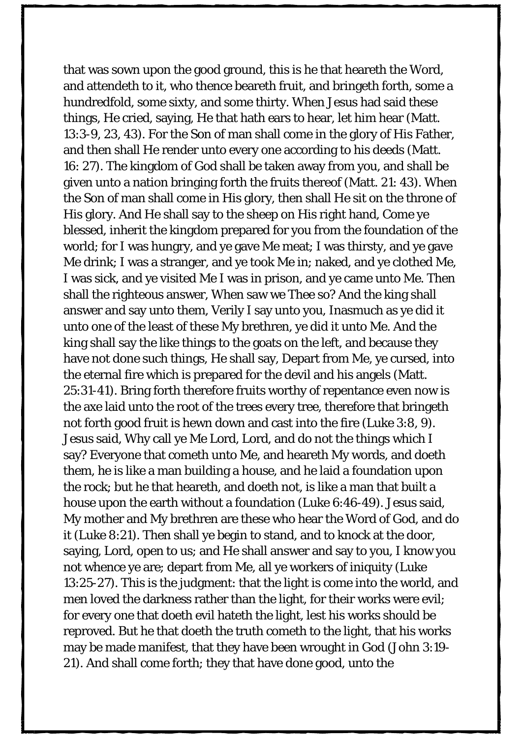that was sown upon the good ground, this is he that heareth the Word, and attendeth to it, who thence beareth fruit, and bringeth forth, some a hundredfold, some sixty, and some thirty. When Jesus had said these things, He cried, saying, He that hath ears to hear, let him hear (Matt. 13:3-9, 23, 43). For the Son of man shall come in the glory of His Father, and then shall He render unto every one according to his deeds (Matt. 16: 27). The kingdom of God shall be taken away from you, and shall be given unto a nation bringing forth the fruits thereof (Matt. 21: 43). When the Son of man shall come in His glory, then shall He sit on the throne of His glory. And He shall say to the sheep on His right hand, Come ye blessed, inherit the kingdom prepared for you from the foundation of the world; for I was hungry, and ye gave Me meat; I was thirsty, and ye gave Me drink; I was a stranger, and ye took Me in; naked, and ye clothed Me, I was sick, and ye visited Me I was in prison, and ye came unto Me. Then shall the righteous answer, When saw we Thee so? And the king shall answer and say unto them, Verily I say unto you, Inasmuch as ye did it unto one of the least of these My brethren, ye did it unto Me. And the king shall say the like things to the goats on the left, and because they have not done such things, He shall say, Depart from Me, ye cursed, into the eternal fire which is prepared for the devil and his angels (Matt. 25:31-41). Bring forth therefore fruits worthy of repentance even now is the axe laid unto the root of the trees every tree, therefore that bringeth not forth good fruit is hewn down and cast into the fire (Luke 3:8, 9). Jesus said, Why call ye Me Lord, Lord, and do not the things which I say? Everyone that cometh unto Me, and heareth My words, and doeth them, he is like a man building a house, and he laid a foundation upon the rock; but he that heareth, and doeth not, is like a man that built a house upon the earth without a foundation (Luke 6:46-49). Jesus said, My mother and My brethren are these who hear the Word of God, and do it (Luke 8:21). Then shall ye begin to stand, and to knock at the door, saying, Lord, open to us; and He shall answer and say to you, I know you not whence ye are; depart from Me, all ye workers of iniquity (Luke 13:25-27). This is the judgment: that the light is come into the world, and men loved the darkness rather than the light, for their works were evil; for every one that doeth evil hateth the light, lest his works should be reproved. But he that doeth the truth cometh to the light, that his works may be made manifest, that they have been wrought in God (John 3:19-21). And shall come forth; they that have done good, unto the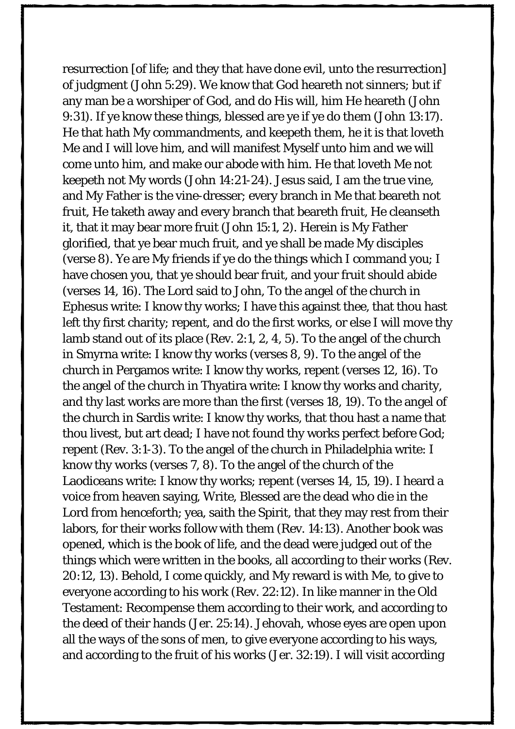resurrection [of life; and they that have done evil, unto the resurrection] of judgment (John 5:29). We know that God heareth not sinners; but if any man be a worshiper of God, and do His will, him He heareth (John 9:31). If ye know these things, blessed are ye if ye do them (John 13:17). He that hath My commandments, and keepeth them, he it is that loveth Me and I will love him, and will manifest Myself unto him and we will come unto him, and make our abode with him. He that loveth Me not keepeth not My words (John 14:21-24). Jesus said, I am the true vine, and My Father is the vine-dresser; every branch in Me that beareth not fruit, He taketh away and every branch that beareth fruit, He cleanseth it, that it may bear more fruit (John 15:1, 2). Herein is My Father glorified, that ye bear much fruit, and ye shall be made My disciples (verse 8). Ye are My friends if ye do the things which I command you; I have chosen you, that ye should bear fruit, and your fruit should abide (verses 14, 16). The Lord said to John, To the angel of the church in Ephesus write: I know thy works; I have this against thee, that thou hast left thy first charity; repent, and do the first works, or else I will move thy lamb stand out of its place (Rev. 2:1, 2, 4, 5). To the angel of the church in Smyrna write: I know thy works (verses 8, 9). To the angel of the church in Pergamos write: I know thy works, repent (verses 12, 16). To the angel of the church in Thyatira write: I know thy works and charity, and thy last works are more than the first (verses 18, 19). To the angel of the church in Sardis write: I know thy works, that thou hast a name that thou livest, but art dead; I have not found thy works perfect before God; repent (Rev. 3:1-3). To the angel of the church in Philadelphia write: I know thy works (verses 7, 8). To the angel of the church of the Laodiceans write: I know thy works; repent (verses 14, 15, 19). I heard a voice from heaven saying, Write, Blessed are the dead who die in the Lord from henceforth; yea, saith the Spirit, that they may rest from their labors, for their works follow with them (Rev. 14:13). Another book was opened, which is the book of life, and the dead were judged out of the things which were written in the books, all according to their works (Rev. 20:12, 13). Behold, I come quickly, and My reward is with Me, to give to everyone according to his work (Rev. 22:12). In like manner in the Old Testament: Recompense them according to their work, and according to the deed of their hands (Jer. 25:14). Jehovah, whose eyes are open upon all the ways of the sons of men, to give everyone according to his ways, and according to the fruit of his works (Jer. 32:19). I will visit according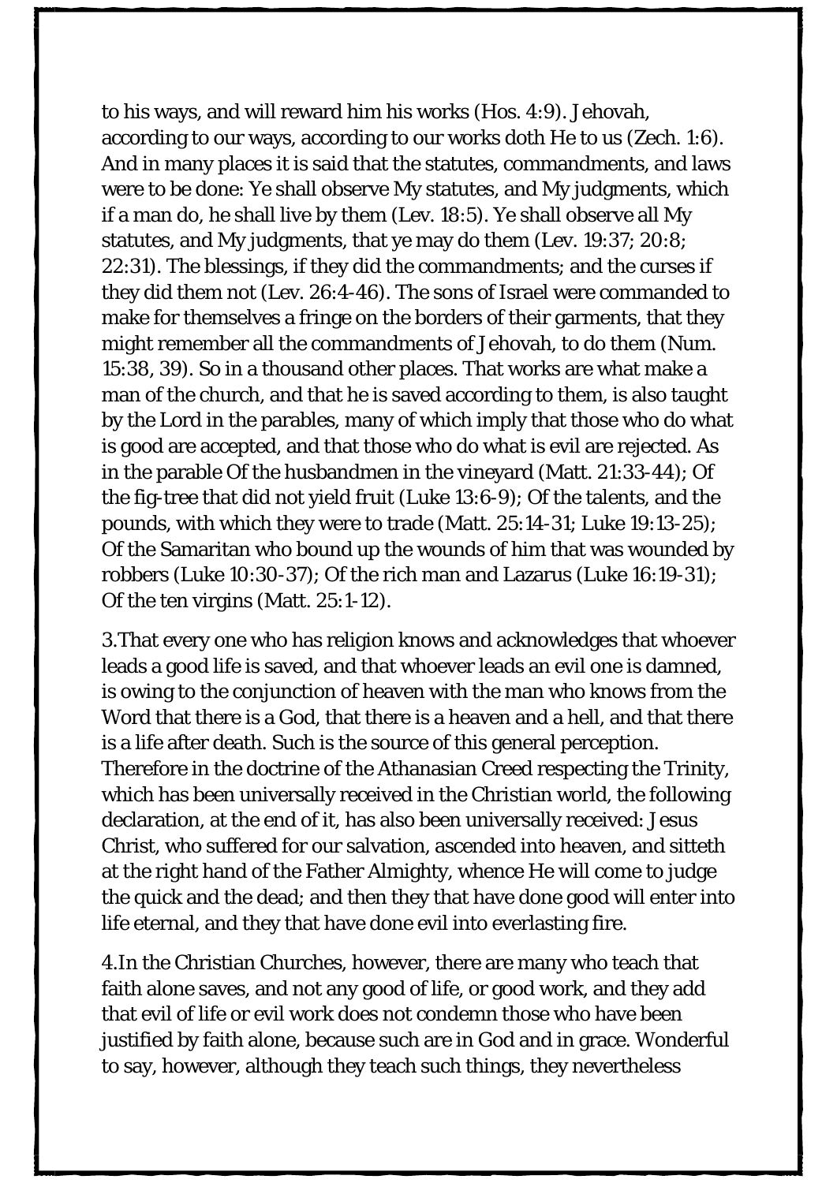to his ways, and will reward him his works (Hos. 4:9). Jehovah, according to our ways, according to our works doth He to us (Zech. 1:6). And in many places it is said that the statutes, commandments, and laws were to be done: Ye shall observe My statutes, and My judgments, which if a man do, he shall live by them (Lev. 18:5). Ye shall observe all My statutes, and My judgments, that ye may do them (Lev. 19:37; 20:8; 22:31). The blessings, if they did the commandments; and the curses if they did them not (Lev. 26:4-46). The sons of Israel were commanded to make for themselves a fringe on the borders of their garments, that they might remember all the commandments of Jehovah, to do them (Num. 15:38, 39). So in a thousand other places. That works are what make a man of the church, and that he is saved according to them, is also taught by the Lord in the parables, many of which imply that those who do what is good are accepted, and that those who do what is evil are rejected. As in the parable Of the husbandmen in the vineyard (Matt. 21:33-44); Of the fig-tree that did not yield fruit (Luke 13:6-9); Of the talents, and the pounds, with which they were to trade (Matt. 25:14-31; Luke 19:13-25); Of the Samaritan who bound up the wounds of him that was wounded by robbers (Luke 10:30-37); Of the rich man and Lazarus (Luke 16:19-31); Of the ten virgins (Matt. 25:1-12).

3.That every one who has religion knows and acknowledges that whoever leads a good life is saved, and that whoever leads an evil one is damned, is owing to the conjunction of heaven with the man who knows from the Word that there is a God, that there is a heaven and a hell, and that there is a life after death. Such is the source of this general perception. Therefore in the doctrine of the Athanasian Creed respecting the Trinity, which has been universally received in the Christian world, the following declaration, at the end of it, has also been universally received: Jesus Christ, who suffered for our salvation, ascended into heaven, and sitteth at the right hand of the Father Almighty, whence He will come to judge the quick and the dead; and then they that have done good will enter into life eternal, and they that have done evil into everlasting fire.

4.In the Christian Churches, however, there are many who teach that faith alone saves, and not any good of life, or good work, and they add that evil of life or evil work does not condemn those who have been justified by faith alone, because such are in God and in grace. Wonderful to say, however, although they teach such things, they nevertheless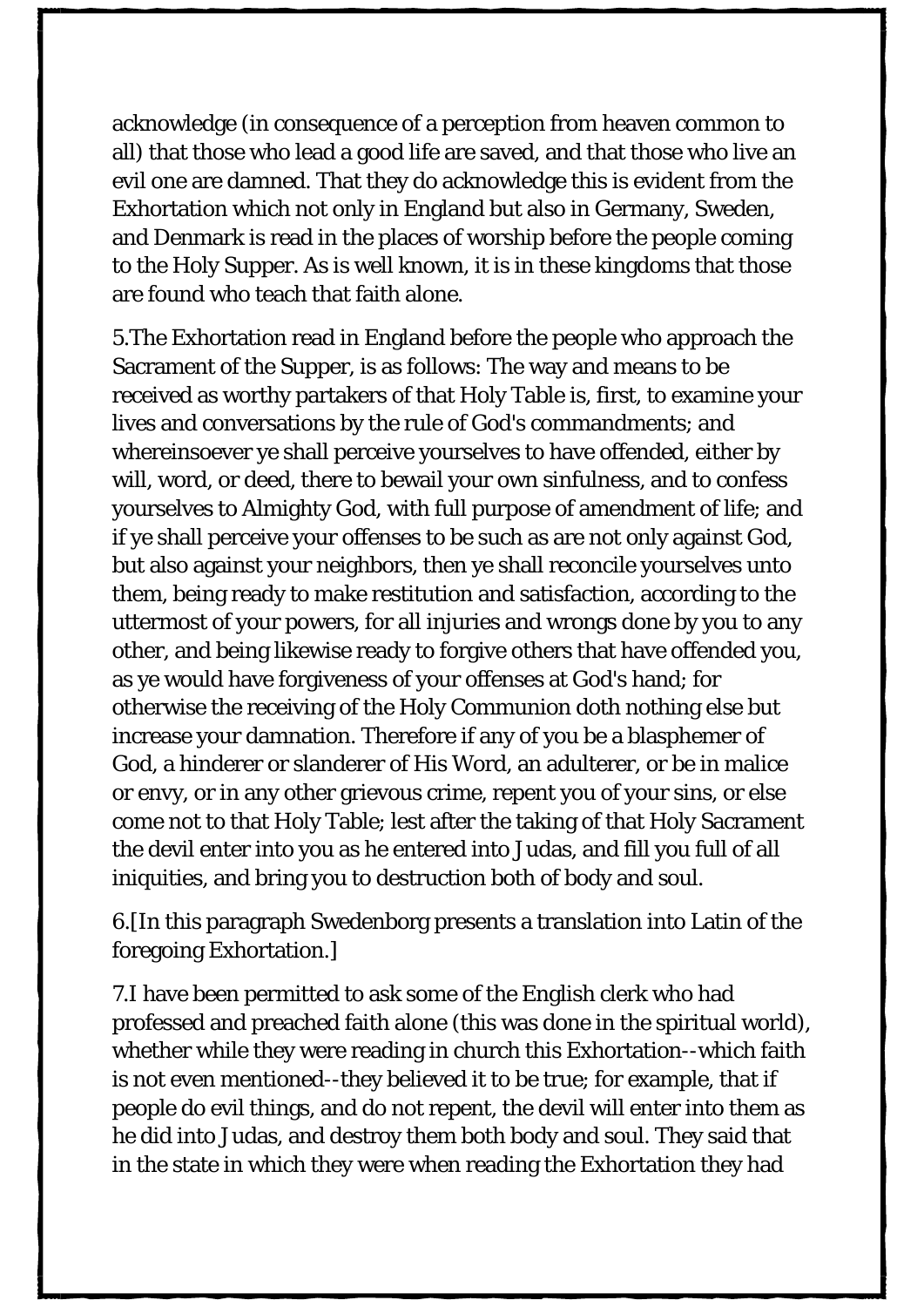acknowledge (in consequence of a perception from heaven common to all) that those who lead a good life are saved, and that those who live an evil one are damned. That they do acknowledge this is evident from the Exhortation which not only in England but also in Germany, Sweden, and Denmark is read in the places of worship before the people coming to the Holy Supper. As is well known, it is in these kingdoms that those are found who teach that faith alone.

5.The Exhortation read in England before the people who approach the Sacrament of the Supper, is as follows: The way and means to be received as worthy partakers of that Holy Table is, first, to examine your lives and conversations by the rule of God's commandments; and whereinsoever ye shall perceive yourselves to have offended, either by will, word, or deed, there to bewail your own sinfulness, and to confess yourselves to Almighty God, with full purpose of amendment of life; and if ye shall perceive your offenses to be such as are not only against God, but also against your neighbors, then ye shall reconcile yourselves unto them, being ready to make restitution and satisfaction, according to the uttermost of your powers, for all injuries and wrongs done by you to any other, and being likewise ready to forgive others that have offended you, as ye would have forgiveness of your offenses at God's hand; for otherwise the receiving of the Holy Communion doth nothing else but increase your damnation. Therefore if any of you be a blasphemer of God, a hinderer or slanderer of His Word, an adulterer, or be in malice or envy, or in any other grievous crime, repent you of your sins, or else come not to that Holy Table; lest after the taking of that Holy Sacrament the devil enter into you as he entered into Judas, and fill you full of all iniquities, and bring you to destruction both of body and soul.

6.[In this paragraph Swedenborg presents a translation into Latin of the foregoing Exhortation.]

7.I have been permitted to ask some of the English clerk who had professed and preached faith alone (this was done in the spiritual world), whether while they were reading in church this Exhortation--which faith is not even mentioned--they believed it to be true; for example, that if people do evil things, and do not repent, the devil will enter into them as he did into Judas, and destroy them both body and soul. They said that in the state in which they were when reading the Exhortation they had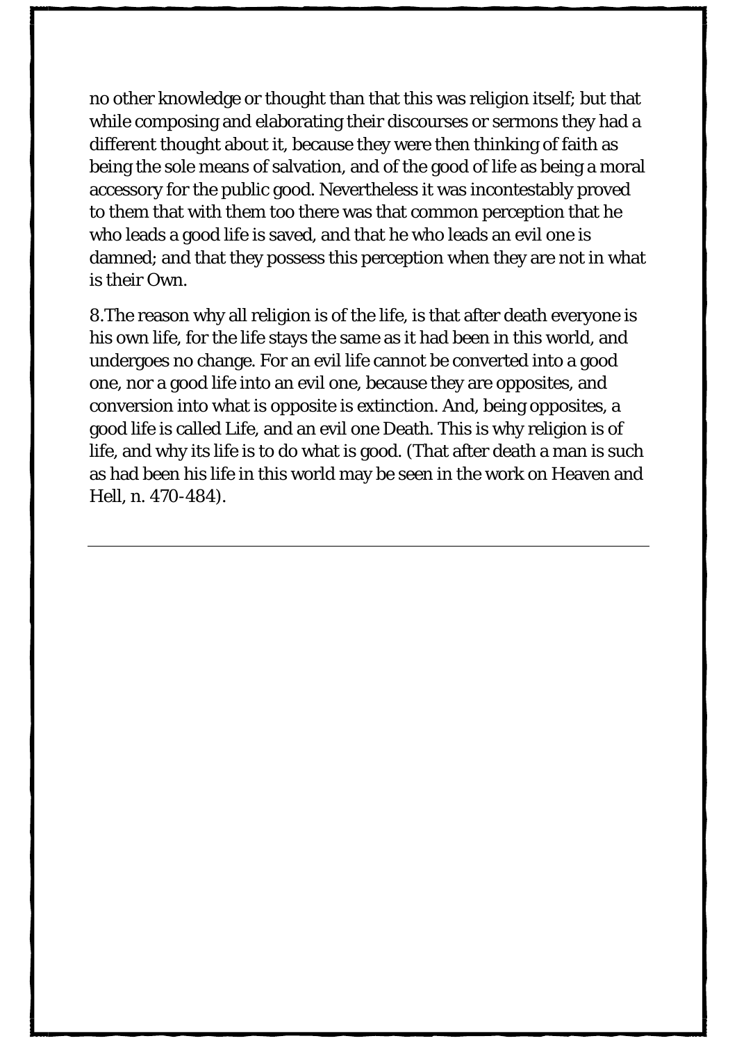no other knowledge or thought than that this was religion itself; but that while composing and elaborating their discourses or sermons they had a different thought about it, because they were then thinking of faith as being the sole means of salvation, and of the good of life as being a moral accessory for the public good. Nevertheless it was incontestably proved to them that with them too there was that common perception that he who leads a good life is saved, and that he who leads an evil one is damned; and that they possess this perception when they are not in what is their Own.

8.The reason why all religion is of the life, is that after death everyone is his own life, for the life stays the same as it had been in this world, and undergoes no change. For an evil life cannot be converted into a good one, nor a good life into an evil one, because they are opposites, and conversion into what is opposite is extinction. And, being opposites, a good life is called Life, and an evil one Death. This is why religion is of life, and why its life is to do what is good. (That after death a man is such as had been his life in this world may be seen in the work on Heaven and Hell, n. 470-484).

---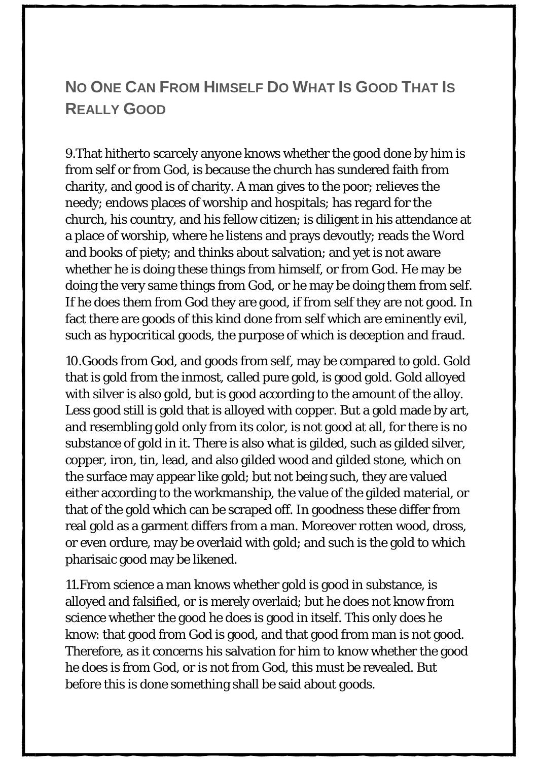## No One Can From Himself Do What Is Good That Is Really Good

9.That hitherto scarcely anyone knows whether the good done by him is from self or from God, is because the church has sundered faith from charity, and good is of charity. A man gives to the poor; relieves the needy; endows places of worship and hospitals; has regard for the church, his country, and his fellow citizen; is diligent in his attendance at a place of worship, where he listens and prays devoutly; reads the Word and books of piety; and thinks about salvation; and yet is not aware whether he is doing these things from himself, or from God. He may be doing the very same things from God, or he may be doing them from self. If he does them from God they are good, if from self they are not good. In fact there are goods of this kind done from self which are eminently evil, such as hypocritical goods, the purpose of which is deception and fraud.

10.Goods from God, and goods from self, may be compared to gold. Gold that is gold from the inmost, called pure gold, is good gold. Gold alloyed with silver is also gold, but is good according to the amount of the alloy. Less good still is gold that is alloyed with copper. But a gold made by art, and resembling gold only from its color, is not good at all, for there is no substance of gold in it. There is also what is gilded, such as gilded silver, copper, iron, tin, lead, and also gilded wood and gilded stone, which on the surface may appear like gold; but not being such, they are valued either according to the workmanship, the value of the gilded material, or that of the gold which can be scraped off. In goodness these differ from real gold as a garment differs from a man. Moreover rotten wood, dross, or even ordure, may be overlaid with gold; and such is the gold to which pharisaic good may be likened.

11.From science a man knows whether gold is good in substance, is alloyed and falsified, or is merely overlaid; but he does not know from science whether the good he does is good in itself. This only does he know: that good from God is good, and that good from man is not good. Therefore, as it concerns his salvation for him to know whether the good he does is from God, or is not from God, this must be revealed. But before this is done something shall be said about goods.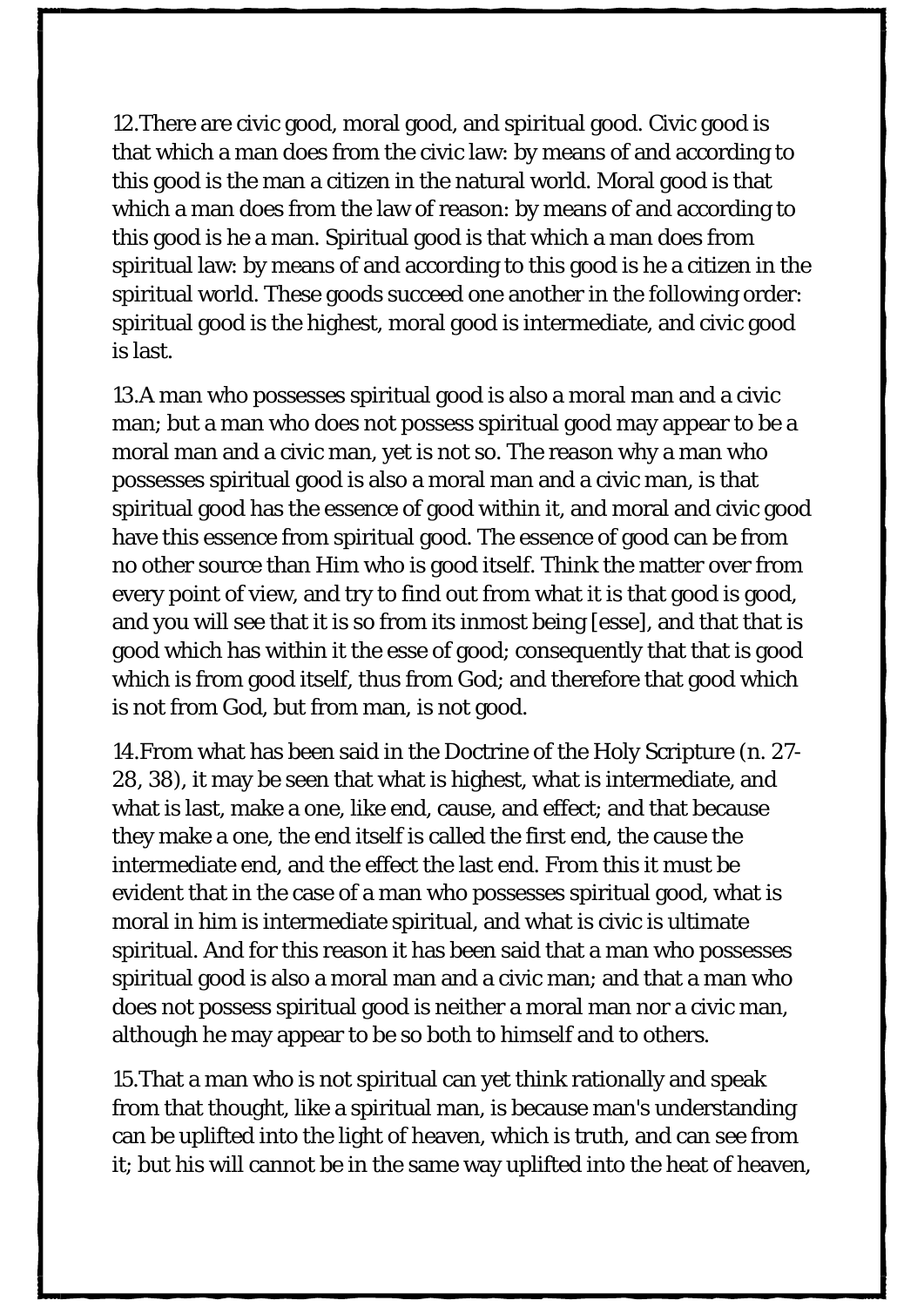12.There are civic good, moral good, and spiritual good. Civic good is that which a man does from the civic law: by means of and according to this good is the man a citizen in the natural world. Moral good is that which a man does from the law of reason: by means of and according to this good is he a man. Spiritual good is that which a man does from spiritual law: by means of and according to this good is he a citizen in the spiritual world. These goods succeed one another in the following order: spiritual good is the highest, moral good is intermediate, and civic good is last.

13.A man who possesses spiritual good is also a moral man and a civic man; but a man who does not possess spiritual good may appear to be a moral man and a civic man, yet is not so. The reason why a man who possesses spiritual good is also a moral man and a civic man, is that spiritual good has the essence of good within it, and moral and civic good have this essence from spiritual good. The essence of good can be from no other source than Him who is good itself. Think the matter over from every point of view, and try to find out from what it is that good is good, and you will see that it is so from its inmost being [esse], and that that is good which has within it the esse of good; consequently that that is good which is from good itself, thus from God; and therefore that good which is not from God, but from man, is not good.

14.From what has been said in the Doctrine of the Holy Scripture (n. 27-28, 38), it may be seen that what is highest, what is intermediate, and what is last, make a one, like end, cause, and effect; and that because they make a one, the end itself is called the first end, the cause the intermediate end, and the effect the last end. From this it must be evident that in the case of a man who possesses spiritual good, what is moral in him is intermediate spiritual, and what is civic is ultimate spiritual. And for this reason it has been said that a man who possesses spiritual good is also a moral man and a civic man; and that a man who does not possess spiritual good is neither a moral man nor a civic man, although he may appear to be so both to himself and to others.

15.That a man who is not spiritual can yet think rationally and speak from that thought, like a spiritual man, is because man's understanding can be uplifted into the light of heaven, which is truth, and can see from it; but his will cannot be in the same way uplifted into the heat of heaven,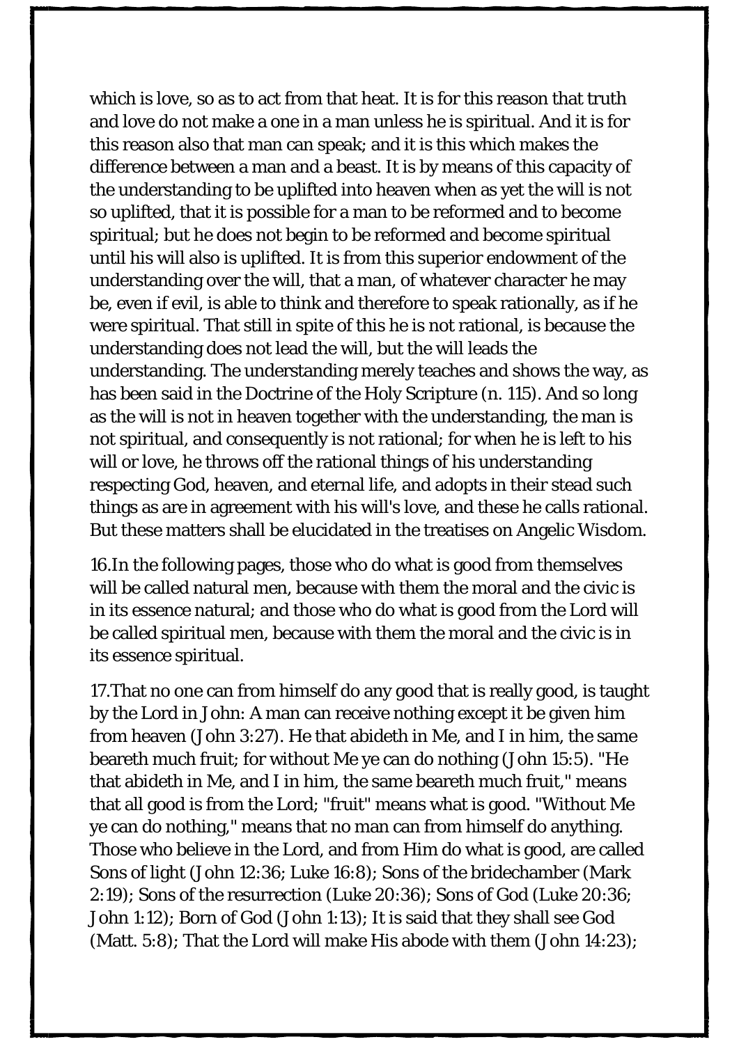which is love, so as to act from that heat. It is for this reason that truth and love do not make a one in a man unless he is spiritual. And it is for this reason also that man can speak; and it is this which makes the difference between a man and a beast. It is by means of this capacity of the understanding to be uplifted into heaven when as yet the will is not so uplifted, that it is possible for a man to be reformed and to become spiritual; but he does not begin to be reformed and become spiritual until his will also is uplifted. It is from this superior endowment of the understanding over the will, that a man, of whatever character he may be, even if evil, is able to think and therefore to speak rationally, as if he were spiritual. That still in spite of this he is not rational, is because the understanding does not lead the will, but the will leads the understanding. The understanding merely teaches and shows the way, as has been said in the Doctrine of the Holy Scripture (n. 115). And so long as the will is not in heaven together with the understanding, the man is not spiritual, and consequently is not rational; for when he is left to his will or love, he throws off the rational things of his understanding respecting God, heaven, and eternal life, and adopts in their stead such things as are in agreement with his will's love, and these he calls rational. But these matters shall be elucidated in the treatises on Angelic Wisdom.

16.In the following pages, those who do what is good from themselves will be called natural men, because with them the moral and the civic is in its essence natural; and those who do what is good from the Lord will be called spiritual men, because with them the moral and the civic is in its essence spiritual.

17.That no one can from himself do any good that is really good, is taught by the Lord in John: A man can receive nothing except it be given him from heaven (John 3:27). He that abideth in Me, and I in him, the same beareth much fruit; for without Me ye can do nothing (John 15:5). "He that abideth in Me, and I in him, the same beareth much fruit," means that all good is from the Lord; "fruit" means what is good. "Without Me ye can do nothing," means that no man can from himself do anything. Those who believe in the Lord, and from Him do what is good, are called Sons of light (John 12:36; Luke 16:8); Sons of the bridechamber (Mark 2:19); Sons of the resurrection (Luke 20:36); Sons of God (Luke 20:36; John 1:12); Born of God (John 1:13); It is said that they shall see God (Matt. 5:8); That the Lord will make His abode with them (John 14:23);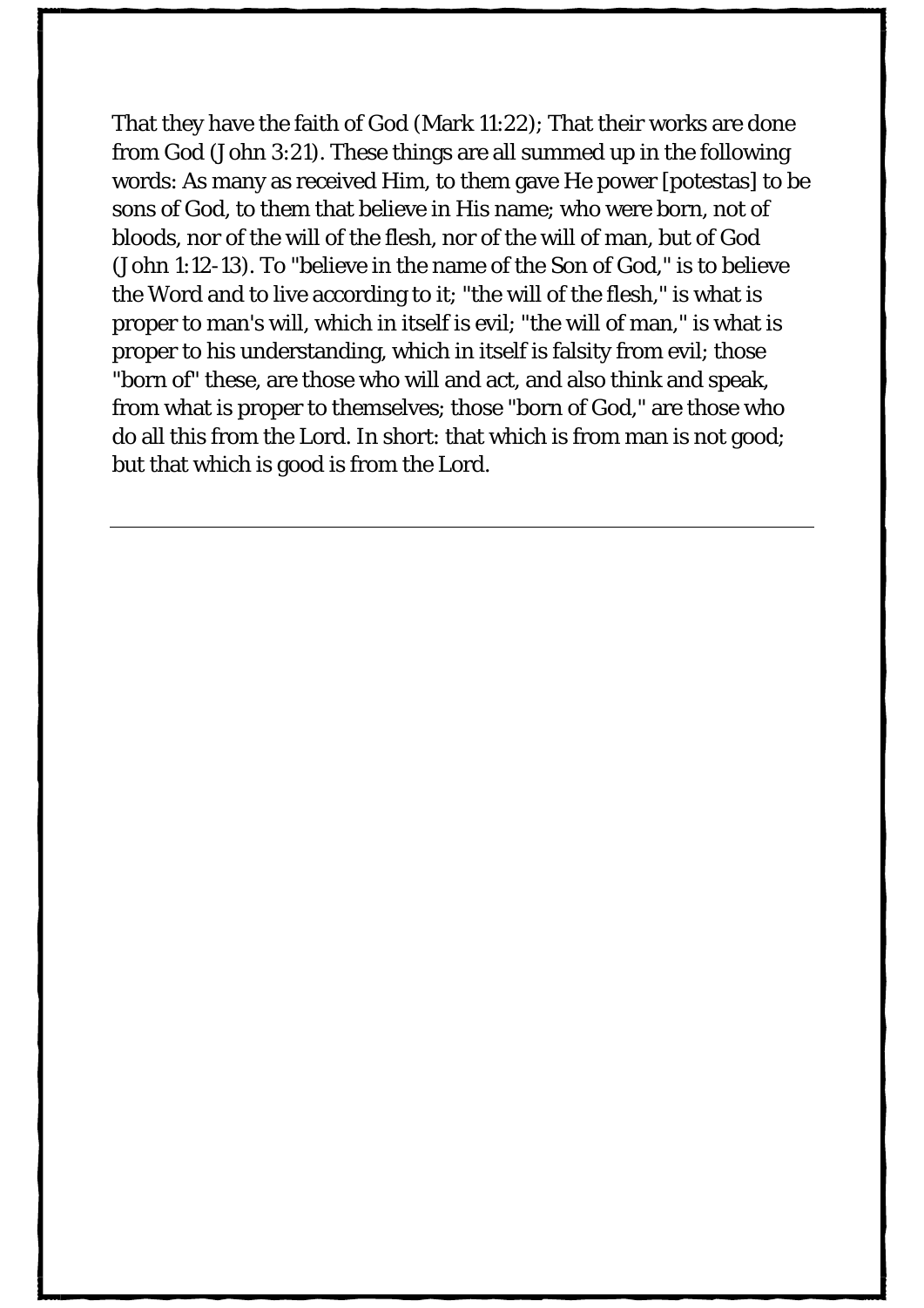That they have the faith of God (Mark 11:22); That their works are done from God (John 3:21). These things are all summed up in the following words: As many as received Him, to them gave He power [potestas] to be sons of God, to them that believe in His name; who were born, not of bloods, nor of the will of the flesh, nor of the will of man, but of God (John 1:12-13). To "believe in the name of the Son of God," is to believe the Word and to live according to it; "the will of the flesh," is what is proper to man's will, which in itself is evil; "the will of man," is what is proper to his understanding, which in itself is falsity from evil; those "born of" these, are those who will and act, and also think and speak, from what is proper to themselves; those "born of God," are those who do all this from the Lord. In short: that which is from man is not good; but that which is good is from the Lord.

---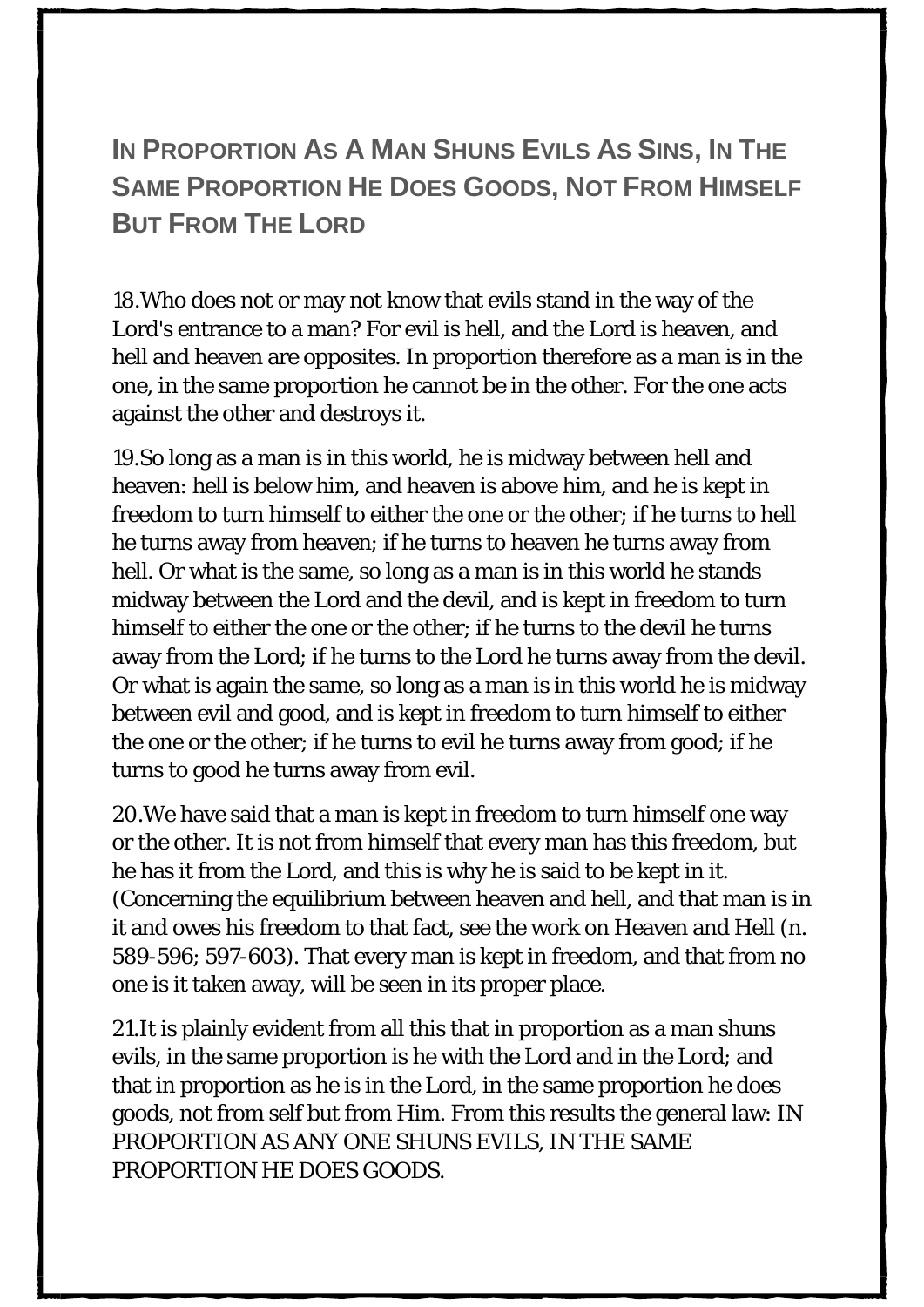## IN PROPORTION AS A MAN SHUNS EVILS AS SINS, IN THE SAME PROPORTION HE DOES GOODS, NOT FROM HIMSELF BUT FROM THE LORD

18.Who does not or may not know that evils stand in the way of the Lord's entrance to a man? For evil is hell, and the Lord is heaven, and hell and heaven are opposites. In proportion therefore as a man is in the one, in the same proportion he cannot be in the other. For the one acts against the other and destroys it.

19.So long as a man is in this world, he is midway between hell and heaven: hell is below him, and heaven is above him, and he is kept in freedom to turn himself to either the one or the other; if he turns to hell he turns away from heaven; if he turns to heaven he turns away from hell. Or what is the same, so long as a man is in this world he stands midway between the Lord and the devil, and is kept in freedom to turn himself to either the one or the other; if he turns to the devil he turns away from the Lord; if he turns to the Lord he turns away from the devil. Or what is again the same, so long as a man is in this world he is midway between evil and good, and is kept in freedom to turn himself to either the one or the other; if he turns to evil he turns away from good; if he turns to good he turns away from evil.

20.We have said that a man is kept in freedom to turn himself one way or the other. It is not from himself that every man has this freedom, but he has it from the Lord, and this is why he is said to be kept in it. (Concerning the equilibrium between heaven and hell, and that man is in it and owes his freedom to that fact, see the work on Heaven and Hell (n. 589-596; 597-603). That every man is kept in freedom, and that from no one is it taken away, will be seen in its proper place.

21.It is plainly evident from all this that in proportion as a man shuns evils, in the same proportion is he with the Lord and in the Lord; and that in proportion as he is in the Lord, in the same proportion he does goods, not from self but from Him. From this results the general law: IN PROPORTION AS ANY ONE SHUNS EVILS, IN THE SAME PROPORTION HE DOES GOODS.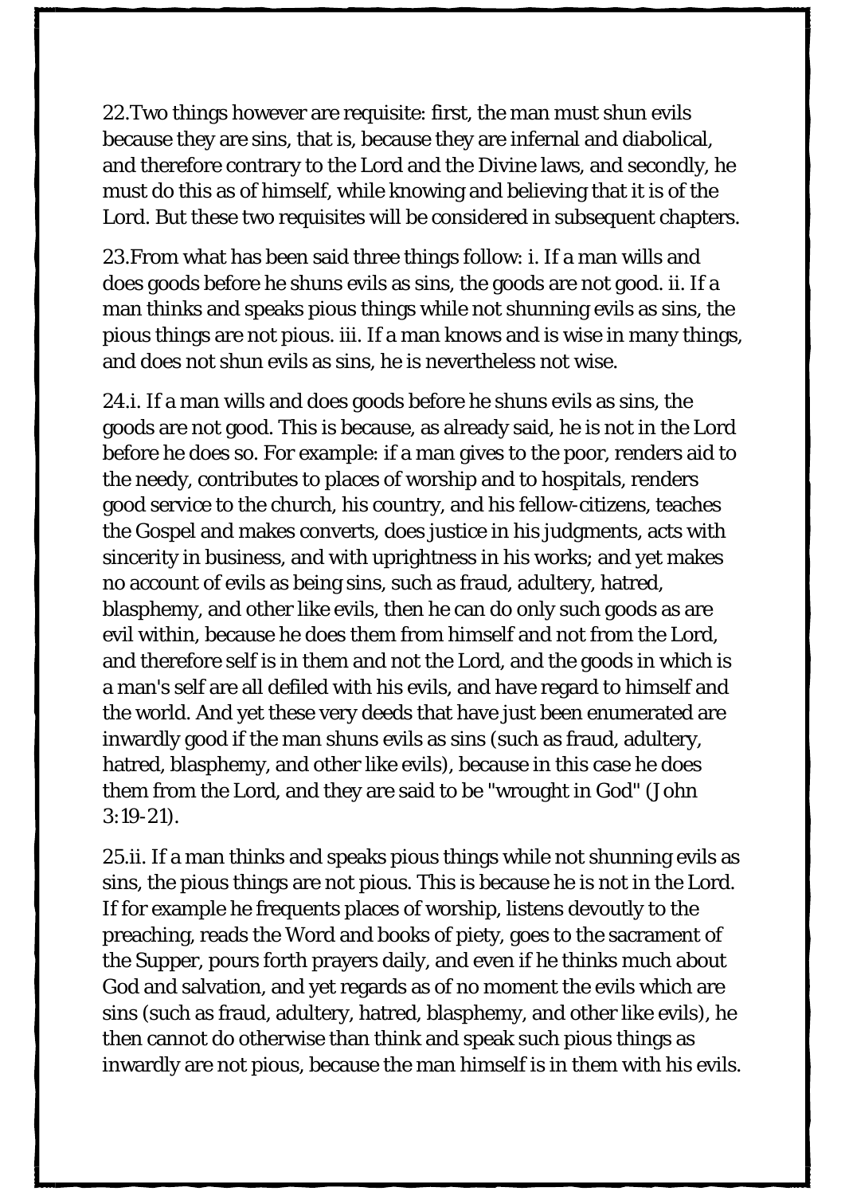22.Two things however are requisite: first, the man must shun evils because they are sins, that is, because they are infernal and diabolical, and therefore contrary to the Lord and the Divine laws, and secondly, he must do this as of himself, while knowing and believing that it is of the Lord. But these two requisites will be considered in subsequent chapters.

23.From what has been said three things follow: i. If a man wills and does goods before he shuns evils as sins, the goods are not good. ii. If a man thinks and speaks pious things while not shunning evils as sins, the pious things are not pious. iii. If a man knows and is wise in many things, and does not shun evils as sins, he is nevertheless not wise.

24.i. If a man wills and does goods before he shuns evils as sins, the goods are not good. This is because, as already said, he is not in the Lord before he does so. For example: if a man gives to the poor, renders aid to the needy, contributes to places of worship and to hospitals, renders good service to the church, his country, and his fellow-citizens, teaches the Gospel and makes converts, does justice in his judgments, acts with sincerity in business, and with uprightness in his works; and yet makes no account of evils as being sins, such as fraud, adultery, hatred, blasphemy, and other like evils, then he can do only such goods as are evil within, because he does them from himself and not from the Lord, and therefore self is in them and not the Lord, and the goods in which is a man's self are all defiled with his evils, and have regard to himself and the world. And yet these very deeds that have just been enumerated are inwardly good if the man shuns evils as sins (such as fraud, adultery, hatred, blasphemy, and other like evils), because in this case he does them from the Lord, and they are said to be "wrought in God" (John 3:19-21).

25.ii. If a man thinks and speaks pious things while not shunning evils as sins, the pious things are not pious. This is because he is not in the Lord. If for example he frequents places of worship, listens devoutly to the preaching, reads the Word and books of piety, goes to the sacrament of the Supper, pours forth prayers daily, and even if he thinks much about God and salvation, and yet regards as of no moment the evils which are sins (such as fraud, adultery, hatred, blasphemy, and other like evils), he then cannot do otherwise than think and speak such pious things as inwardly are not pious, because the man himself is in them with his evils.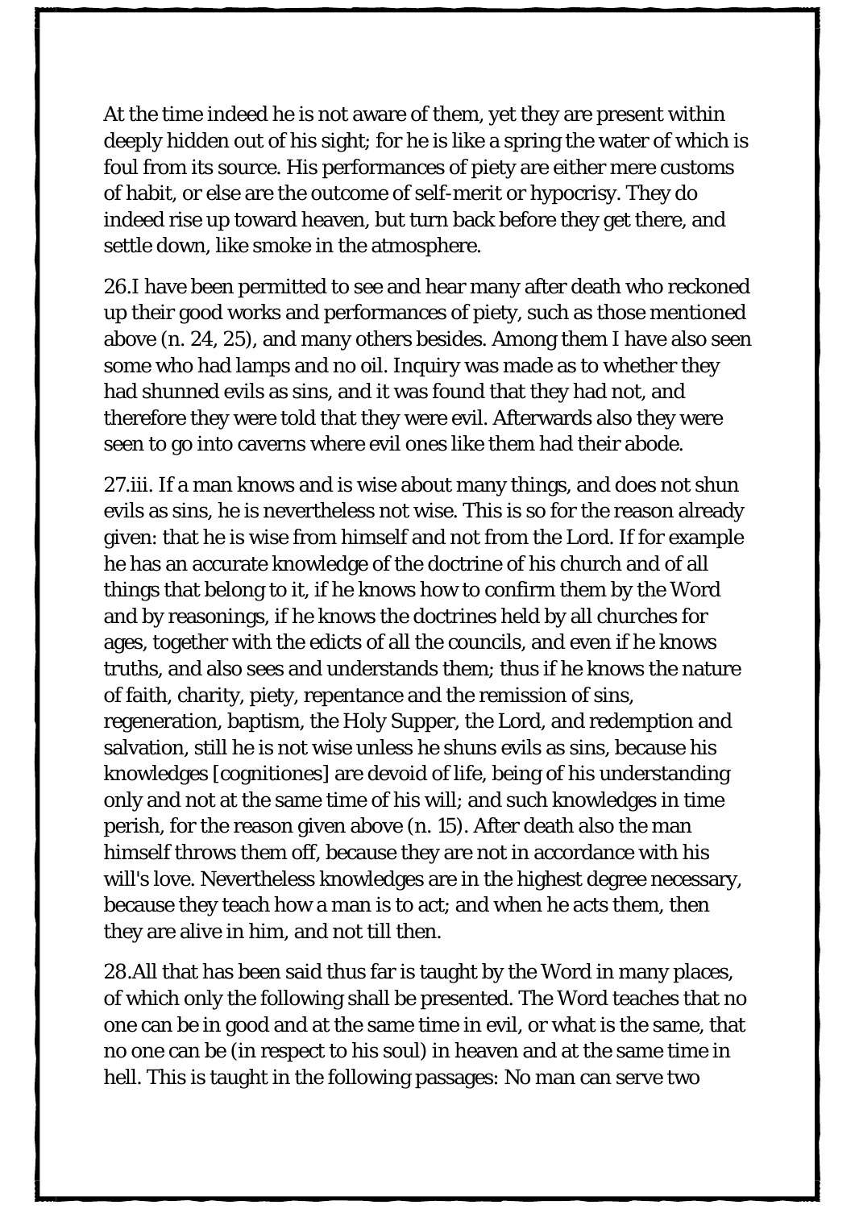At the time indeed he is not aware of them, yet they are present within deeply hidden out of his sight; for he is like a spring the water of which is foul from its source. His performances of piety are either mere customs of habit, or else are the outcome of self-merit or hypocrisy. They do indeed rise up toward heaven, but turn back before they get there, and settle down, like smoke in the atmosphere.

26.I have been permitted to see and hear many after death who reckoned up their good works and performances of piety, such as those mentioned above (n. 24, 25), and many others besides. Among them I have also seen some who had lamps and no oil. Inquiry was made as to whether they had shunned evils as sins, and it was found that they had not, and therefore they were told that they were evil. Afterwards also they were seen to go into caverns where evil ones like them had their abode.

27.iii. If a man knows and is wise about many things, and does not shun evils as sins, he is nevertheless not wise. This is so for the reason already given: that he is wise from himself and not from the Lord. If for example he has an accurate knowledge of the doctrine of his church and of all things that belong to it, if he knows how to confirm them by the Word and by reasonings, if he knows the doctrines held by all churches for ages, together with the edicts of all the councils, and even if he knows truths, and also sees and understands them; thus if he knows the nature of faith, charity, piety, repentance and the remission of sins, regeneration, baptism, the Holy Supper, the Lord, and redemption and salvation, still he is not wise unless he shuns evils as sins, because his knowledges [cognitiones] are devoid of life, being of his understanding only and not at the same time of his will; and such knowledges in time perish, for the reason given above (n. 15). After death also the man himself throws them off, because they are not in accordance with his will's love. Nevertheless knowledges are in the highest degree necessary, because they teach how a man is to act; and when he acts them, then they are alive in him, and not till then.

28.All that has been said thus far is taught by the Word in many places, of which only the following shall be presented. The Word teaches that no one can be in good and at the same time in evil, or what is the same, that no one can be (in respect to his soul) in heaven and at the same time in hell. This is taught in the following passages: No man can serve two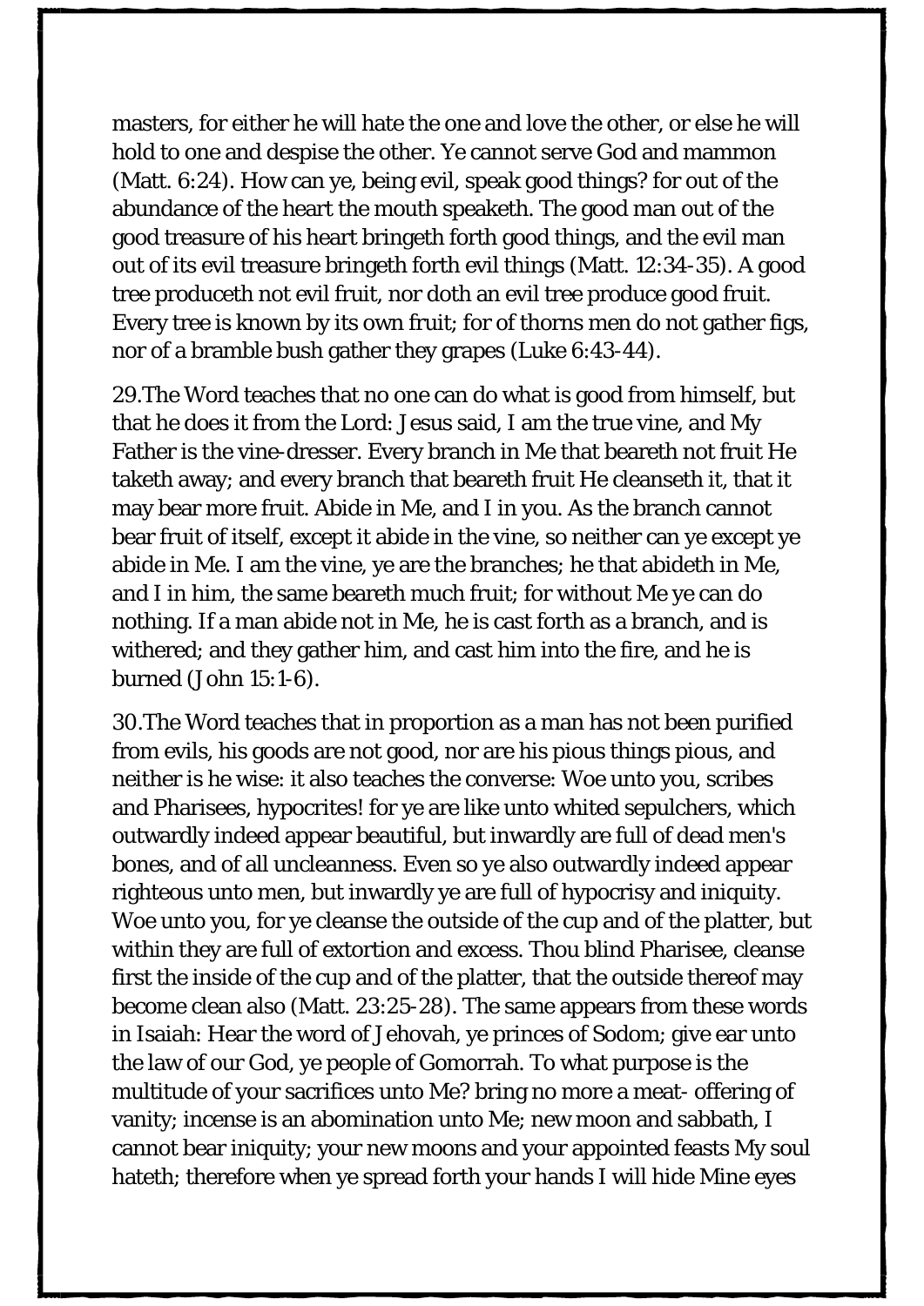masters, for either he will hate the one and love the other, or else he will hold to one and despise the other. Ye cannot serve God and mammon (Matt. 6:24). How can ye, being evil, speak good things? for out of the abundance of the heart the mouth speaketh. The good man out of the good treasure of his heart bringeth forth good things, and the evil man out of its evil treasure bringeth forth evil things (Matt. 12:34-35). A good tree produceth not evil fruit, nor doth an evil tree produce good fruit. Every tree is known by its own fruit; for of thorns men do not gather figs, nor of a bramble bush gather they grapes (Luke 6:43-44).

29.The Word teaches that no one can do what is good from himself, but that he does it from the Lord: Jesus said, I am the true vine, and My Father is the vine-dresser. Every branch in Me that beareth not fruit He taketh away; and every branch that beareth fruit He cleanseth it, that it may bear more fruit. Abide in Me, and I in you. As the branch cannot bear fruit of itself, except it abide in the vine, so neither can ye except ye abide in Me. I am the vine, ye are the branches; he that abideth in Me, and I in him, the same beareth much fruit; for without Me ye can do nothing. If a man abide not in Me, he is cast forth as a branch, and is withered; and they gather him, and cast him into the fire, and he is burned (John 15:1-6).

30.The Word teaches that in proportion as a man has not been purified from evils, his goods are not good, nor are his pious things pious, and neither is he wise: it also teaches the converse: Woe unto you, scribes and Pharisees, hypocrites! for ye are like unto whited sepulchers, which outwardly indeed appear beautiful, but inwardly are full of dead men's bones, and of all uncleanness. Even so ye also outwardly indeed appear righteous unto men, but inwardly ye are full of hypocrisy and iniquity. Woe unto you, for ye cleanse the outside of the cup and of the platter, but within they are full of extortion and excess. Thou blind Pharisee, cleanse first the inside of the cup and of the platter, that the outside thereof may become clean also (Matt. 23:25-28). The same appears from these words in Isaiah: Hear the word of Jehovah, ye princes of Sodom; give ear unto the law of our God, ye people of Gomorrah. To what purpose is the multitude of your sacrifices unto Me? bring no more a meat- offering of vanity; incense is an abomination unto Me; new moon and sabbath, I cannot bear iniquity; your new moons and your appointed feasts My soul hateth; therefore when ye spread forth your hands I will hide Mine eyes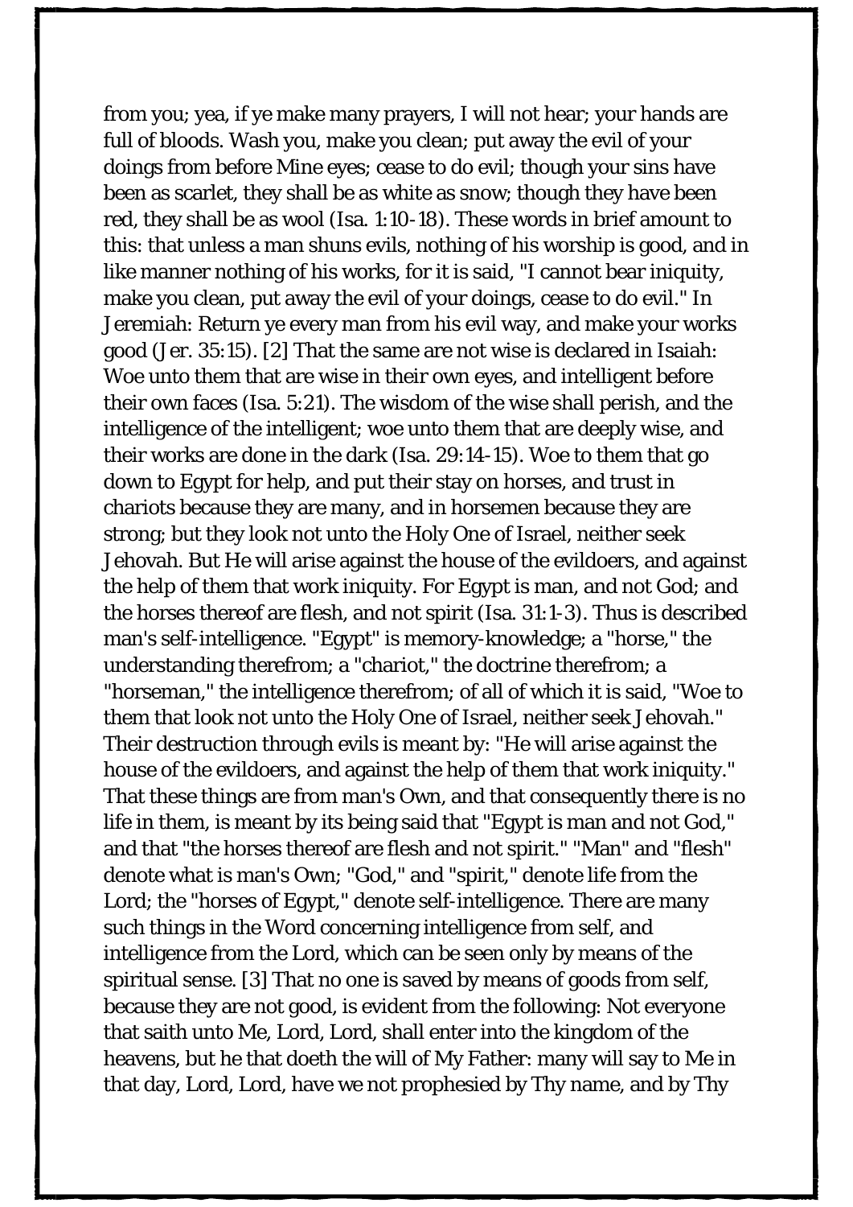from you; yea, if ye make many prayers, I will not hear; your hands are full of bloods. Wash you, make you clean; put away the evil of your doings from before Mine eyes; cease to do evil; though your sins have been as scarlet, they shall be as white as snow; though they have been red, they shall be as wool (Isa. 1:10-18). These words in brief amount to this: that unless a man shuns evils, nothing of his worship is good, and in like manner nothing of his works, for it is said, "I cannot bear iniquity, make you clean, put away the evil of your doings, cease to do evil." In Jeremiah: Return ye every man from his evil way, and make your works good (Jer. 35:15). [2] That the same are not wise is declared in Isaiah: Woe unto them that are wise in their own eyes, and intelligent before their own faces (Isa. 5:21). The wisdom of the wise shall perish, and the intelligence of the intelligent; woe unto them that are deeply wise, and their works are done in the dark (Isa. 29:14-15). Woe to them that go down to Egypt for help, and put their stay on horses, and trust in chariots because they are many, and in horsemen because they are strong; but they look not unto the Holy One of Israel, neither seek Jehovah. But He will arise against the house of the evildoers, and against the help of them that work iniquity. For Egypt is man, and not God; and the horses thereof are flesh, and not spirit (Isa. 31:1-3). Thus is described man's self-intelligence. "Egypt" is memory-knowledge; a "horse," the understanding therefrom; a "chariot," the doctrine therefrom; a "horseman," the intelligence therefrom; of all of which it is said, "Woe to them that look not unto the Holy One of Israel, neither seek Jehovah." Their destruction through evils is meant by: "He will arise against the house of the evildoers, and against the help of them that work iniquity." That these things are from man's Own, and that consequently there is no life in them, is meant by its being said that "Egypt is man and not God," and that "the horses thereof are flesh and not spirit." "Man" and "flesh" denote what is man's Own; "God," and "spirit," denote life from the Lord; the "horses of Egypt," denote self-intelligence. There are many such things in the Word concerning intelligence from self, and intelligence from the Lord, which can be seen only by means of the spiritual sense. [3] That no one is saved by means of goods from self, because they are not good, is evident from the following: Not everyone that saith unto Me, Lord, Lord, shall enter into the kingdom of the heavens, but he that doeth the will of My Father: many will say to Me in that day, Lord, Lord, have we not prophesied by Thy name, and by Thy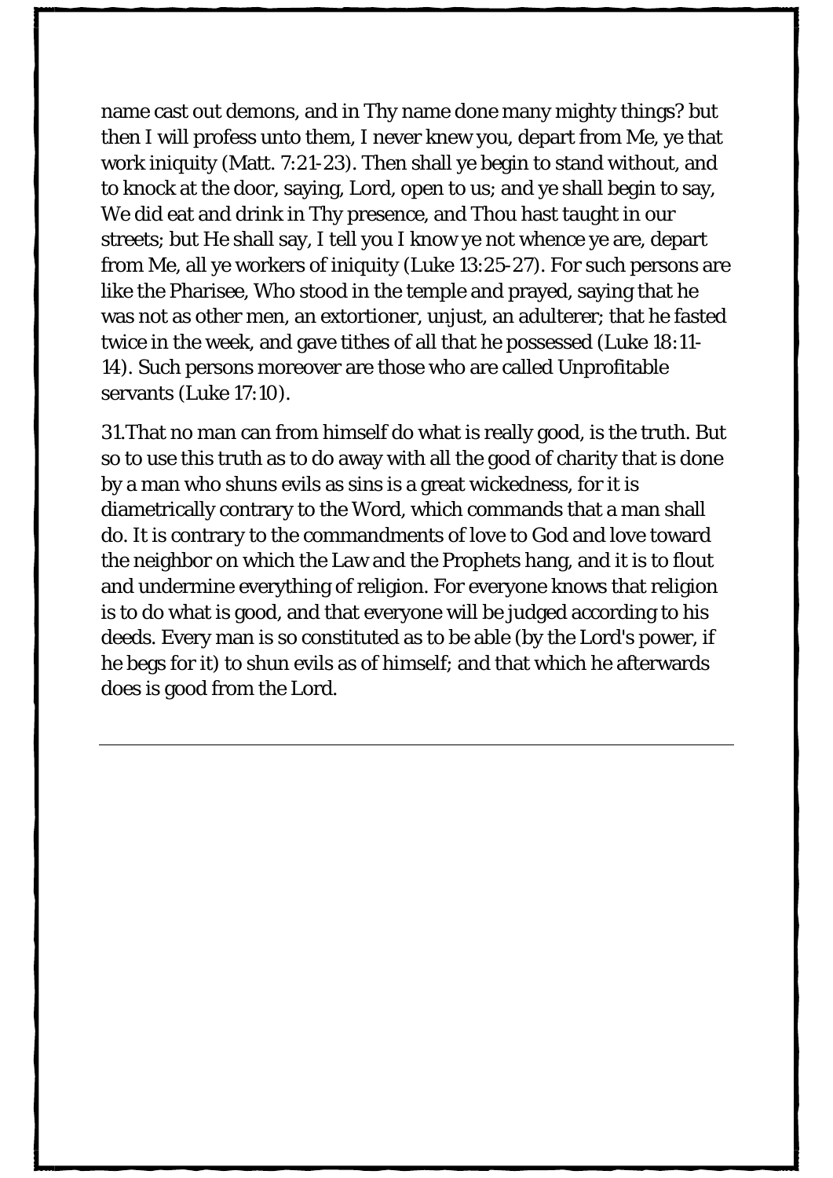name cast out demons, and in Thy name done many mighty things? but then I will profess unto them, I never knew you, depart from Me, ye that work iniquity (Matt. 7:21-23). Then shall ye begin to stand without, and to knock at the door, saying, Lord, open to us; and ye shall begin to say, We did eat and drink in Thy presence, and Thou hast taught in our streets; but He shall say, I tell you I know ye not whence ye are, depart from Me, all ye workers of iniquity (Luke 13:25-27). For such persons are like the Pharisee, Who stood in the temple and prayed, saying that he was not as other men, an extortioner, unjust, an adulterer; that he fasted twice in the week, and gave tithes of all that he possessed (Luke 18:11-14). Such persons moreover are those who are called Unprofitable servants (Luke 17:10).

31.That no man can from himself do what is really good, is the truth. But so to use this truth as to do away with all the good of charity that is done by a man who shuns evils as sins is a great wickedness, for it is diametrically contrary to the Word, which commands that a man shall do. It is contrary to the commandments of love to God and love toward the neighbor on which the Law and the Prophets hang, and it is to flout and undermine everything of religion. For everyone knows that religion is to do what is good, and that everyone will be judged according to his deeds. Every man is so constituted as to be able (by the Lord's power, if he begs for it) to shun evils as of himself; and that which he afterwards does is good from the Lord.

---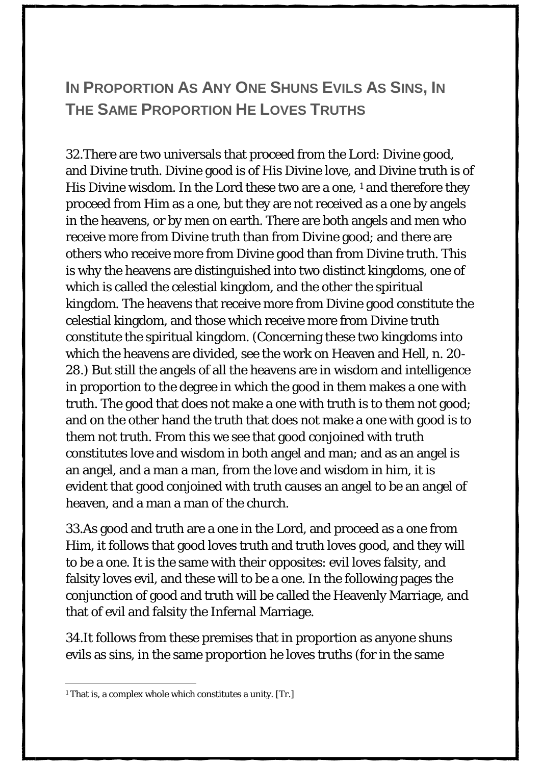## In Proportion As Any One Shuns Evils As Sins, In The Same Proportion He Loves Truths

32.There are two universals that proceed from the Lord: Divine good, and Divine truth. Divine good is of His Divine love, and Divine truth is of His Divine wisdom. In the Lord these two are a one, [1] and therefore they proceed from Him as a one, but they are not received as a one by angels in the heavens, or by men on earth. There are both angels and men who receive more from Divine truth than from Divine good; and there are others who receive more from Divine good than from Divine truth. This is why the heavens are distinguished into two distinct kingdoms, one of which is called the celestial kingdom, and the other the spiritual kingdom. The heavens that receive more from Divine good constitute the celestial kingdom, and those which receive more from Divine truth constitute the spiritual kingdom. (Concerning these two kingdoms into which the heavens are divided, see the work on Heaven and Hell, n. 20-28.) But still the angels of all the heavens are in wisdom and intelligence in proportion to the degree in which the good in them makes a one with truth. The good that does not make a one with truth is to them not good; and on the other hand the truth that does not make a one with good is to them not truth. From this we see that good conjoined with truth constitutes love and wisdom in both angel and man; and as an angel is an angel, and a man a man, from the love and wisdom in him, it is evident that good conjoined with truth causes an angel to be an angel of heaven, and a man a man of the church.

33.As good and truth are a one in the Lord, and proceed as a one from Him, it follows that good loves truth and truth loves good, and they will to be a one. It is the same with their opposites: evil loves falsity, and falsity loves evil, and these will to be a one. In the following pages the conjunction of good and truth will be called the Heavenly Marriage, and that of evil and falsity the Infernal Marriage.

34.It follows from these premises that in proportion as anyone shuns evils as sins, in the same proportion he loves truths (for in the same

[1] That is, a complex whole which constitutes a unity. [Tr.]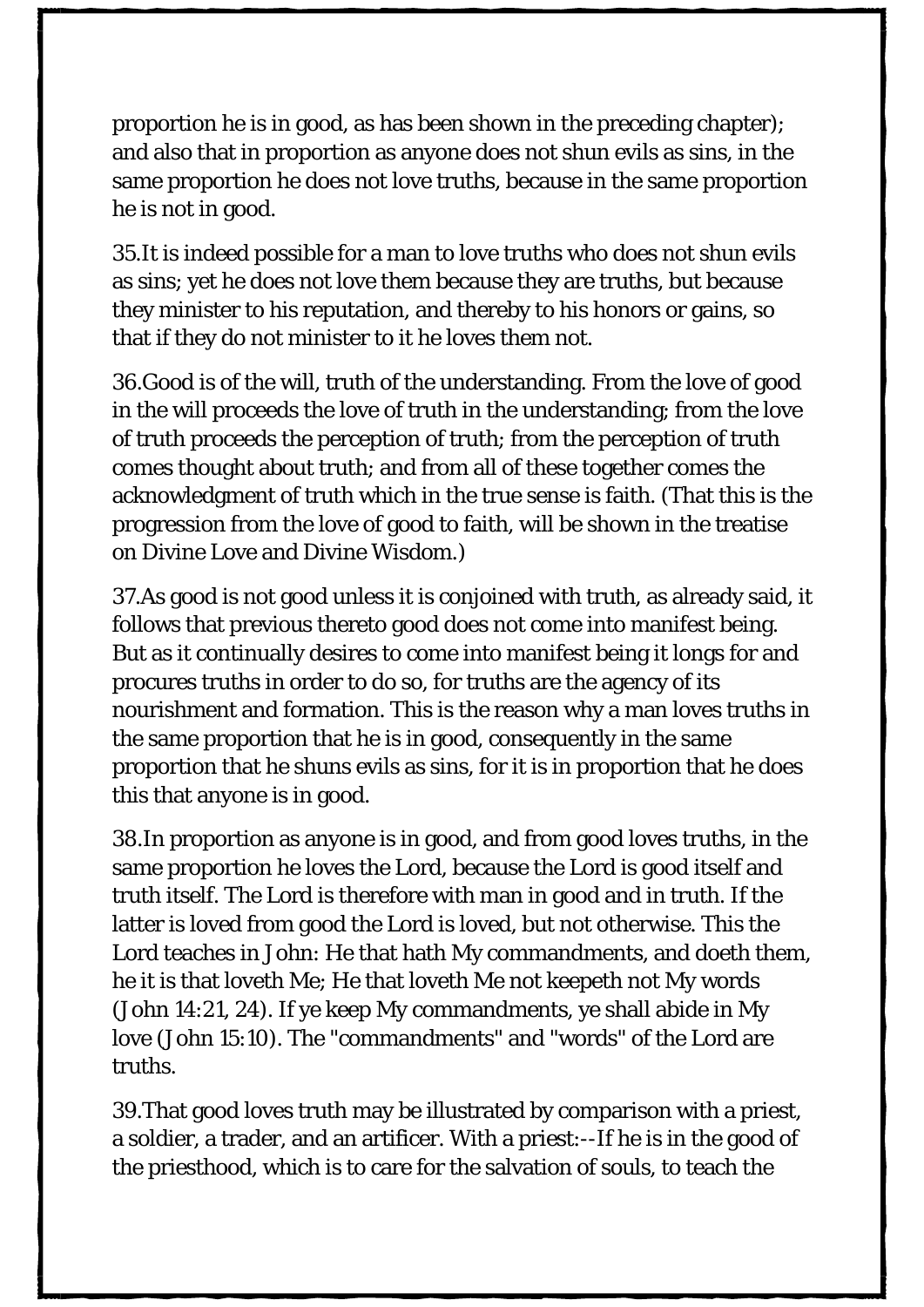proportion he is in good, as has been shown in the preceding chapter); and also that in proportion as anyone does not shun evils as sins, in the same proportion he does not love truths, because in the same proportion he is not in good.

35.It is indeed possible for a man to love truths who does not shun evils as sins; yet he does not love them because they are truths, but because they minister to his reputation, and thereby to his honors or gains, so that if they do not minister to it he loves them not.

36.Good is of the will, truth of the understanding. From the love of good in the will proceeds the love of truth in the understanding; from the love of truth proceeds the perception of truth; from the perception of truth comes thought about truth; and from all of these together comes the acknowledgment of truth which in the true sense is faith. (That this is the progression from the love of good to faith, will be shown in the treatise on Divine Love and Divine Wisdom.)

37.As good is not good unless it is conjoined with truth, as already said, it follows that previous thereto good does not come into manifest being. But as it continually desires to come into manifest being it longs for and procures truths in order to do so, for truths are the agency of its nourishment and formation. This is the reason why a man loves truths in the same proportion that he is in good, consequently in the same proportion that he shuns evils as sins, for it is in proportion that he does this that anyone is in good.

38.In proportion as anyone is in good, and from good loves truths, in the same proportion he loves the Lord, because the Lord is good itself and truth itself. The Lord is therefore with man in good and in truth. If the latter is loved from good the Lord is loved, but not otherwise. This the Lord teaches in John: He that hath My commandments, and doeth them, he it is that loveth Me; He that loveth Me not keepeth not My words (John 14:21, 24). If ye keep My commandments, ye shall abide in My love (John 15:10). The "commandments" and "words" of the Lord are truths.

39.That good loves truth may be illustrated by comparison with a priest, a soldier, a trader, and an artificer. With a priest:--If he is in the good of the priesthood, which is to care for the salvation of souls, to teach the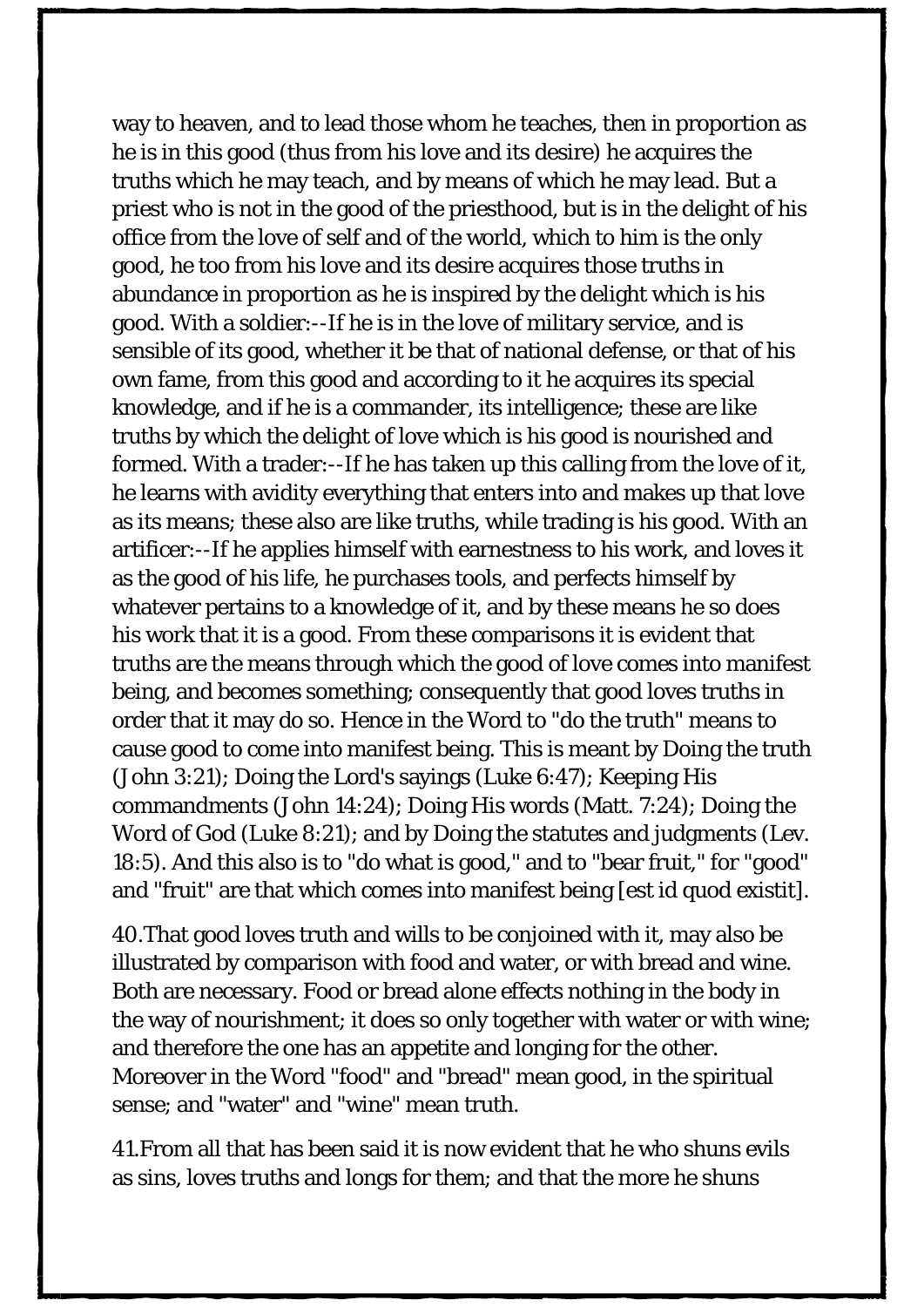way to heaven, and to lead those whom he teaches, then in proportion as he is in this good (thus from his love and its desire) he acquires the truths which he may teach, and by means of which he may lead. But a priest who is not in the good of the priesthood, but is in the delight of his office from the love of self and of the world, which to him is the only good, he too from his love and its desire acquires those truths in abundance in proportion as he is inspired by the delight which is his good. With a soldier:--If he is in the love of military service, and is sensible of its good, whether it be that of national defense, or that of his own fame, from this good and according to it he acquires its special knowledge, and if he is a commander, its intelligence; these are like truths by which the delight of love which is his good is nourished and formed. With a trader:--If he has taken up this calling from the love of it, he learns with avidity everything that enters into and makes up that love as its means; these also are like truths, while trading is his good. With an artificer:--If he applies himself with earnestness to his work, and loves it as the good of his life, he purchases tools, and perfects himself by whatever pertains to a knowledge of it, and by these means he so does his work that it is a good. From these comparisons it is evident that truths are the means through which the good of love comes into manifest being, and becomes something; consequently that good loves truths in order that it may do so. Hence in the Word to "do the truth" means to cause good to come into manifest being. This is meant by Doing the truth (John 3:21); Doing the Lord's sayings (Luke 6:47); Keeping His commandments (John 14:24); Doing His words (Matt. 7:24); Doing the Word of God (Luke 8:21); and by Doing the statutes and judgments (Lev. 18:5). And this also is to "do what is good," and to "bear fruit," for "good" and "fruit" are that which comes into manifest being [est id quod existit].

40.That good loves truth and wills to be conjoined with it, may also be illustrated by comparison with food and water, or with bread and wine. Both are necessary. Food or bread alone effects nothing in the body in the way of nourishment; it does so only together with water or with wine; and therefore the one has an appetite and longing for the other. Moreover in the Word "food" and "bread" mean good, in the spiritual sense; and "water" and "wine" mean truth.

41.From all that has been said it is now evident that he who shuns evils as sins, loves truths and longs for them; and that the more he shuns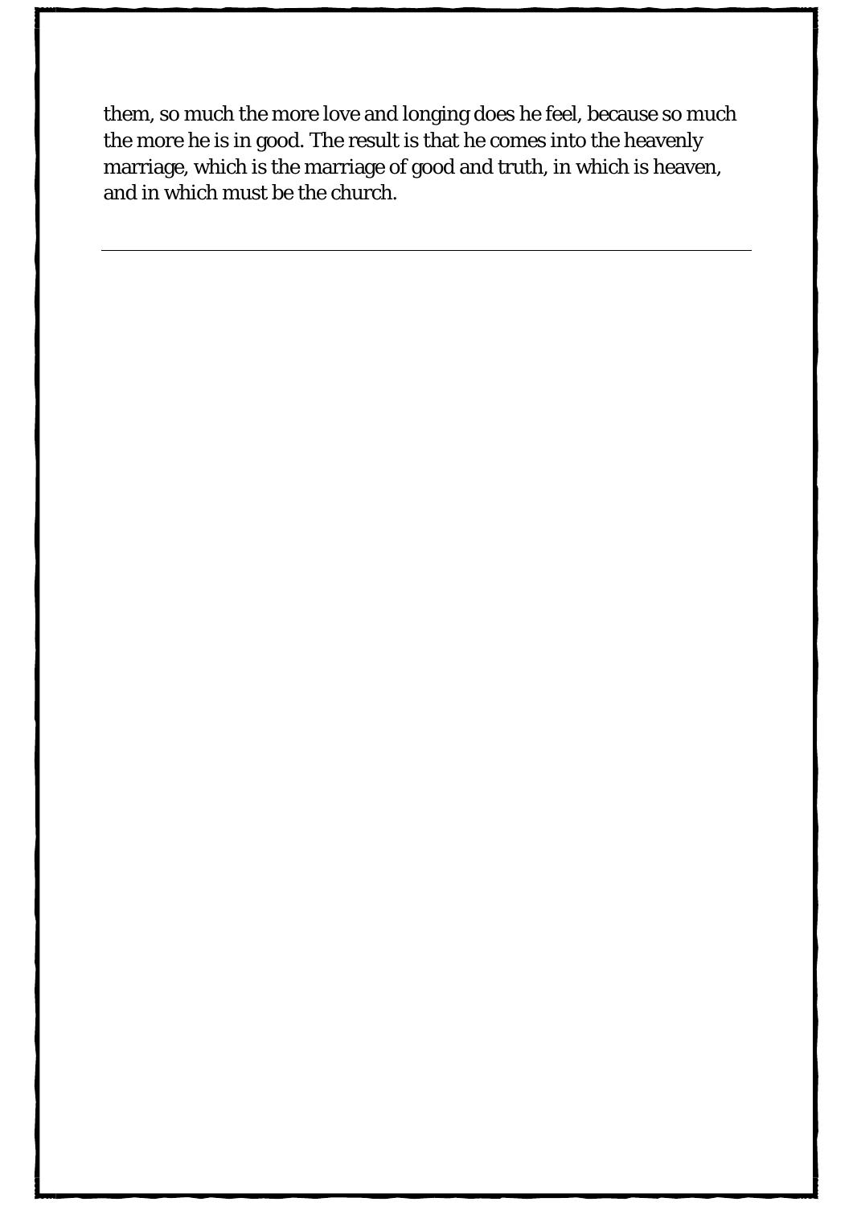them, so much the more love and longing does he feel, because so much the more he is in good. The result is that he comes into the heavenly marriage, which is the marriage of good and truth, in which is heaven, and in which must be the church.

---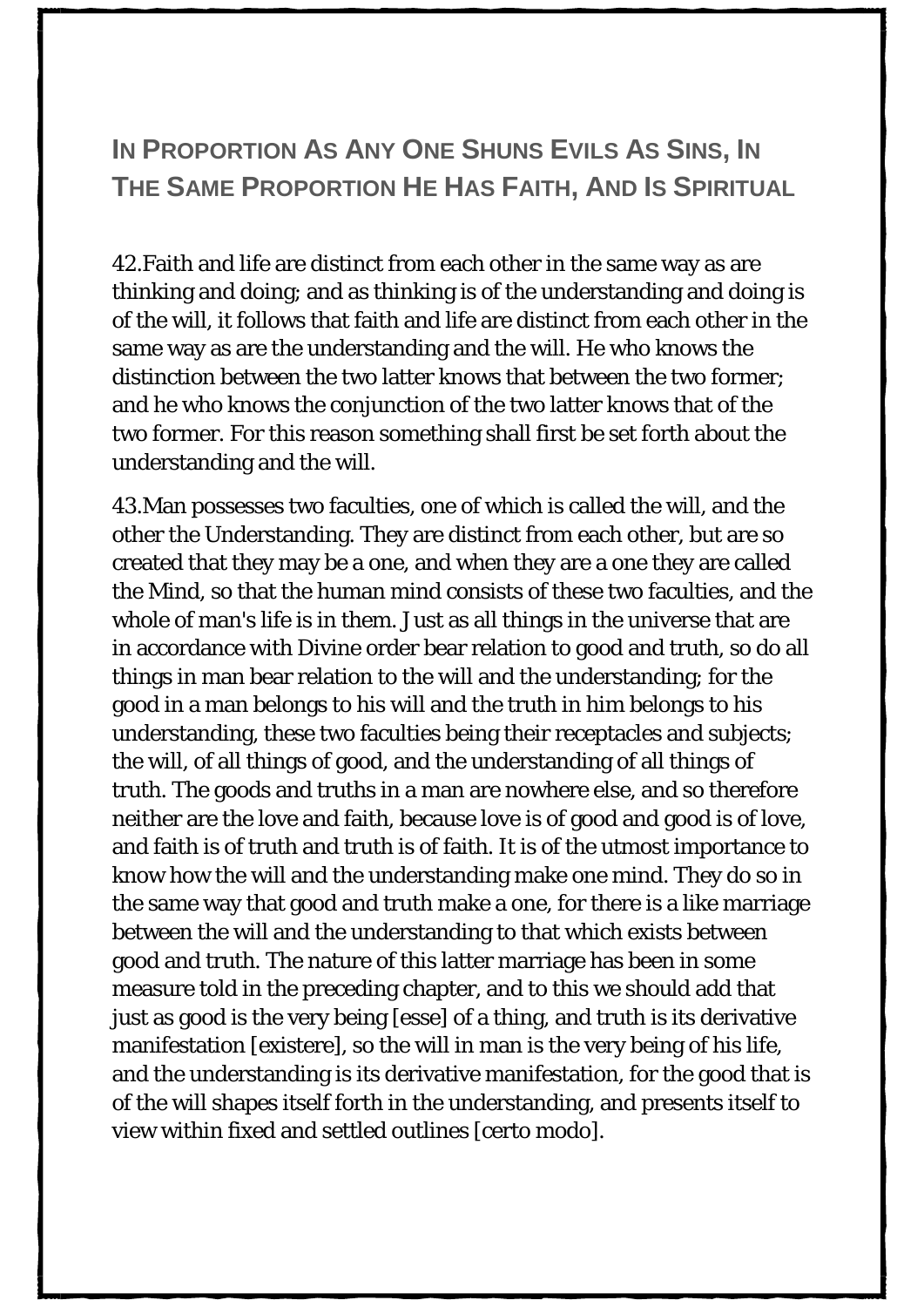## In Proportion As Any One Shuns Evils As Sins, In The Same Proportion He Has Faith, And Is Spiritual

42.Faith and life are distinct from each other in the same way as are thinking and doing; and as thinking is of the understanding and doing is of the will, it follows that faith and life are distinct from each other in the same way as are the understanding and the will. He who knows the distinction between the two latter knows that between the two former; and he who knows the conjunction of the two latter knows that of the two former. For this reason something shall first be set forth about the understanding and the will.

43.Man possesses two faculties, one of which is called the will, and the other the Understanding. They are distinct from each other, but are so created that they may be a one, and when they are a one they are called the Mind, so that the human mind consists of these two faculties, and the whole of man's life is in them. Just as all things in the universe that are in accordance with Divine order bear relation to good and truth, so do all things in man bear relation to the will and the understanding; for the good in a man belongs to his will and the truth in him belongs to his understanding, these two faculties being their receptacles and subjects; the will, of all things of good, and the understanding of all things of truth. The goods and truths in a man are nowhere else, and so therefore neither are the love and faith, because love is of good and good is of love, and faith is of truth and truth is of faith. It is of the utmost importance to know how the will and the understanding make one mind. They do so in the same way that good and truth make a one, for there is a like marriage between the will and the understanding to that which exists between good and truth. The nature of this latter marriage has been in some measure told in the preceding chapter, and to this we should add that just as good is the very being [esse] of a thing, and truth is its derivative manifestation [existere], so the will in man is the very being of his life, and the understanding is its derivative manifestation, for the good that is of the will shapes itself forth in the understanding, and presents itself to view within fixed and settled outlines [certo modo].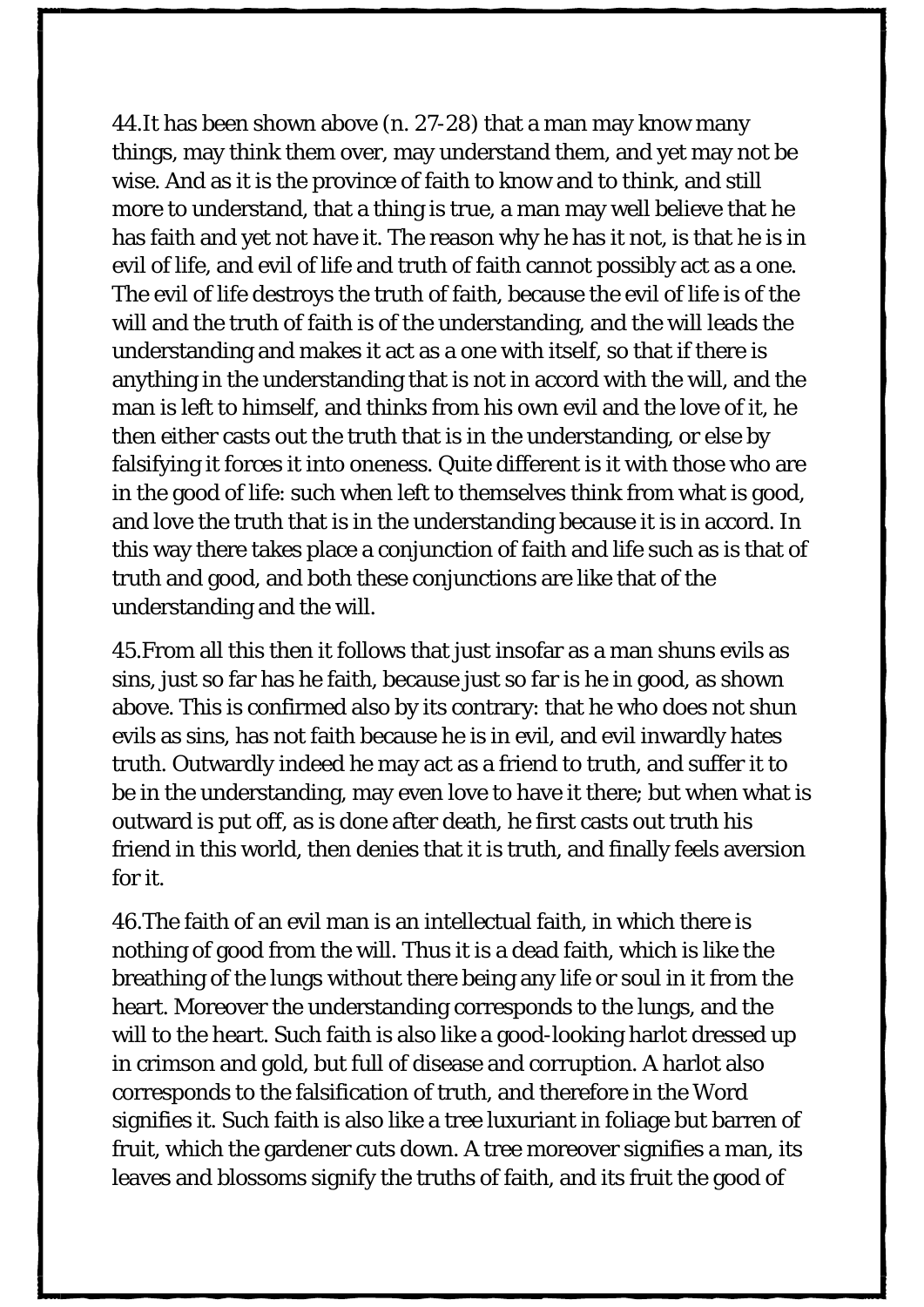44.It has been shown above (n. 27-28) that a man may know many things, may think them over, may understand them, and yet may not be wise. And as it is the province of faith to know and to think, and still more to understand, that a thing is true, a man may well believe that he has faith and yet not have it. The reason why he has it not, is that he is in evil of life, and evil of life and truth of faith cannot possibly act as a one. The evil of life destroys the truth of faith, because the evil of life is of the will and the truth of faith is of the understanding, and the will leads the understanding and makes it act as a one with itself, so that if there is anything in the understanding that is not in accord with the will, and the man is left to himself, and thinks from his own evil and the love of it, he then either casts out the truth that is in the understanding, or else by falsifying it forces it into oneness. Quite different is it with those who are in the good of life: such when left to themselves think from what is good, and love the truth that is in the understanding because it is in accord. In this way there takes place a conjunction of faith and life such as is that of truth and good, and both these conjunctions are like that of the understanding and the will.

45.From all this then it follows that just insofar as a man shuns evils as sins, just so far has he faith, because just so far is he in good, as shown above. This is confirmed also by its contrary: that he who does not shun evils as sins, has not faith because he is in evil, and evil inwardly hates truth. Outwardly indeed he may act as a friend to truth, and suffer it to be in the understanding, may even love to have it there; but when what is outward is put off, as is done after death, he first casts out truth his friend in this world, then denies that it is truth, and finally feels aversion for it.

46.The faith of an evil man is an intellectual faith, in which there is nothing of good from the will. Thus it is a dead faith, which is like the breathing of the lungs without there being any life or soul in it from the heart. Moreover the understanding corresponds to the lungs, and the will to the heart. Such faith is also like a good-looking harlot dressed up in crimson and gold, but full of disease and corruption. A harlot also corresponds to the falsification of truth, and therefore in the Word signifies it. Such faith is also like a tree luxuriant in foliage but barren of fruit, which the gardener cuts down. A tree moreover signifies a man, its leaves and blossoms signify the truths of faith, and its fruit the good of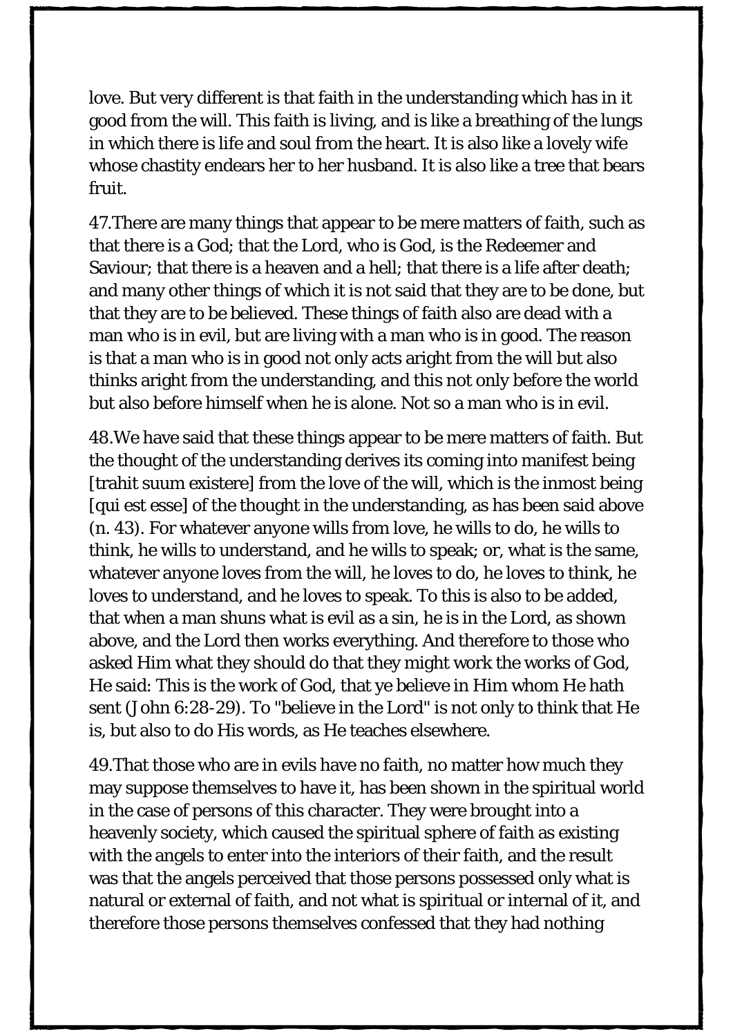love. But very different is that faith in the understanding which has in it good from the will. This faith is living, and is like a breathing of the lungs in which there is life and soul from the heart. It is also like a lovely wife whose chastity endears her to her husband. It is also like a tree that bears fruit.

47.There are many things that appear to be mere matters of faith, such as that there is a God; that the Lord, who is God, is the Redeemer and Saviour; that there is a heaven and a hell; that there is a life after death; and many other things of which it is not said that they are to be done, but that they are to be believed. These things of faith also are dead with a man who is in evil, but are living with a man who is in good. The reason is that a man who is in good not only acts aright from the will but also thinks aright from the understanding, and this not only before the world but also before himself when he is alone. Not so a man who is in evil.

48.We have said that these things appear to be mere matters of faith. But the thought of the understanding derives its coming into manifest being [trahit suum existere] from the love of the will, which is the inmost being [qui est esse] of the thought in the understanding, as has been said above (n. 43). For whatever anyone wills from love, he wills to do, he wills to think, he wills to understand, and he wills to speak; or, what is the same, whatever anyone loves from the will, he loves to do, he loves to think, he loves to understand, and he loves to speak. To this is also to be added, that when a man shuns what is evil as a sin, he is in the Lord, as shown above, and the Lord then works everything. And therefore to those who asked Him what they should do that they might work the works of God, He said: This is the work of God, that ye believe in Him whom He hath sent (John 6:28-29). To "believe in the Lord" is not only to think that He is, but also to do His words, as He teaches elsewhere.

49.That those who are in evils have no faith, no matter how much they may suppose themselves to have it, has been shown in the spiritual world in the case of persons of this character. They were brought into a heavenly society, which caused the spiritual sphere of faith as existing with the angels to enter into the interiors of their faith, and the result was that the angels perceived that those persons possessed only what is natural or external of faith, and not what is spiritual or internal of it, and therefore those persons themselves confessed that they had nothing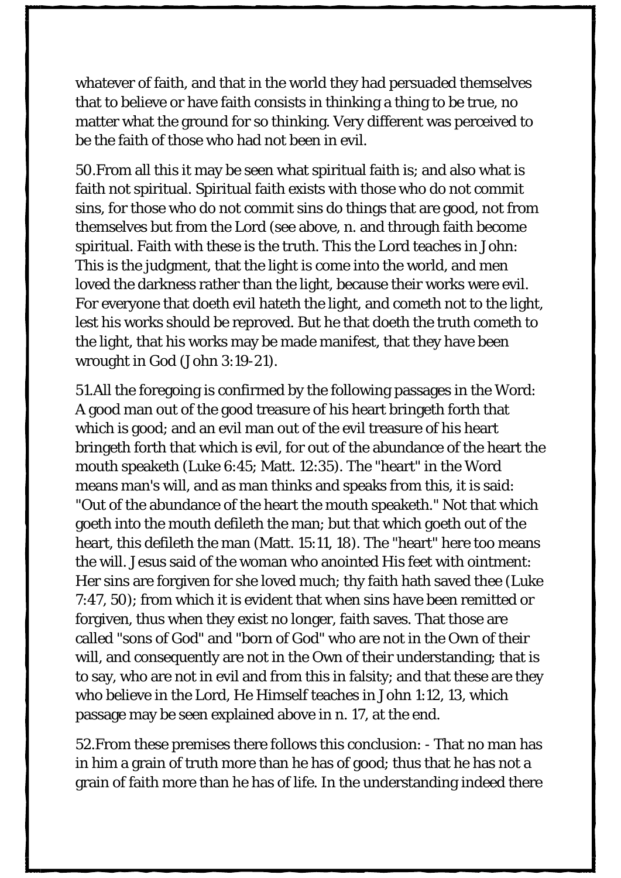whatever of faith, and that in the world they had persuaded themselves that to believe or have faith consists in thinking a thing to be true, no matter what the ground for so thinking. Very different was perceived to be the faith of those who had not been in evil.

50.From all this it may be seen what spiritual faith is; and also what is faith not spiritual. Spiritual faith exists with those who do not commit sins, for those who do not commit sins do things that are good, not from themselves but from the Lord (see above, n. and through faith become spiritual. Faith with these is the truth. This the Lord teaches in John: This is the judgment, that the light is come into the world, and men loved the darkness rather than the light, because their works were evil. For everyone that doeth evil hateth the light, and cometh not to the light, lest his works should be reproved. But he that doeth the truth cometh to the light, that his works may be made manifest, that they have been wrought in God (John 3:19-21).

51.All the foregoing is confirmed by the following passages in the Word: A good man out of the good treasure of his heart bringeth forth that which is good; and an evil man out of the evil treasure of his heart bringeth forth that which is evil, for out of the abundance of the heart the mouth speaketh (Luke 6:45; Matt. 12:35). The "heart" in the Word means man's will, and as man thinks and speaks from this, it is said: "Out of the abundance of the heart the mouth speaketh." Not that which goeth into the mouth defileth the man; but that which goeth out of the heart, this defileth the man (Matt. 15:11, 18). The "heart" here too means the will. Jesus said of the woman who anointed His feet with ointment: Her sins are forgiven for she loved much; thy faith hath saved thee (Luke 7:47, 50); from which it is evident that when sins have been remitted or forgiven, thus when they exist no longer, faith saves. That those are called "sons of God" and "born of God" who are not in the Own of their will, and consequently are not in the Own of their understanding; that is to say, who are not in evil and from this in falsity; and that these are they who believe in the Lord, He Himself teaches in John 1:12, 13, which passage may be seen explained above in n. 17, at the end.

52.From these premises there follows this conclusion: - That no man has in him a grain of truth more than he has of good; thus that he has not a grain of faith more than he has of life. In the understanding indeed there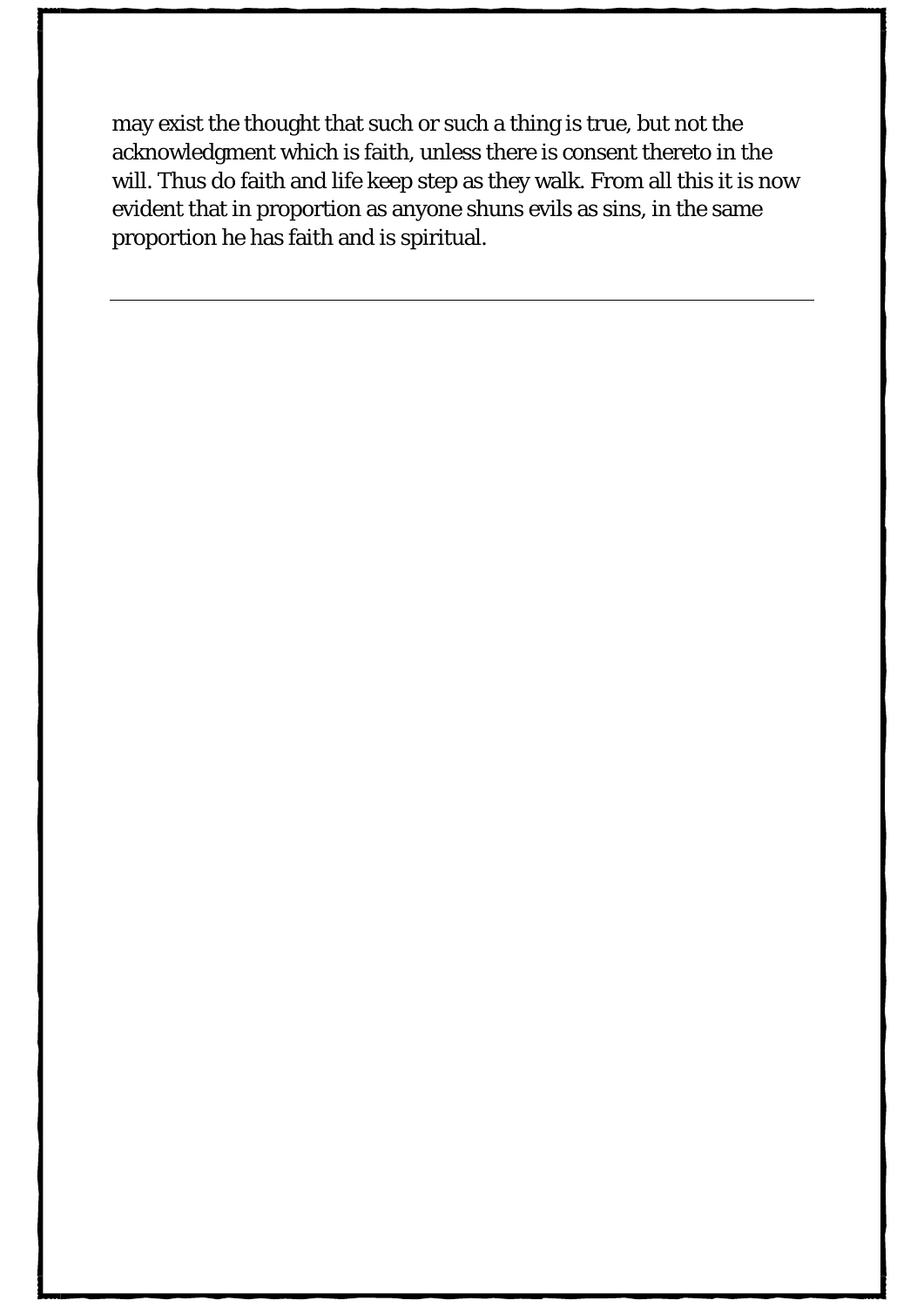may exist the thought that such or such a thing is true, but not the acknowledgment which is faith, unless there is consent thereto in the will. Thus do faith and life keep step as they walk. From all this it is now evident that in proportion as anyone shuns evils as sins, in the same proportion he has faith and is spiritual.

---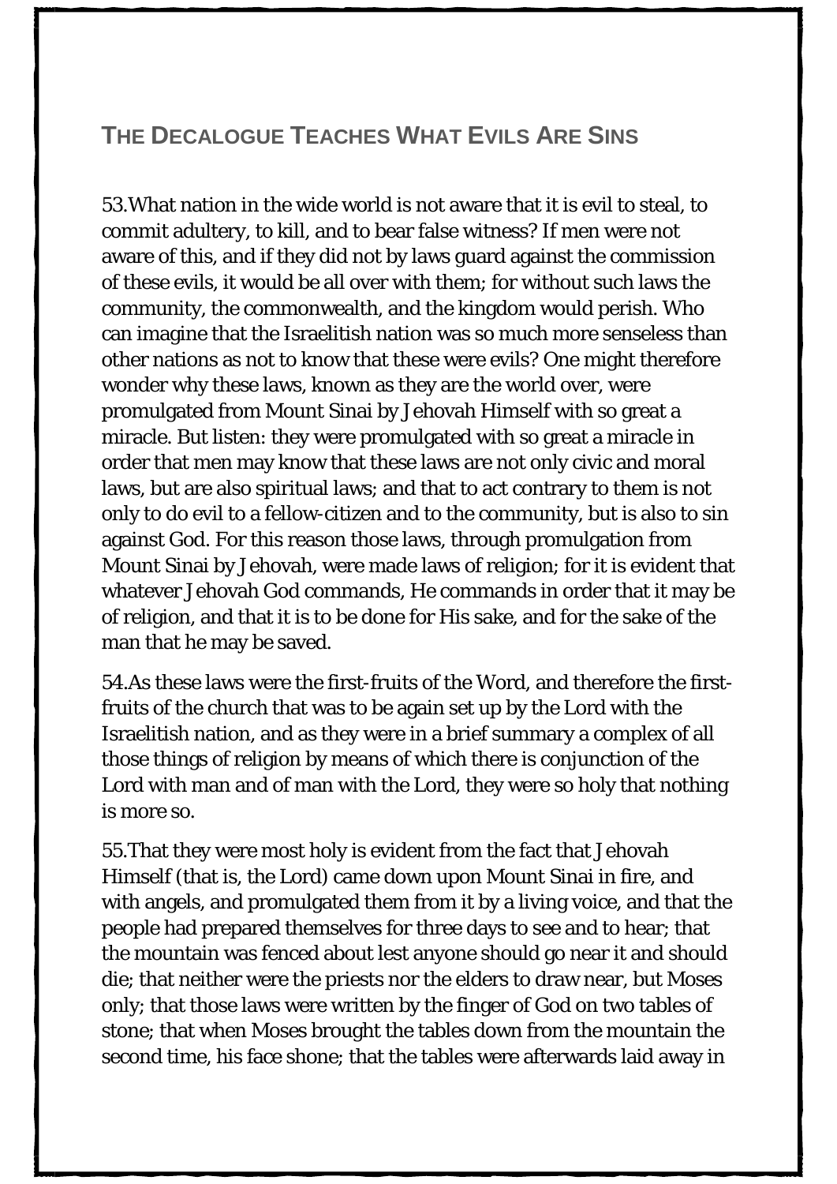## THE DECALOGUE TEACHES WHAT EVILS ARE SINS

53.What nation in the wide world is not aware that it is evil to steal, to commit adultery, to kill, and to bear false witness? If men were not aware of this, and if they did not by laws guard against the commission of these evils, it would be all over with them; for without such laws the community, the commonwealth, and the kingdom would perish. Who can imagine that the Israelitish nation was so much more senseless than other nations as not to know that these were evils? One might therefore wonder why these laws, known as they are the world over, were promulgated from Mount Sinai by Jehovah Himself with so great a miracle. But listen: they were promulgated with so great a miracle in order that men may know that these laws are not only civic and moral laws, but are also spiritual laws; and that to act contrary to them is not only to do evil to a fellow-citizen and to the community, but is also to sin against God. For this reason those laws, through promulgation from Mount Sinai by Jehovah, were made laws of religion; for it is evident that whatever Jehovah God commands, He commands in order that it may be of religion, and that it is to be done for His sake, and for the sake of the man that he may be saved.

54.As these laws were the first-fruits of the Word, and therefore the first-fruits of the church that was to be again set up by the Lord with the Israelitish nation, and as they were in a brief summary a complex of all those things of religion by means of which there is conjunction of the Lord with man and of man with the Lord, they were so holy that nothing is more so.

55.That they were most holy is evident from the fact that Jehovah Himself (that is, the Lord) came down upon Mount Sinai in fire, and with angels, and promulgated them from it by a living voice, and that the people had prepared themselves for three days to see and to hear; that the mountain was fenced about lest anyone should go near it and should die; that neither were the priests nor the elders to draw near, but Moses only; that those laws were written by the finger of God on two tables of stone; that when Moses brought the tables down from the mountain the second time, his face shone; that the tables were afterwards laid away in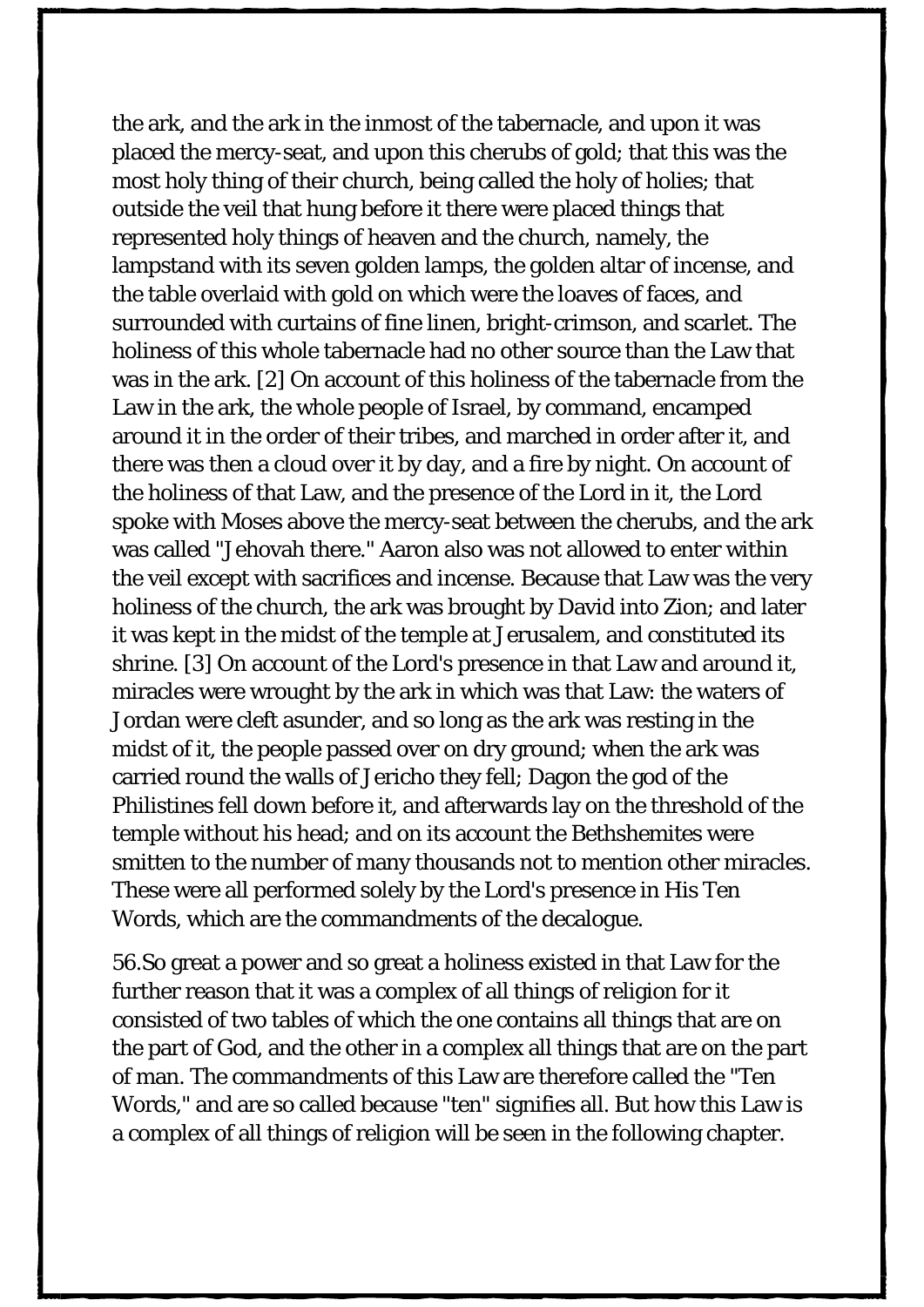the ark, and the ark in the inmost of the tabernacle, and upon it was placed the mercy-seat, and upon this cherubs of gold; that this was the most holy thing of their church, being called the holy of holies; that outside the veil that hung before it there were placed things that represented holy things of heaven and the church, namely, the lampstand with its seven golden lamps, the golden altar of incense, and the table overlaid with gold on which were the loaves of faces, and surrounded with curtains of fine linen, bright-crimson, and scarlet. The holiness of this whole tabernacle had no other source than the Law that was in the ark. [2] On account of this holiness of the tabernacle from the Law in the ark, the whole people of Israel, by command, encamped around it in the order of their tribes, and marched in order after it, and there was then a cloud over it by day, and a fire by night. On account of the holiness of that Law, and the presence of the Lord in it, the Lord spoke with Moses above the mercy-seat between the cherubs, and the ark was called "Jehovah there." Aaron also was not allowed to enter within the veil except with sacrifices and incense. Because that Law was the very holiness of the church, the ark was brought by David into Zion; and later it was kept in the midst of the temple at Jerusalem, and constituted its shrine. [3] On account of the Lord's presence in that Law and around it, miracles were wrought by the ark in which was that Law: the waters of Jordan were cleft asunder, and so long as the ark was resting in the midst of it, the people passed over on dry ground; when the ark was carried round the walls of Jericho they fell; Dagon the god of the Philistines fell down before it, and afterwards lay on the threshold of the temple without his head; and on its account the Bethshemites were smitten to the number of many thousands not to mention other miracles. These were all performed solely by the Lord's presence in His Ten Words, which are the commandments of the decalogue.

56.So great a power and so great a holiness existed in that Law for the further reason that it was a complex of all things of religion for it consisted of two tables of which the one contains all things that are on the part of God, and the other in a complex all things that are on the part of man. The commandments of this Law are therefore called the "Ten Words," and are so called because "ten" signifies all. But how this Law is a complex of all things of religion will be seen in the following chapter.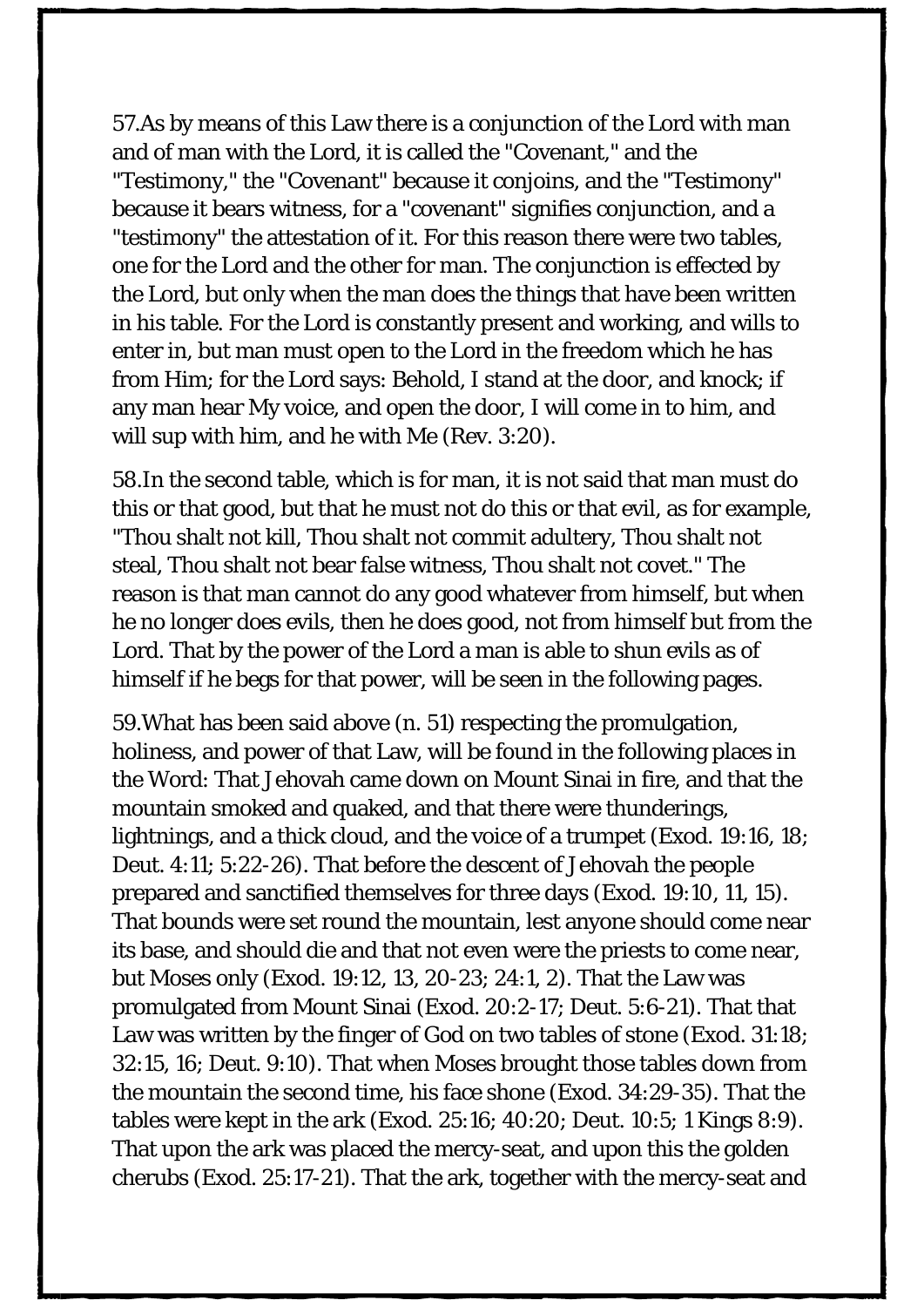57.As by means of this Law there is a conjunction of the Lord with man and of man with the Lord, it is called the "Covenant," and the "Testimony," the "Covenant" because it conjoins, and the "Testimony" because it bears witness, for a "covenant" signifies conjunction, and a "testimony" the attestation of it. For this reason there were two tables, one for the Lord and the other for man. The conjunction is effected by the Lord, but only when the man does the things that have been written in his table. For the Lord is constantly present and working, and wills to enter in, but man must open to the Lord in the freedom which he has from Him; for the Lord says: Behold, I stand at the door, and knock; if any man hear My voice, and open the door, I will come in to him, and will sup with him, and he with Me (Rev. 3:20).

58.In the second table, which is for man, it is not said that man must do this or that good, but that he must not do this or that evil, as for example, "Thou shalt not kill, Thou shalt not commit adultery, Thou shalt not steal, Thou shalt not bear false witness, Thou shalt not covet." The reason is that man cannot do any good whatever from himself, but when he no longer does evils, then he does good, not from himself but from the Lord. That by the power of the Lord a man is able to shun evils as of himself if he begs for that power, will be seen in the following pages.

59.What has been said above (n. 51) respecting the promulgation, holiness, and power of that Law, will be found in the following places in the Word: That Jehovah came down on Mount Sinai in fire, and that the mountain smoked and quaked, and that there were thunderings, lightnings, and a thick cloud, and the voice of a trumpet (Exod. 19:16, 18; Deut. 4:11; 5:22-26). That before the descent of Jehovah the people prepared and sanctified themselves for three days (Exod. 19:10, 11, 15). That bounds were set round the mountain, lest anyone should come near its base, and should die and that not even were the priests to come near, but Moses only (Exod. 19:12, 13, 20-23; 24:1, 2). That the Law was promulgated from Mount Sinai (Exod. 20:2-17; Deut. 5:6-21). That that Law was written by the finger of God on two tables of stone (Exod. 31:18; 32:15, 16; Deut. 9:10). That when Moses brought those tables down from the mountain the second time, his face shone (Exod. 34:29-35). That the tables were kept in the ark (Exod. 25:16; 40:20; Deut. 10:5; 1 Kings 8:9). That upon the ark was placed the mercy-seat, and upon this the golden cherubs (Exod. 25:17-21). That the ark, together with the mercy-seat and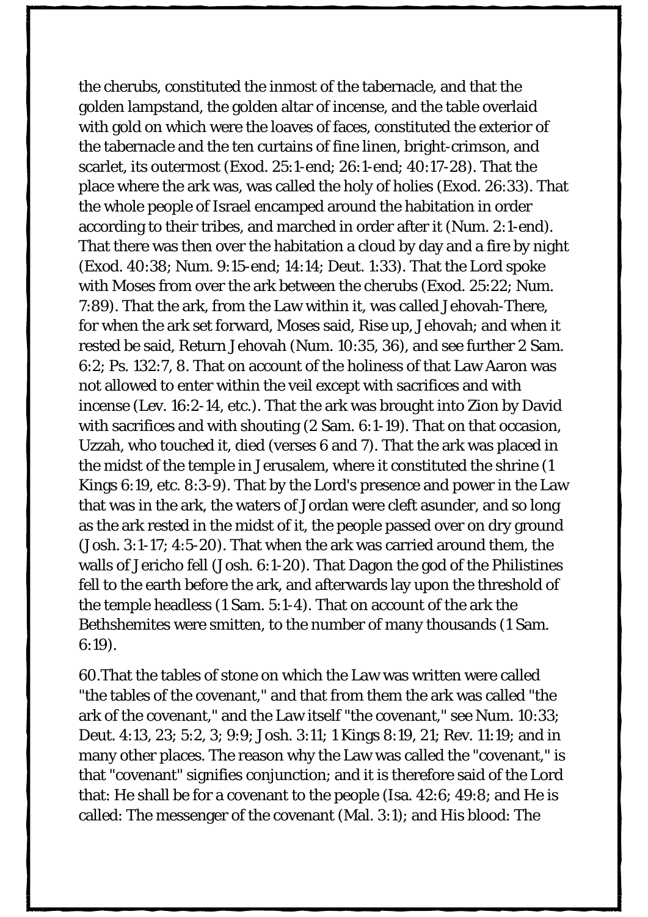the cherubs, constituted the inmost of the tabernacle, and that the golden lampstand, the golden altar of incense, and the table overlaid with gold on which were the loaves of faces, constituted the exterior of the tabernacle and the ten curtains of fine linen, bright-crimson, and scarlet, its outermost (Exod. 25:1-end; 26:1-end; 40:17-28). That the place where the ark was, was called the holy of holies (Exod. 26:33). That the whole people of Israel encamped around the habitation in order according to their tribes, and marched in order after it (Num. 2:1-end). That there was then over the habitation a cloud by day and a fire by night (Exod. 40:38; Num. 9:15-end; 14:14; Deut. 1:33). That the Lord spoke with Moses from over the ark between the cherubs (Exod. 25:22; Num. 7:89). That the ark, from the Law within it, was called Jehovah-There, for when the ark set forward, Moses said, Rise up, Jehovah; and when it rested be said, Return Jehovah (Num. 10:35, 36), and see further 2 Sam. 6:2; Ps. 132:7, 8. That on account of the holiness of that Law Aaron was not allowed to enter within the veil except with sacrifices and with incense (Lev. 16:2-14, etc.). That the ark was brought into Zion by David with sacrifices and with shouting (2 Sam. 6:1-19). That on that occasion, Uzzah, who touched it, died (verses 6 and 7). That the ark was placed in the midst of the temple in Jerusalem, where it constituted the shrine (1 Kings 6:19, etc. 8:3-9). That by the Lord's presence and power in the Law that was in the ark, the waters of Jordan were cleft asunder, and so long as the ark rested in the midst of it, the people passed over on dry ground (Josh. 3:1-17; 4:5-20). That when the ark was carried around them, the walls of Jericho fell (Josh. 6:1-20). That Dagon the god of the Philistines fell to the earth before the ark, and afterwards lay upon the threshold of the temple headless (1 Sam. 5:1-4). That on account of the ark the Bethshemites were smitten, to the number of many thousands (1 Sam. 6:19).

60.That the tables of stone on which the Law was written were called "the tables of the covenant," and that from them the ark was called "the ark of the covenant," and the Law itself "the covenant," see Num. 10:33; Deut. 4:13, 23; 5:2, 3; 9:9; Josh. 3:11; 1 Kings 8:19, 21; Rev. 11:19; and in many other places. The reason why the Law was called the "covenant," is that "covenant" signifies conjunction; and it is therefore said of the Lord that: He shall be for a covenant to the people (Isa. 42:6; 49:8; and He is called: The messenger of the covenant (Mal. 3:1); and His blood: The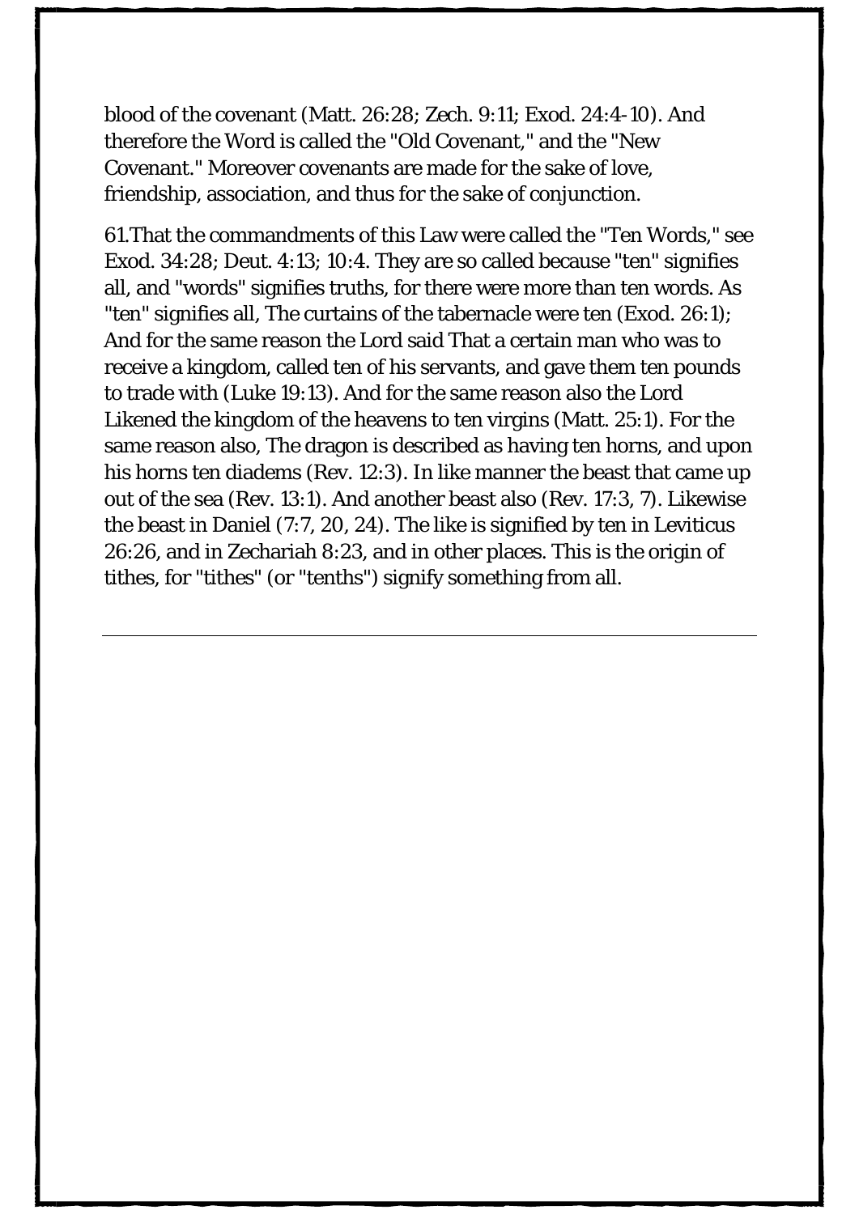blood of the covenant (Matt. 26:28; Zech. 9:11; Exod. 24:4-10). And therefore the Word is called the "Old Covenant," and the "New Covenant." Moreover covenants are made for the sake of love, friendship, association, and thus for the sake of conjunction.

61.That the commandments of this Law were called the "Ten Words," see Exod. 34:28; Deut. 4:13; 10:4. They are so called because "ten" signifies all, and "words" signifies truths, for there were more than ten words. As "ten" signifies all, The curtains of the tabernacle were ten (Exod. 26:1); And for the same reason the Lord said That a certain man who was to receive a kingdom, called ten of his servants, and gave them ten pounds to trade with (Luke 19:13). And for the same reason also the Lord Likened the kingdom of the heavens to ten virgins (Matt. 25:1). For the same reason also, The dragon is described as having ten horns, and upon his horns ten diadems (Rev. 12:3). In like manner the beast that came up out of the sea (Rev. 13:1). And another beast also (Rev. 17:3, 7). Likewise the beast in Daniel (7:7, 20, 24). The like is signified by ten in Leviticus 26:26, and in Zechariah 8:23, and in other places. This is the origin of tithes, for "tithes" (or "tenths") signify something from all.

---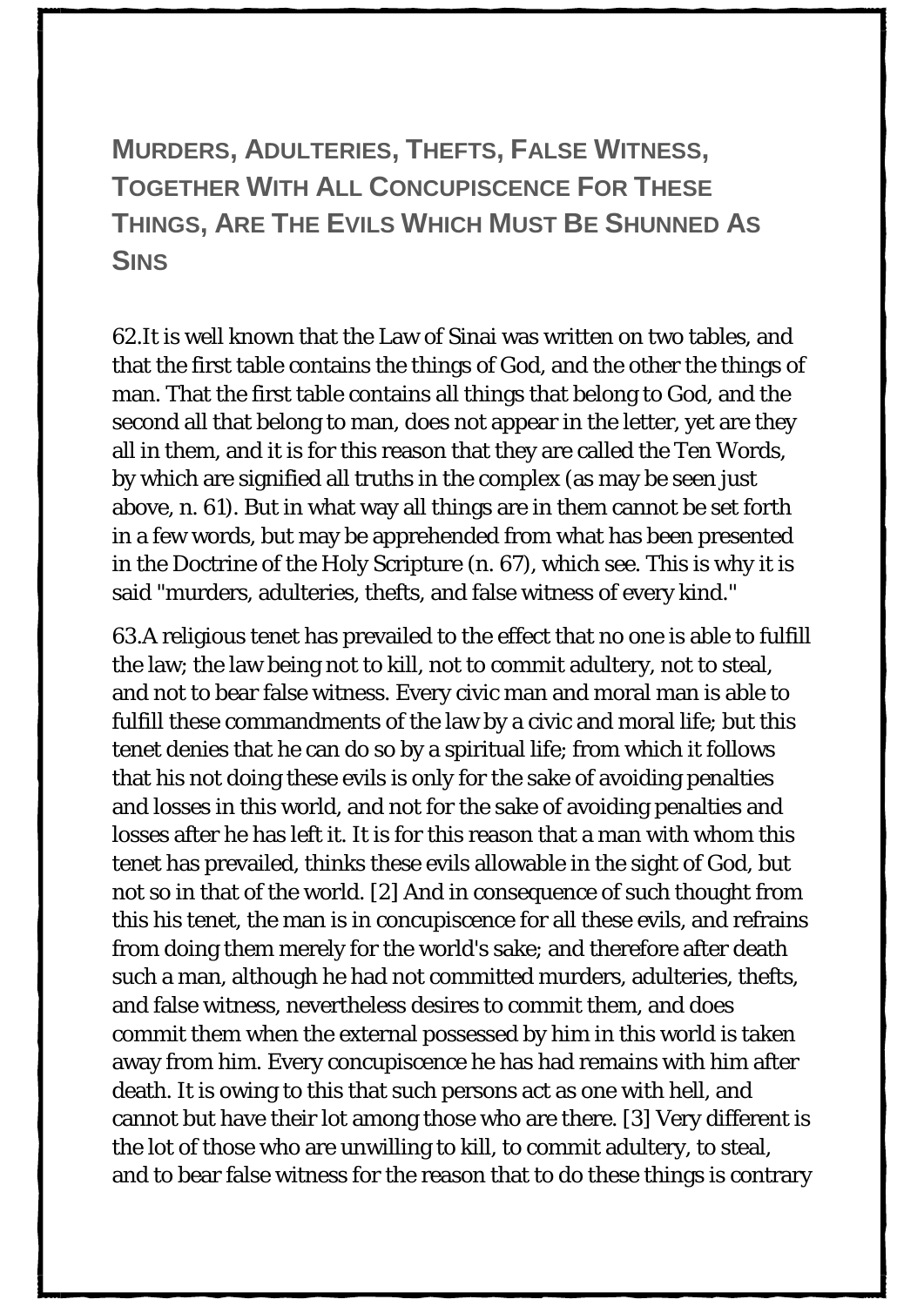## Murders, Adulteries, Thefts, False Witness, Together With All Concupiscence For These Things, Are The Evils Which Must Be Shunned As Sins

62.It is well known that the Law of Sinai was written on two tables, and that the first table contains the things of God, and the other the things of man. That the first table contains all things that belong to God, and the second all that belong to man, does not appear in the letter, yet are they all in them, and it is for this reason that they are called the Ten Words, by which are signified all truths in the complex (as may be seen just above, n. 61). But in what way all things are in them cannot be set forth in a few words, but may be apprehended from what has been presented in the Doctrine of the Holy Scripture (n. 67), which see. This is why it is said "murders, adulteries, thefts, and false witness of every kind."

63.A religious tenet has prevailed to the effect that no one is able to fulfill the law; the law being not to kill, not to commit adultery, not to steal, and not to bear false witness. Every civic man and moral man is able to fulfill these commandments of the law by a civic and moral life; but this tenet denies that he can do so by a spiritual life; from which it follows that his not doing these evils is only for the sake of avoiding penalties and losses in this world, and not for the sake of avoiding penalties and losses after he has left it. It is for this reason that a man with whom this tenet has prevailed, thinks these evils allowable in the sight of God, but not so in that of the world. [2] And in consequence of such thought from this his tenet, the man is in concupiscence for all these evils, and refrains from doing them merely for the world's sake; and therefore after death such a man, although he had not committed murders, adulteries, thefts, and false witness, nevertheless desires to commit them, and does commit them when the external possessed by him in this world is taken away from him. Every concupiscence he has had remains with him after death. It is owing to this that such persons act as one with hell, and cannot but have their lot among those who are there. [3] Very different is the lot of those who are unwilling to kill, to commit adultery, to steal, and to bear false witness for the reason that to do these things is contrary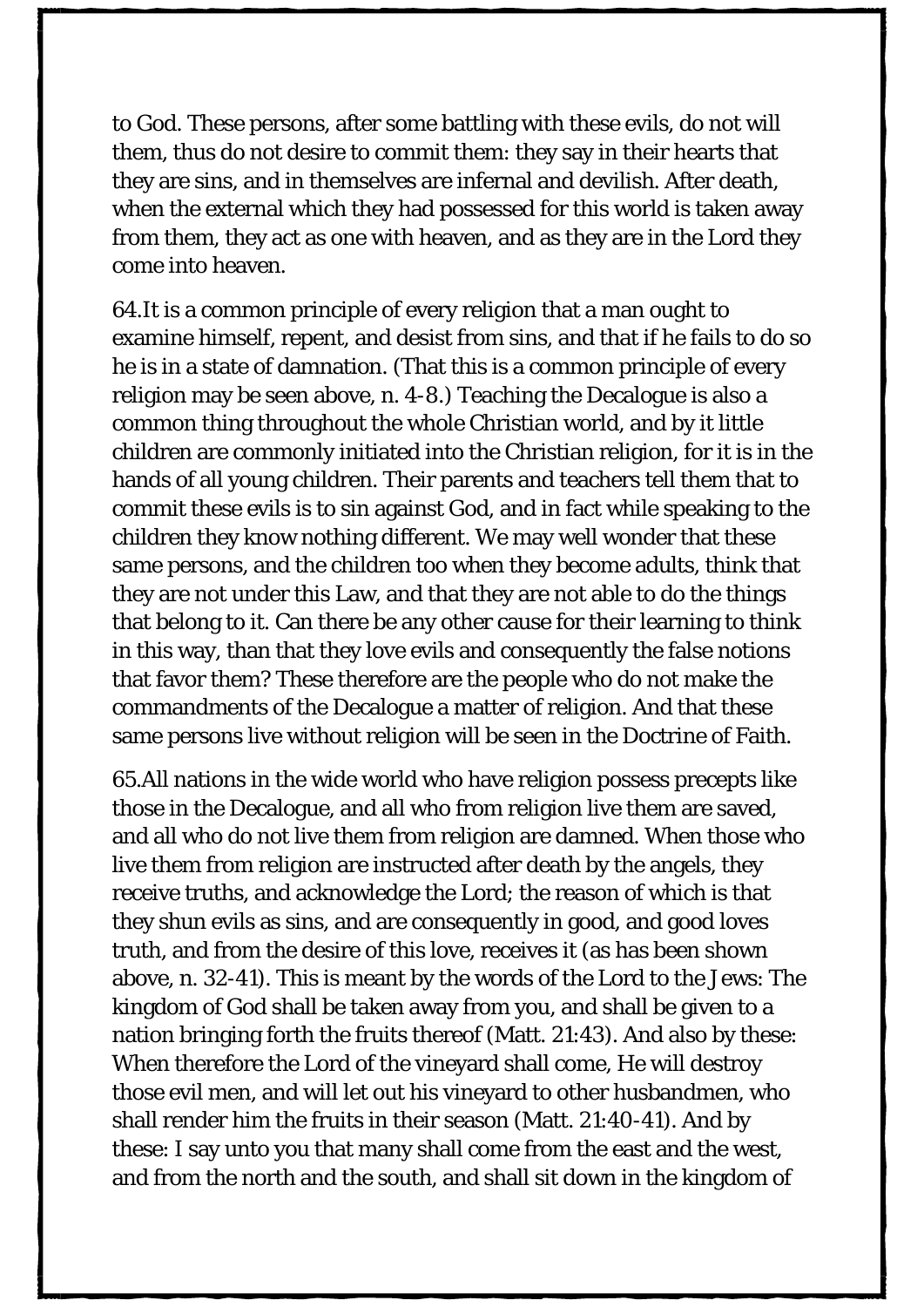to God. These persons, after some battling with these evils, do not will them, thus do not desire to commit them: they say in their hearts that they are sins, and in themselves are infernal and devilish. After death, when the external which they had possessed for this world is taken away from them, they act as one with heaven, and as they are in the Lord they come into heaven.

64.It is a common principle of every religion that a man ought to examine himself, repent, and desist from sins, and that if he fails to do so he is in a state of damnation. (That this is a common principle of every religion may be seen above, n. 4-8.) Teaching the Decalogue is also a common thing throughout the whole Christian world, and by it little children are commonly initiated into the Christian religion, for it is in the hands of all young children. Their parents and teachers tell them that to commit these evils is to sin against God, and in fact while speaking to the children they know nothing different. We may well wonder that these same persons, and the children too when they become adults, think that they are not under this Law, and that they are not able to do the things that belong to it. Can there be any other cause for their learning to think in this way, than that they love evils and consequently the false notions that favor them? These therefore are the people who do not make the commandments of the Decalogue a matter of religion. And that these same persons live without religion will be seen in the Doctrine of Faith.

65.All nations in the wide world who have religion possess precepts like those in the Decalogue, and all who from religion live them are saved, and all who do not live them from religion are damned. When those who live them from religion are instructed after death by the angels, they receive truths, and acknowledge the Lord; the reason of which is that they shun evils as sins, and are consequently in good, and good loves truth, and from the desire of this love, receives it (as has been shown above, n. 32-41). This is meant by the words of the Lord to the Jews: The kingdom of God shall be taken away from you, and shall be given to a nation bringing forth the fruits thereof (Matt. 21:43). And also by these: When therefore the Lord of the vineyard shall come, He will destroy those evil men, and will let out his vineyard to other husbandmen, who shall render him the fruits in their season (Matt. 21:40-41). And by these: I say unto you that many shall come from the east and the west, and from the north and the south, and shall sit down in the kingdom of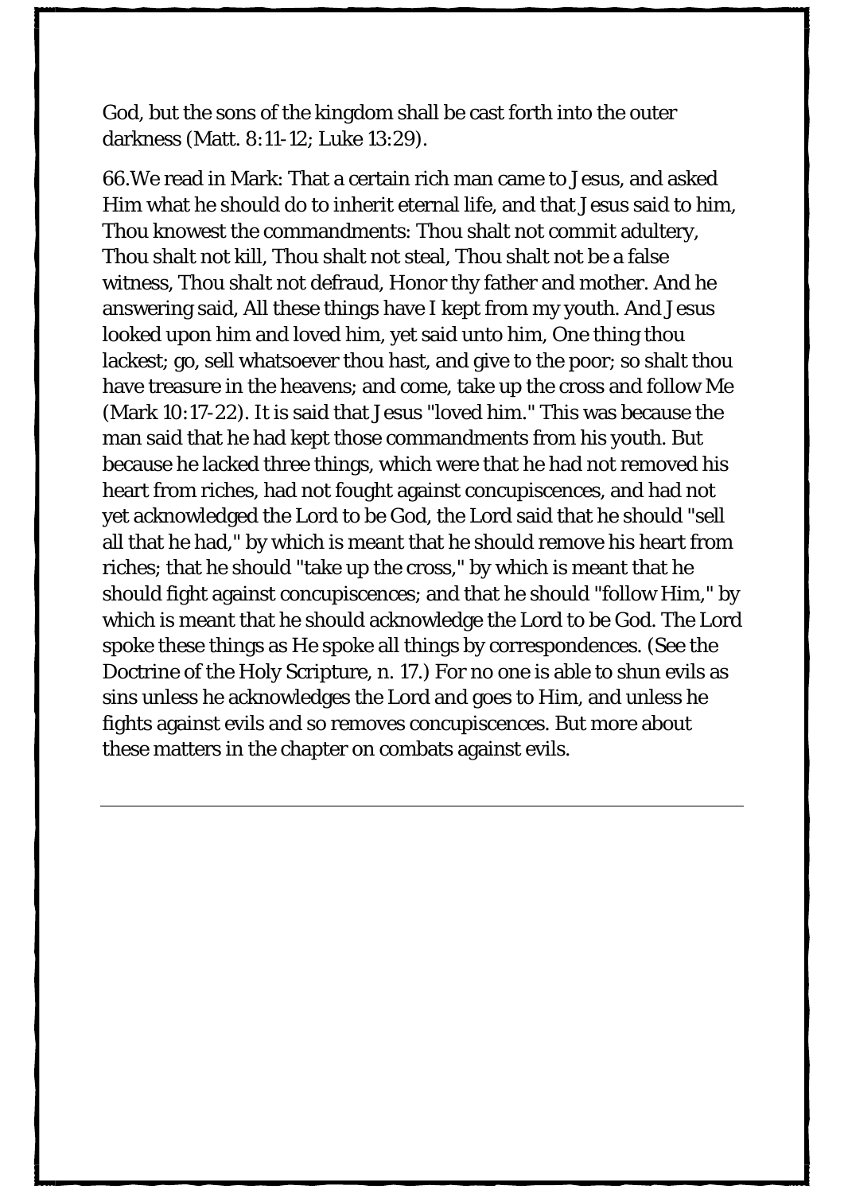God, but the sons of the kingdom shall be cast forth into the outer darkness (Matt. 8:11-12; Luke 13:29).

66.We read in Mark: That a certain rich man came to Jesus, and asked Him what he should do to inherit eternal life, and that Jesus said to him, Thou knowest the commandments: Thou shalt not commit adultery, Thou shalt not kill, Thou shalt not steal, Thou shalt not be a false witness, Thou shalt not defraud, Honor thy father and mother. And he answering said, All these things have I kept from my youth. And Jesus looked upon him and loved him, yet said unto him, One thing thou lackest; go, sell whatsoever thou hast, and give to the poor; so shalt thou have treasure in the heavens; and come, take up the cross and follow Me (Mark 10:17-22). It is said that Jesus "loved him." This was because the man said that he had kept those commandments from his youth. But because he lacked three things, which were that he had not removed his heart from riches, had not fought against concupiscences, and had not yet acknowledged the Lord to be God, the Lord said that he should "sell all that he had," by which is meant that he should remove his heart from riches; that he should "take up the cross," by which is meant that he should fight against concupiscences; and that he should "follow Him," by which is meant that he should acknowledge the Lord to be God. The Lord spoke these things as He spoke all things by correspondences. (See the Doctrine of the Holy Scripture, n. 17.) For no one is able to shun evils as sins unless he acknowledges the Lord and goes to Him, and unless he fights against evils and so removes concupiscences. But more about these matters in the chapter on combats against evils.

---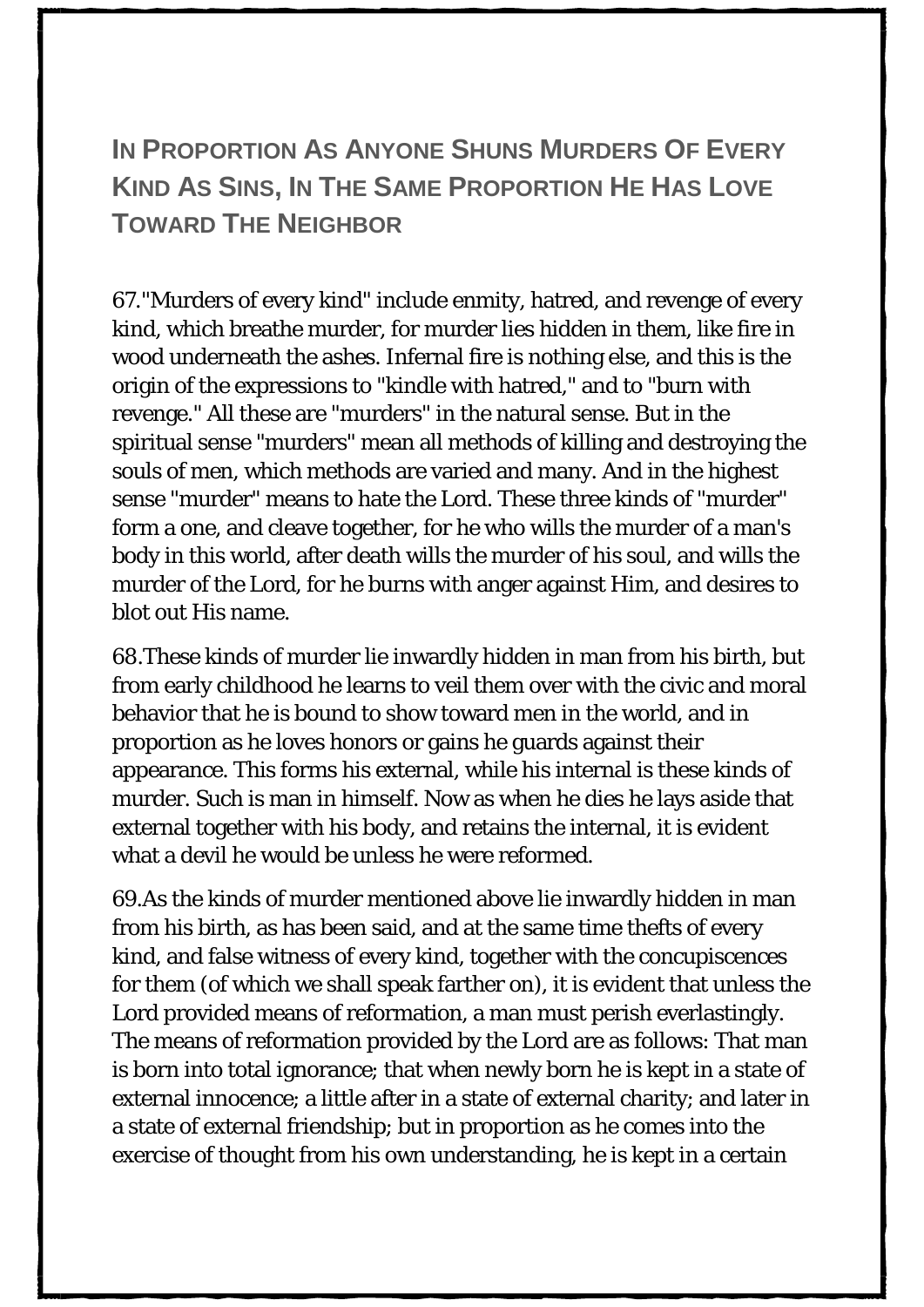## In Proportion As Anyone Shuns Murders Of Every Kind As Sins, In The Same Proportion He Has Love Toward The Neighbor

67."Murders of every kind" include enmity, hatred, and revenge of every kind, which breathe murder, for murder lies hidden in them, like fire in wood underneath the ashes. Infernal fire is nothing else, and this is the origin of the expressions to "kindle with hatred," and to "burn with revenge." All these are "murders" in the natural sense. But in the spiritual sense "murders" mean all methods of killing and destroying the souls of men, which methods are varied and many. And in the highest sense "murder" means to hate the Lord. These three kinds of "murder" form a one, and cleave together, for he who wills the murder of a man's body in this world, after death wills the murder of his soul, and wills the murder of the Lord, for he burns with anger against Him, and desires to blot out His name.

68.These kinds of murder lie inwardly hidden in man from his birth, but from early childhood he learns to veil them over with the civic and moral behavior that he is bound to show toward men in the world, and in proportion as he loves honors or gains he guards against their appearance. This forms his external, while his internal is these kinds of murder. Such is man in himself. Now as when he dies he lays aside that external together with his body, and retains the internal, it is evident what a devil he would be unless he were reformed.

69.As the kinds of murder mentioned above lie inwardly hidden in man from his birth, as has been said, and at the same time thefts of every kind, and false witness of every kind, together with the concupiscences for them (of which we shall speak farther on), it is evident that unless the Lord provided means of reformation, a man must perish everlastingly. The means of reformation provided by the Lord are as follows: That man is born into total ignorance; that when newly born he is kept in a state of external innocence; a little after in a state of external charity; and later in a state of external friendship; but in proportion as he comes into the exercise of thought from his own understanding, he is kept in a certain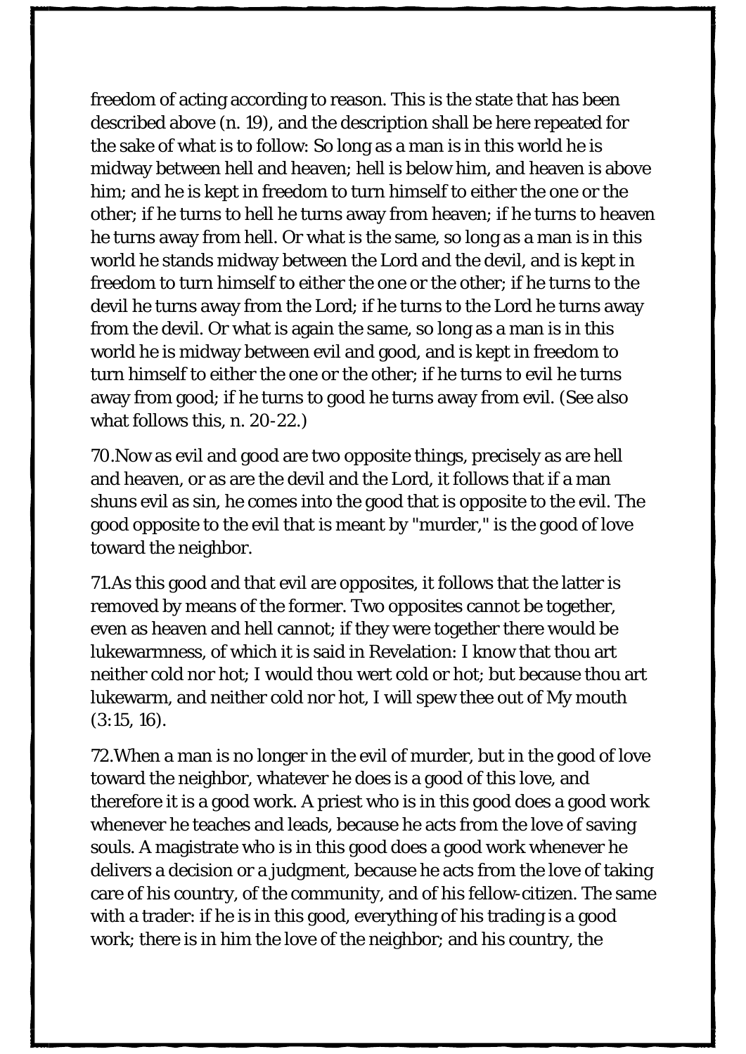freedom of acting according to reason. This is the state that has been described above (n. 19), and the description shall be here repeated for the sake of what is to follow: So long as a man is in this world he is midway between hell and heaven; hell is below him, and heaven is above him; and he is kept in freedom to turn himself to either the one or the other; if he turns to hell he turns away from heaven; if he turns to heaven he turns away from hell. Or what is the same, so long as a man is in this world he stands midway between the Lord and the devil, and is kept in freedom to turn himself to either the one or the other; if he turns to the devil he turns away from the Lord; if he turns to the Lord he turns away from the devil. Or what is again the same, so long as a man is in this world he is midway between evil and good, and is kept in freedom to turn himself to either the one or the other; if he turns to evil he turns away from good; if he turns to good he turns away from evil. (See also what follows this, n. 20-22.)

70.Now as evil and good are two opposite things, precisely as are hell and heaven, or as are the devil and the Lord, it follows that if a man shuns evil as sin, he comes into the good that is opposite to the evil. The good opposite to the evil that is meant by "murder," is the good of love toward the neighbor.

71.As this good and that evil are opposites, it follows that the latter is removed by means of the former. Two opposites cannot be together, even as heaven and hell cannot; if they were together there would be lukewarmness, of which it is said in Revelation: I know that thou art neither cold nor hot; I would thou wert cold or hot; but because thou art lukewarm, and neither cold nor hot, I will spew thee out of My mouth (3:15, 16).

72.When a man is no longer in the evil of murder, but in the good of love toward the neighbor, whatever he does is a good of this love, and therefore it is a good work. A priest who is in this good does a good work whenever he teaches and leads, because he acts from the love of saving souls. A magistrate who is in this good does a good work whenever he delivers a decision or a judgment, because he acts from the love of taking care of his country, of the community, and of his fellow-citizen. The same with a trader: if he is in this good, everything of his trading is a good work; there is in him the love of the neighbor; and his country, the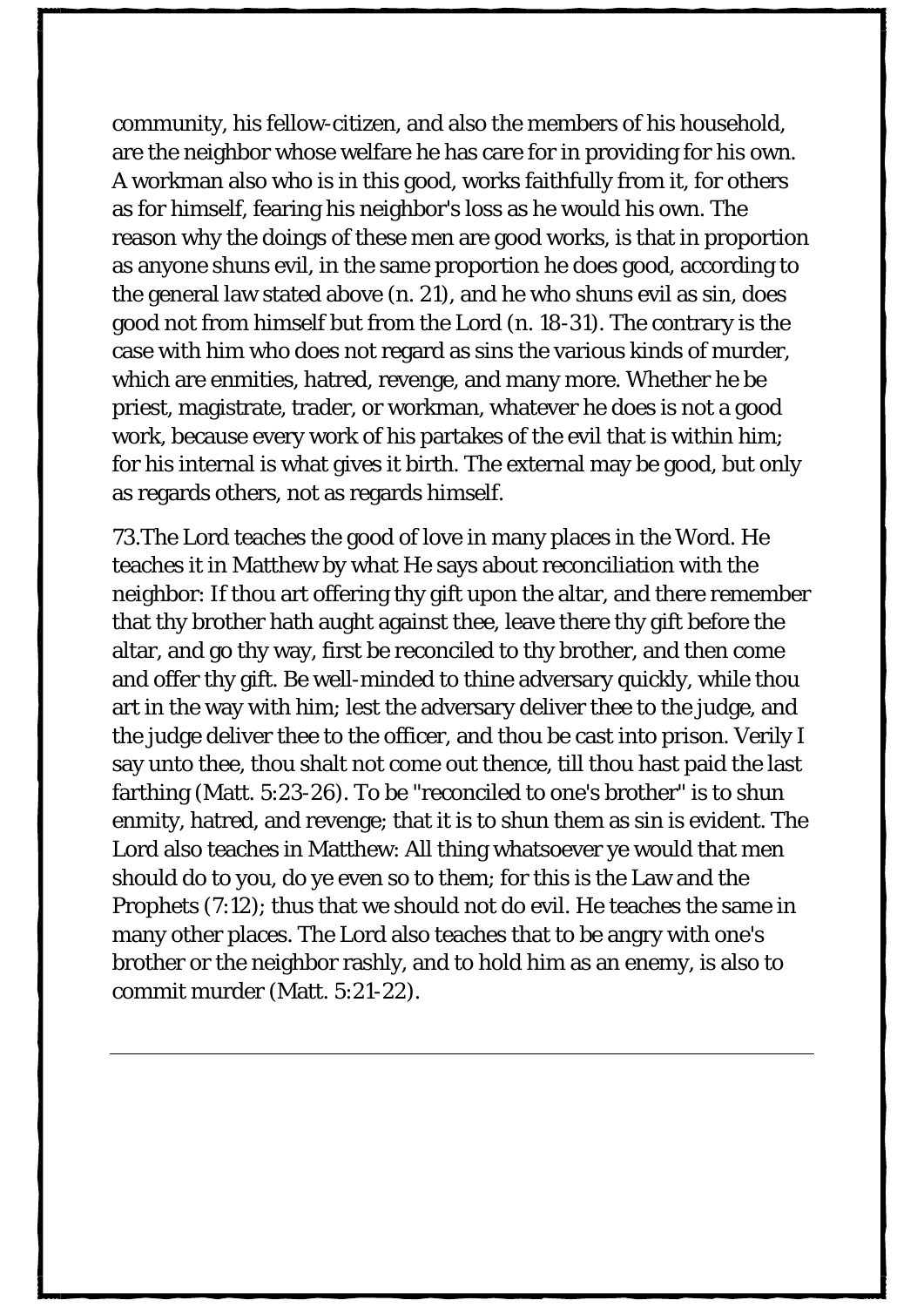community, his fellow-citizen, and also the members of his household, are the neighbor whose welfare he has care for in providing for his own. A workman also who is in this good, works faithfully from it, for others as for himself, fearing his neighbor's loss as he would his own. The reason why the doings of these men are good works, is that in proportion as anyone shuns evil, in the same proportion he does good, according to the general law stated above (n. 21), and he who shuns evil as sin, does good not from himself but from the Lord (n. 18-31). The contrary is the case with him who does not regard as sins the various kinds of murder, which are enmities, hatred, revenge, and many more. Whether he be priest, magistrate, trader, or workman, whatever he does is not a good work, because every work of his partakes of the evil that is within him; for his internal is what gives it birth. The external may be good, but only as regards others, not as regards himself.

73.The Lord teaches the good of love in many places in the Word. He teaches it in Matthew by what He says about reconciliation with the neighbor: If thou art offering thy gift upon the altar, and there remember that thy brother hath aught against thee, leave there thy gift before the altar, and go thy way, first be reconciled to thy brother, and then come and offer thy gift. Be well-minded to thine adversary quickly, while thou art in the way with him; lest the adversary deliver thee to the judge, and the judge deliver thee to the officer, and thou be cast into prison. Verily I say unto thee, thou shalt not come out thence, till thou hast paid the last farthing (Matt. 5:23-26). To be "reconciled to one's brother" is to shun enmity, hatred, and revenge; that it is to shun them as sin is evident. The Lord also teaches in Matthew: All thing whatsoever ye would that men should do to you, do ye even so to them; for this is the Law and the Prophets (7:12); thus that we should not do evil. He teaches the same in many other places. The Lord also teaches that to be angry with one's brother or the neighbor rashly, and to hold him as an enemy, is also to commit murder (Matt. 5:21-22).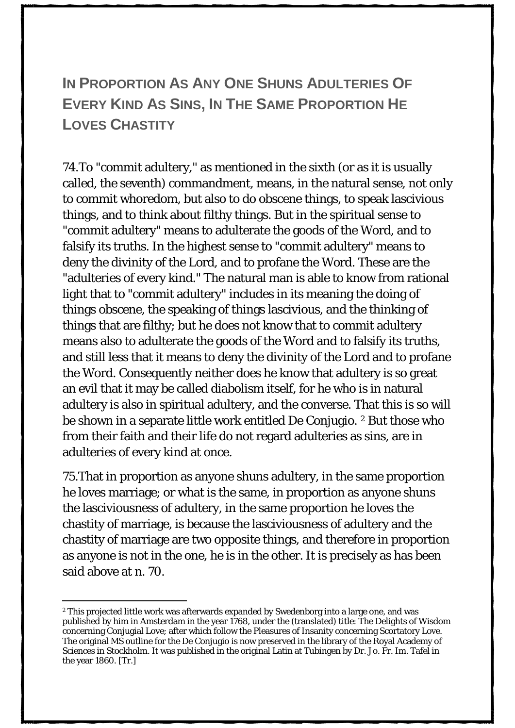## In Proportion As Any One Shuns Adulteries Of Every Kind As Sins, In The Same Proportion He Loves Chastity

74.To "commit adultery," as mentioned in the sixth (or as it is usually called, the seventh) commandment, means, in the natural sense, not only to commit whoredom, but also to do obscene things, to speak lascivious things, and to think about filthy things. But in the spiritual sense to "commit adultery" means to adulterate the goods of the Word, and to falsify its truths. In the highest sense to "commit adultery" means to deny the divinity of the Lord, and to profane the Word. These are the "adulteries of every kind." The natural man is able to know from rational light that to "commit adultery" includes in its meaning the doing of things obscene, the speaking of things lascivious, and the thinking of things that are filthy; but he does not know that to commit adultery means also to adulterate the goods of the Word and to falsify its truths, and still less that it means to deny the divinity of the Lord and to profane the Word. Consequently neither does he know that adultery is so great an evil that it may be called diabolism itself, for he who is in natural adultery is also in spiritual adultery, and the converse. That this is so will be shown in a separate little work entitled De Conjugio. [2] But those who from their faith and their life do not regard adulteries as sins, are in adulteries of every kind at once.

75.That in proportion as anyone shuns adultery, in the same proportion he loves marriage; or what is the same, in proportion as anyone shuns the lasciviousness of adultery, in the same proportion he loves the chastity of marriage, is because the lasciviousness of adultery and the chastity of marriage are two opposite things, and therefore in proportion as anyone is not in the one, he is in the other. It is precisely as has been said above at n. 70.

---

[2] This projected little work was afterwards expanded by Swedenborg into a large one, and was published by him in Amsterdam in the year 1768, under the (translated) title: The Delights of Wisdom concerning Conjugial Love; after which follow the Pleasures of Insanity concerning Scortatory Love. The original MS outline for the De Conjugio is now preserved in the library of the Royal Academy of Sciences in Stockholm. It was published in the original Latin at Tubingen by Dr. Jo. Fr. Im. Tafel in the year 1860. [Tr.]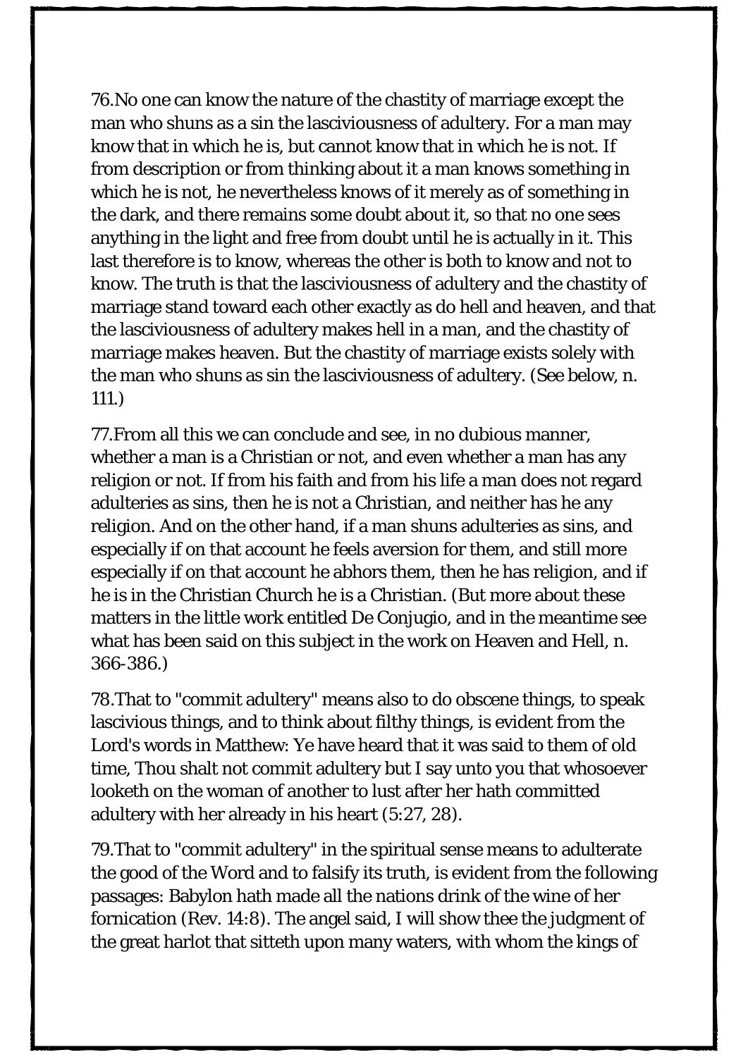76.No one can know the nature of the chastity of marriage except the man who shuns as a sin the lasciviousness of adultery. For a man may know that in which he is, but cannot know that in which he is not. If from description or from thinking about it a man knows something in which he is not, he nevertheless knows of it merely as of something in the dark, and there remains some doubt about it, so that no one sees anything in the light and free from doubt until he is actually in it. This last therefore is to know, whereas the other is both to know and not to know. The truth is that the lasciviousness of adultery and the chastity of marriage stand toward each other exactly as do hell and heaven, and that the lasciviousness of adultery makes hell in a man, and the chastity of marriage makes heaven. But the chastity of marriage exists solely with the man who shuns as sin the lasciviousness of adultery. (See below, n. 111.)

77.From all this we can conclude and see, in no dubious manner, whether a man is a Christian or not, and even whether a man has any religion or not. If from his faith and from his life a man does not regard adulteries as sins, then he is not a Christian, and neither has he any religion. And on the other hand, if a man shuns adulteries as sins, and especially if on that account he feels aversion for them, and still more especially if on that account he abhors them, then he has religion, and if he is in the Christian Church he is a Christian. (But more about these matters in the little work entitled De Conjugio, and in the meantime see what has been said on this subject in the work on Heaven and Hell, n. 366-386.)

78.That to "commit adultery" means also to do obscene things, to speak lascivious things, and to think about filthy things, is evident from the Lord's words in Matthew: Ye have heard that it was said to them of old time, Thou shalt not commit adultery but I say unto you that whosoever looketh on the woman of another to lust after her hath committed adultery with her already in his heart (5:27, 28).

79.That to "commit adultery" in the spiritual sense means to adulterate the good of the Word and to falsify its truth, is evident from the following passages: Babylon hath made all the nations drink of the wine of her fornication (Rev. 14:8). The angel said, I will show thee the judgment of the great harlot that sitteth upon many waters, with whom the kings of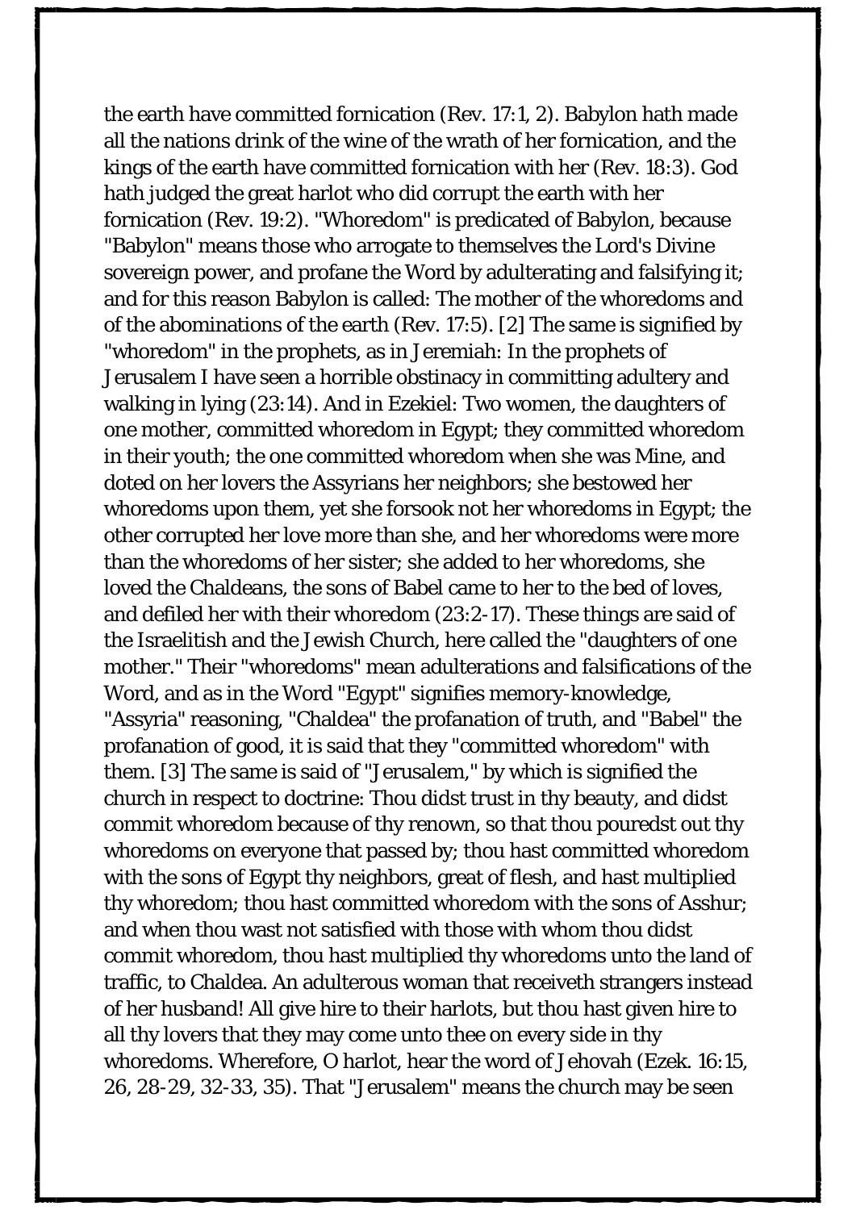the earth have committed fornication (Rev. 17:1, 2). Babylon hath made all the nations drink of the wine of the wrath of her fornication, and the kings of the earth have committed fornication with her (Rev. 18:3). God hath judged the great harlot who did corrupt the earth with her fornication (Rev. 19:2). "Whoredom" is predicated of Babylon, because "Babylon" means those who arrogate to themselves the Lord's Divine sovereign power, and profane the Word by adulterating and falsifying it; and for this reason Babylon is called: The mother of the whoredoms and of the abominations of the earth (Rev. 17:5). [2] The same is signified by "whoredom" in the prophets, as in Jeremiah: In the prophets of Jerusalem I have seen a horrible obstinacy in committing adultery and walking in lying (23:14). And in Ezekiel: Two women, the daughters of one mother, committed whoredom in Egypt; they committed whoredom in their youth; the one committed whoredom when she was Mine, and doted on her lovers the Assyrians her neighbors; she bestowed her whoredoms upon them, yet she forsook not her whoredoms in Egypt; the other corrupted her love more than she, and her whoredoms were more than the whoredoms of her sister; she added to her whoredoms, she loved the Chaldeans, the sons of Babel came to her to the bed of loves, and defiled her with their whoredom (23:2-17). These things are said of the Israelitish and the Jewish Church, here called the "daughters of one mother." Their "whoredoms" mean adulterations and falsifications of the Word, and as in the Word "Egypt" signifies memory-knowledge, "Assyria" reasoning, "Chaldea" the profanation of truth, and "Babel" the profanation of good, it is said that they "committed whoredom" with them. [3] The same is said of "Jerusalem," by which is signified the church in respect to doctrine: Thou didst trust in thy beauty, and didst commit whoredom because of thy renown, so that thou pouredst out thy whoredoms on everyone that passed by; thou hast committed whoredom with the sons of Egypt thy neighbors, great of flesh, and hast multiplied thy whoredom; thou hast committed whoredom with the sons of Asshur; and when thou wast not satisfied with those with whom thou didst commit whoredom, thou hast multiplied thy whoredoms unto the land of traffic, to Chaldea. An adulterous woman that receiveth strangers instead of her husband! All give hire to their harlots, but thou hast given hire to all thy lovers that they may come unto thee on every side in thy whoredoms. Wherefore, O harlot, hear the word of Jehovah (Ezek. 16:15, 26, 28-29, 32-33, 35). That "Jerusalem" means the church may be seen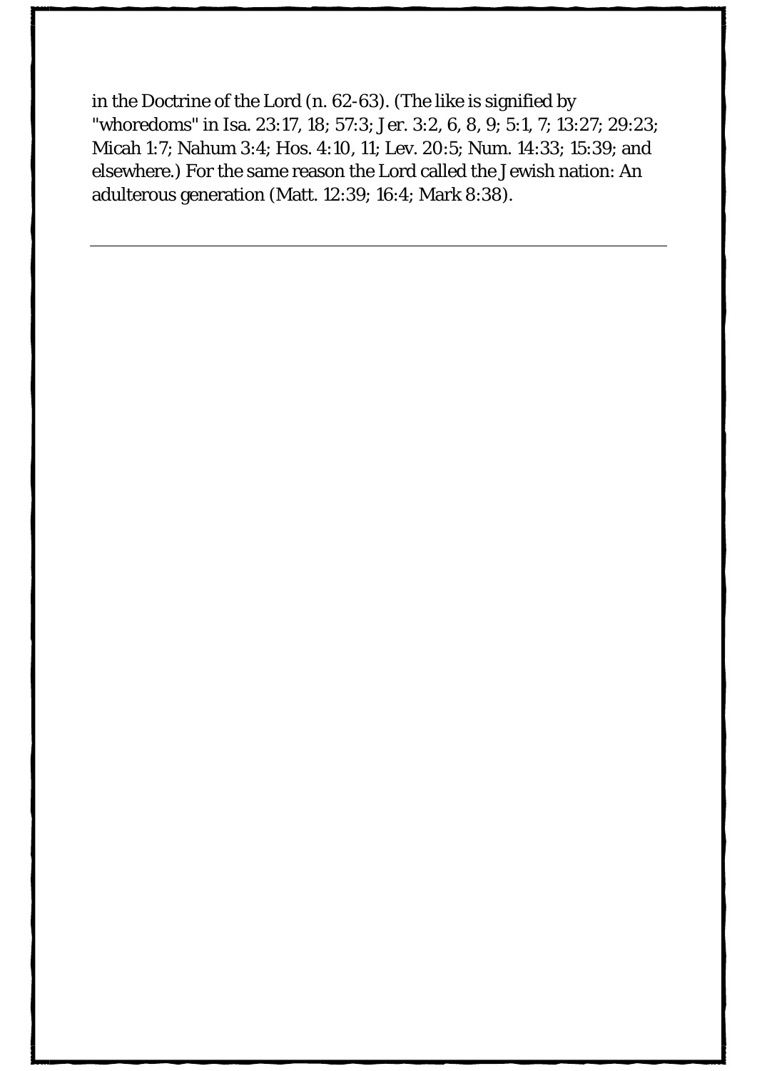in the Doctrine of the Lord (n. 62-63). (The like is signified by "whoredoms" in Isa. 23:17, 18; 57:3; Jer. 3:2, 6, 8, 9; 5:1, 7; 13:27; 29:23; Micah 1:7; Nahum 3:4; Hos. 4:10, 11; Lev. 20:5; Num. 14:33; 15:39; and elsewhere.) For the same reason the Lord called the Jewish nation: An adulterous generation (Matt. 12:39; 16:4; Mark 8:38).

---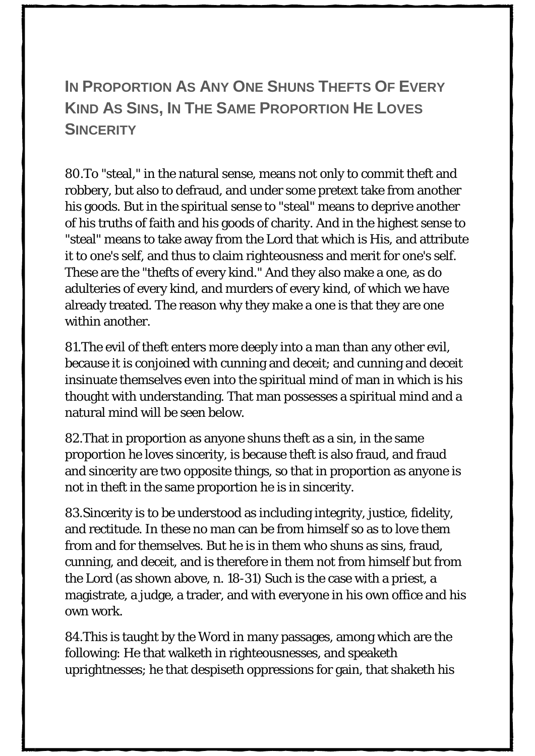## In Proportion As Any One Shuns Thefts Of Every Kind As Sins, In The Same Proportion He Loves Sincerity

80.To "steal," in the natural sense, means not only to commit theft and robbery, but also to defraud, and under some pretext take from another his goods. But in the spiritual sense to "steal" means to deprive another of his truths of faith and his goods of charity. And in the highest sense to "steal" means to take away from the Lord that which is His, and attribute it to one's self, and thus to claim righteousness and merit for one's self. These are the "thefts of every kind." And they also make a one, as do adulteries of every kind, and murders of every kind, of which we have already treated. The reason why they make a one is that they are one within another.

81.The evil of theft enters more deeply into a man than any other evil, because it is conjoined with cunning and deceit; and cunning and deceit insinuate themselves even into the spiritual mind of man in which is his thought with understanding. That man possesses a spiritual mind and a natural mind will be seen below.

82.That in proportion as anyone shuns theft as a sin, in the same proportion he loves sincerity, is because theft is also fraud, and fraud and sincerity are two opposite things, so that in proportion as anyone is not in theft in the same proportion he is in sincerity.

83.Sincerity is to be understood as including integrity, justice, fidelity, and rectitude. In these no man can be from himself so as to love them from and for themselves. But he is in them who shuns as sins, fraud, cunning, and deceit, and is therefore in them not from himself but from the Lord (as shown above, n. 18-31) Such is the case with a priest, a magistrate, a judge, a trader, and with everyone in his own office and his own work.

84.This is taught by the Word in many passages, among which are the following: He that walketh in righteousnesses, and speaketh uprightnesses; he that despiseth oppressions for gain, that shaketh his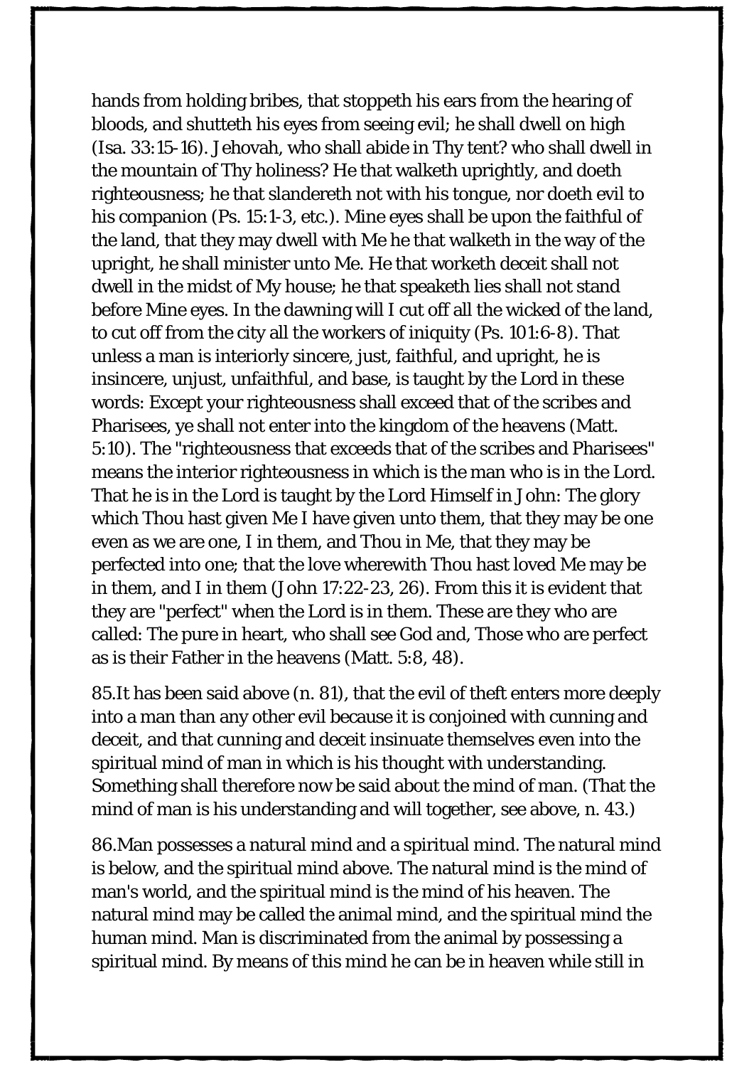hands from holding bribes, that stoppeth his ears from the hearing of bloods, and shutteth his eyes from seeing evil; he shall dwell on high (Isa. 33:15-16). Jehovah, who shall abide in Thy tent? who shall dwell in the mountain of Thy holiness? He that walketh uprightly, and doeth righteousness; he that slandereth not with his tongue, nor doeth evil to his companion (Ps. 15:1-3, etc.). Mine eyes shall be upon the faithful of the land, that they may dwell with Me he that walketh in the way of the upright, he shall minister unto Me. He that worketh deceit shall not dwell in the midst of My house; he that speaketh lies shall not stand before Mine eyes. In the dawning will I cut off all the wicked of the land, to cut off from the city all the workers of iniquity (Ps. 101:6-8). That unless a man is interiorly sincere, just, faithful, and upright, he is insincere, unjust, unfaithful, and base, is taught by the Lord in these words: Except your righteousness shall exceed that of the scribes and Pharisees, ye shall not enter into the kingdom of the heavens (Matt. 5:10). The "righteousness that exceeds that of the scribes and Pharisees" means the interior righteousness in which is the man who is in the Lord. That he is in the Lord is taught by the Lord Himself in John: The glory which Thou hast given Me I have given unto them, that they may be one even as we are one, I in them, and Thou in Me, that they may be perfected into one; that the love wherewith Thou hast loved Me may be in them, and I in them (John 17:22-23, 26). From this it is evident that they are "perfect" when the Lord is in them. These are they who are called: The pure in heart, who shall see God and, Those who are perfect as is their Father in the heavens (Matt. 5:8, 48).

85.It has been said above (n. 81), that the evil of theft enters more deeply into a man than any other evil because it is conjoined with cunning and deceit, and that cunning and deceit insinuate themselves even into the spiritual mind of man in which is his thought with understanding. Something shall therefore now be said about the mind of man. (That the mind of man is his understanding and will together, see above, n. 43.)

86.Man possesses a natural mind and a spiritual mind. The natural mind is below, and the spiritual mind above. The natural mind is the mind of man's world, and the spiritual mind is the mind of his heaven. The natural mind may be called the animal mind, and the spiritual mind the human mind. Man is discriminated from the animal by possessing a spiritual mind. By means of this mind he can be in heaven while still in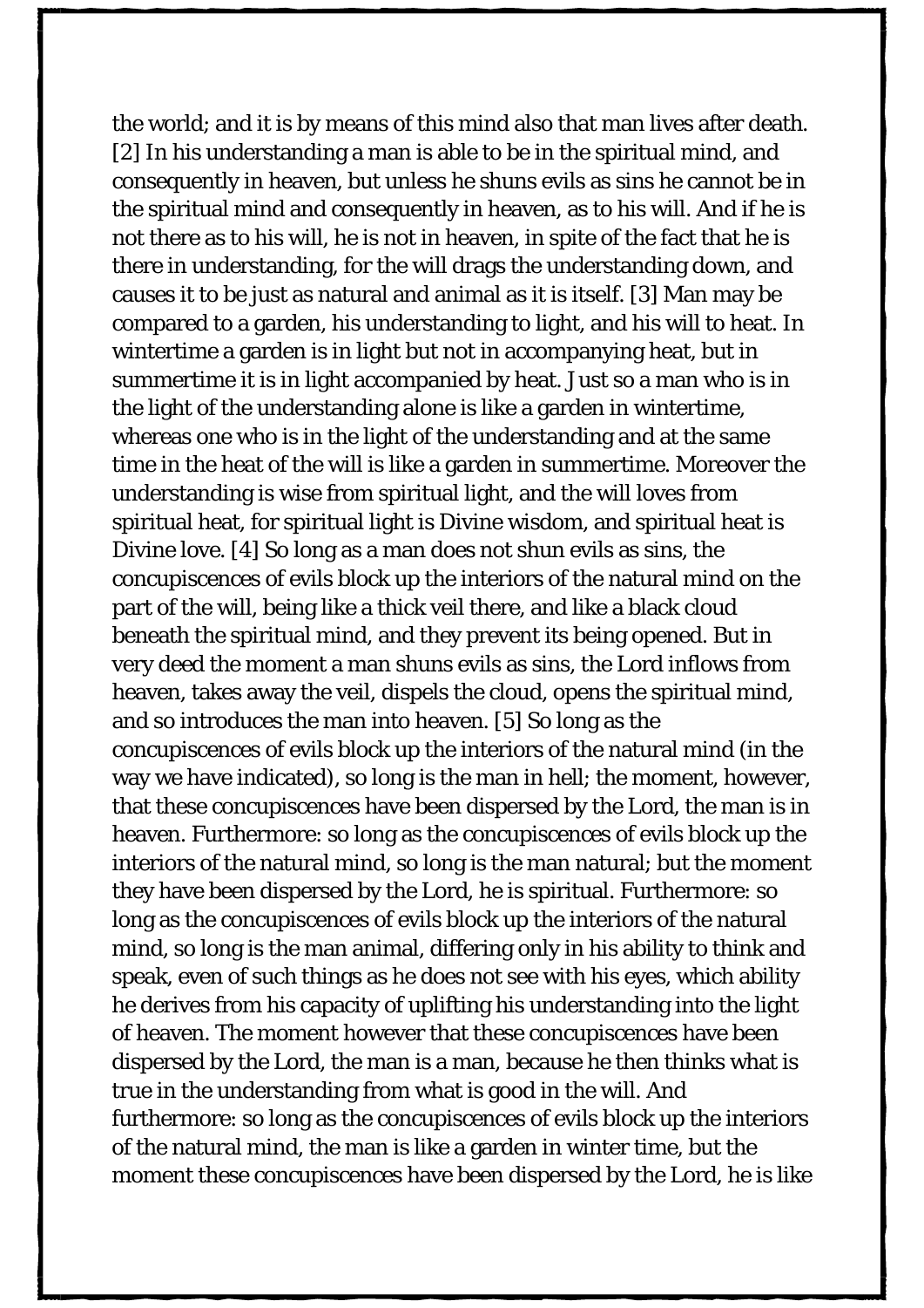the world; and it is by means of this mind also that man lives after death. [2] In his understanding a man is able to be in the spiritual mind, and consequently in heaven, but unless he shuns evils as sins he cannot be in the spiritual mind and consequently in heaven, as to his will. And if he is not there as to his will, he is not in heaven, in spite of the fact that he is there in understanding, for the will drags the understanding down, and causes it to be just as natural and animal as it is itself. [3] Man may be compared to a garden, his understanding to light, and his will to heat. In wintertime a garden is in light but not in accompanying heat, but in summertime it is in light accompanied by heat. Just so a man who is in the light of the understanding alone is like a garden in wintertime, whereas one who is in the light of the understanding and at the same time in the heat of the will is like a garden in summertime. Moreover the understanding is wise from spiritual light, and the will loves from spiritual heat, for spiritual light is Divine wisdom, and spiritual heat is Divine love. [4] So long as a man does not shun evils as sins, the concupiscences of evils block up the interiors of the natural mind on the part of the will, being like a thick veil there, and like a black cloud beneath the spiritual mind, and they prevent its being opened. But in very deed the moment a man shuns evils as sins, the Lord inflows from heaven, takes away the veil, dispels the cloud, opens the spiritual mind, and so introduces the man into heaven. [5] So long as the concupiscences of evils block up the interiors of the natural mind (in the way we have indicated), so long is the man in hell; the moment, however, that these concupiscences have been dispersed by the Lord, the man is in heaven. Furthermore: so long as the concupiscences of evils block up the interiors of the natural mind, so long is the man natural; but the moment they have been dispersed by the Lord, he is spiritual. Furthermore: so long as the concupiscences of evils block up the interiors of the natural mind, so long is the man animal, differing only in his ability to think and speak, even of such things as he does not see with his eyes, which ability he derives from his capacity of uplifting his understanding into the light of heaven. The moment however that these concupiscences have been dispersed by the Lord, the man is a man, because he then thinks what is true in the understanding from what is good in the will. And furthermore: so long as the concupiscences of evils block up the interiors of the natural mind, the man is like a garden in winter time, but the moment these concupiscences have been dispersed by the Lord, he is like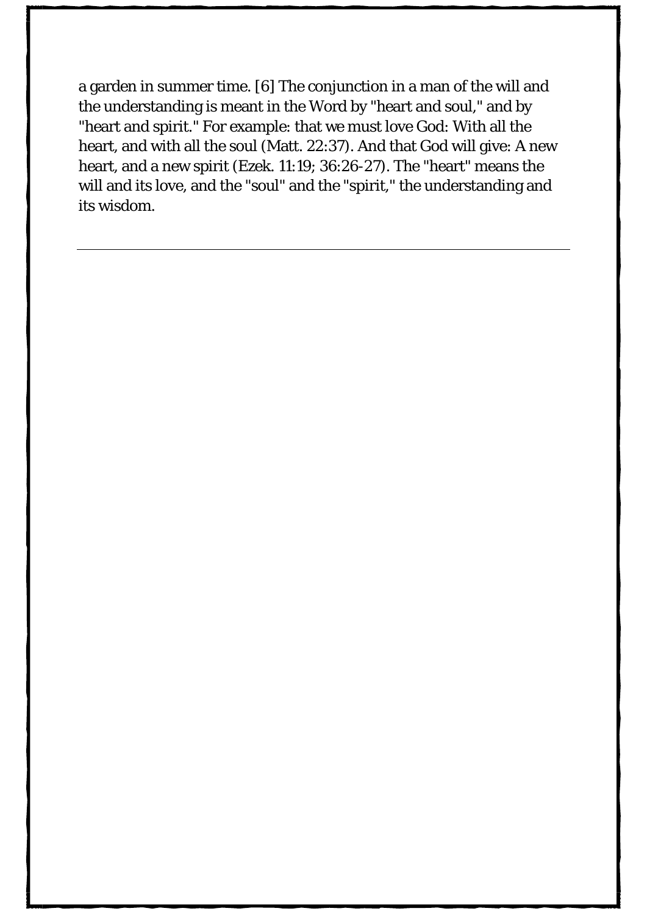a garden in summer time. [6] The conjunction in a man of the will and the understanding is meant in the Word by "heart and soul," and by "heart and spirit." For example: that we must love God: With all the heart, and with all the soul (Matt. 22:37). And that God will give: A new heart, and a new spirit (Ezek. 11:19; 36:26-27). The "heart" means the will and its love, and the "soul" and the "spirit," the understanding and its wisdom.

---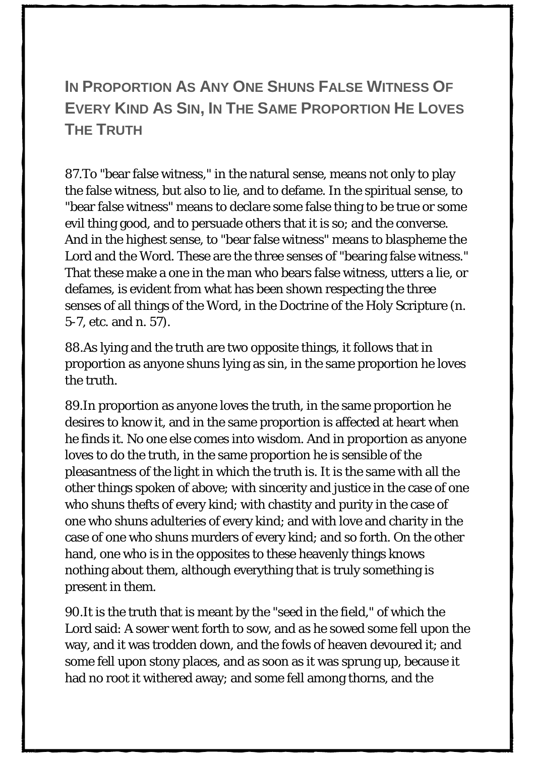## In Proportion As Any One Shuns False Witness Of Every Kind As Sin, In The Same Proportion He Loves The Truth

87.To "bear false witness," in the natural sense, means not only to play the false witness, but also to lie, and to defame. In the spiritual sense, to "bear false witness" means to declare some false thing to be true or some evil thing good, and to persuade others that it is so; and the converse. And in the highest sense, to "bear false witness" means to blaspheme the Lord and the Word. These are the three senses of "bearing false witness." That these make a one in the man who bears false witness, utters a lie, or defames, is evident from what has been shown respecting the three senses of all things of the Word, in the Doctrine of the Holy Scripture (n. 5-7, etc. and n. 57).

88.As lying and the truth are two opposite things, it follows that in proportion as anyone shuns lying as sin, in the same proportion he loves the truth.

89.In proportion as anyone loves the truth, in the same proportion he desires to know it, and in the same proportion is affected at heart when he finds it. No one else comes into wisdom. And in proportion as anyone loves to do the truth, in the same proportion he is sensible of the pleasantness of the light in which the truth is. It is the same with all the other things spoken of above; with sincerity and justice in the case of one who shuns thefts of every kind; with chastity and purity in the case of one who shuns adulteries of every kind; and with love and charity in the case of one who shuns murders of every kind; and so forth. On the other hand, one who is in the opposites to these heavenly things knows nothing about them, although everything that is truly something is present in them.

90.It is the truth that is meant by the "seed in the field," of which the Lord said: A sower went forth to sow, and as he sowed some fell upon the way, and it was trodden down, and the fowls of heaven devoured it; and some fell upon stony places, and as soon as it was sprung up, because it had no root it withered away; and some fell among thorns, and the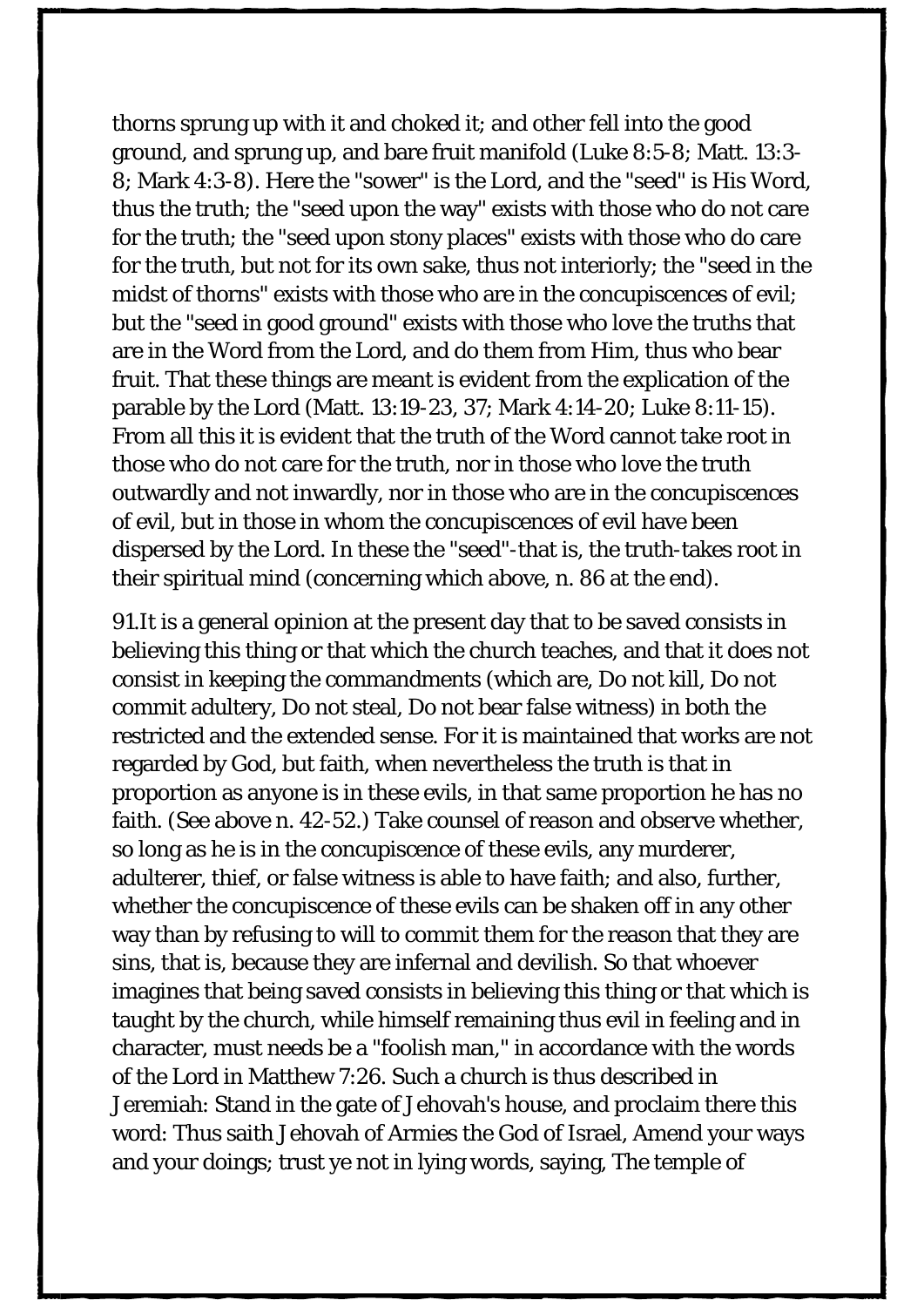thorns sprung up with it and choked it; and other fell into the good ground, and sprung up, and bare fruit manifold (Luke 8:5-8; Matt. 13:3-8; Mark 4:3-8). Here the "sower" is the Lord, and the "seed" is His Word, thus the truth; the "seed upon the way" exists with those who do not care for the truth; the "seed upon stony places" exists with those who do care for the truth, but not for its own sake, thus not interiorly; the "seed in the midst of thorns" exists with those who are in the concupiscences of evil; but the "seed in good ground" exists with those who love the truths that are in the Word from the Lord, and do them from Him, thus who bear fruit. That these things are meant is evident from the explication of the parable by the Lord (Matt. 13:19-23, 37; Mark 4:14-20; Luke 8:11-15). From all this it is evident that the truth of the Word cannot take root in those who do not care for the truth, nor in those who love the truth outwardly and not inwardly, nor in those who are in the concupiscences of evil, but in those in whom the concupiscences of evil have been dispersed by the Lord. In these the "seed"-that is, the truth-takes root in their spiritual mind (concerning which above, n. 86 at the end).

91.It is a general opinion at the present day that to be saved consists in believing this thing or that which the church teaches, and that it does not consist in keeping the commandments (which are, Do not kill, Do not commit adultery, Do not steal, Do not bear false witness) in both the restricted and the extended sense. For it is maintained that works are not regarded by God, but faith, when nevertheless the truth is that in proportion as anyone is in these evils, in that same proportion he has no faith. (See above n. 42-52.) Take counsel of reason and observe whether, so long as he is in the concupiscence of these evils, any murderer, adulterer, thief, or false witness is able to have faith; and also, further, whether the concupiscence of these evils can be shaken off in any other way than by refusing to will to commit them for the reason that they are sins, that is, because they are infernal and devilish. So that whoever imagines that being saved consists in believing this thing or that which is taught by the church, while himself remaining thus evil in feeling and in character, must needs be a "foolish man," in accordance with the words of the Lord in Matthew 7:26. Such a church is thus described in Jeremiah: Stand in the gate of Jehovah's house, and proclaim there this word: Thus saith Jehovah of Armies the God of Israel, Amend your ways and your doings; trust ye not in lying words, saying, The temple of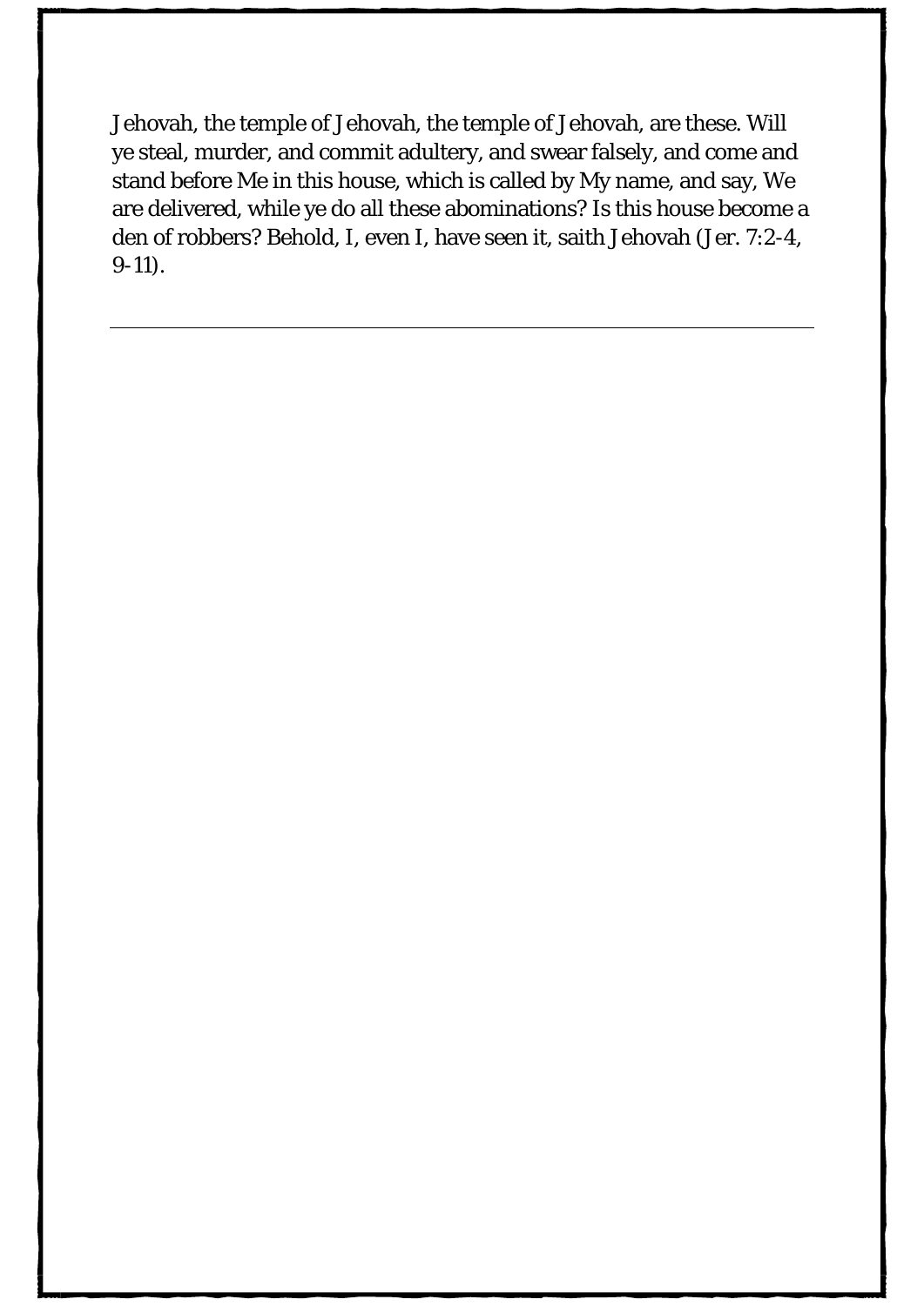Jehovah, the temple of Jehovah, the temple of Jehovah, are these. Will ye steal, murder, and commit adultery, and swear falsely, and come and stand before Me in this house, which is called by My name, and say, We are delivered, while ye do all these abominations? Is this house become a den of robbers? Behold, I, even I, have seen it, saith Jehovah (Jer. 7:2-4, 9-11).

---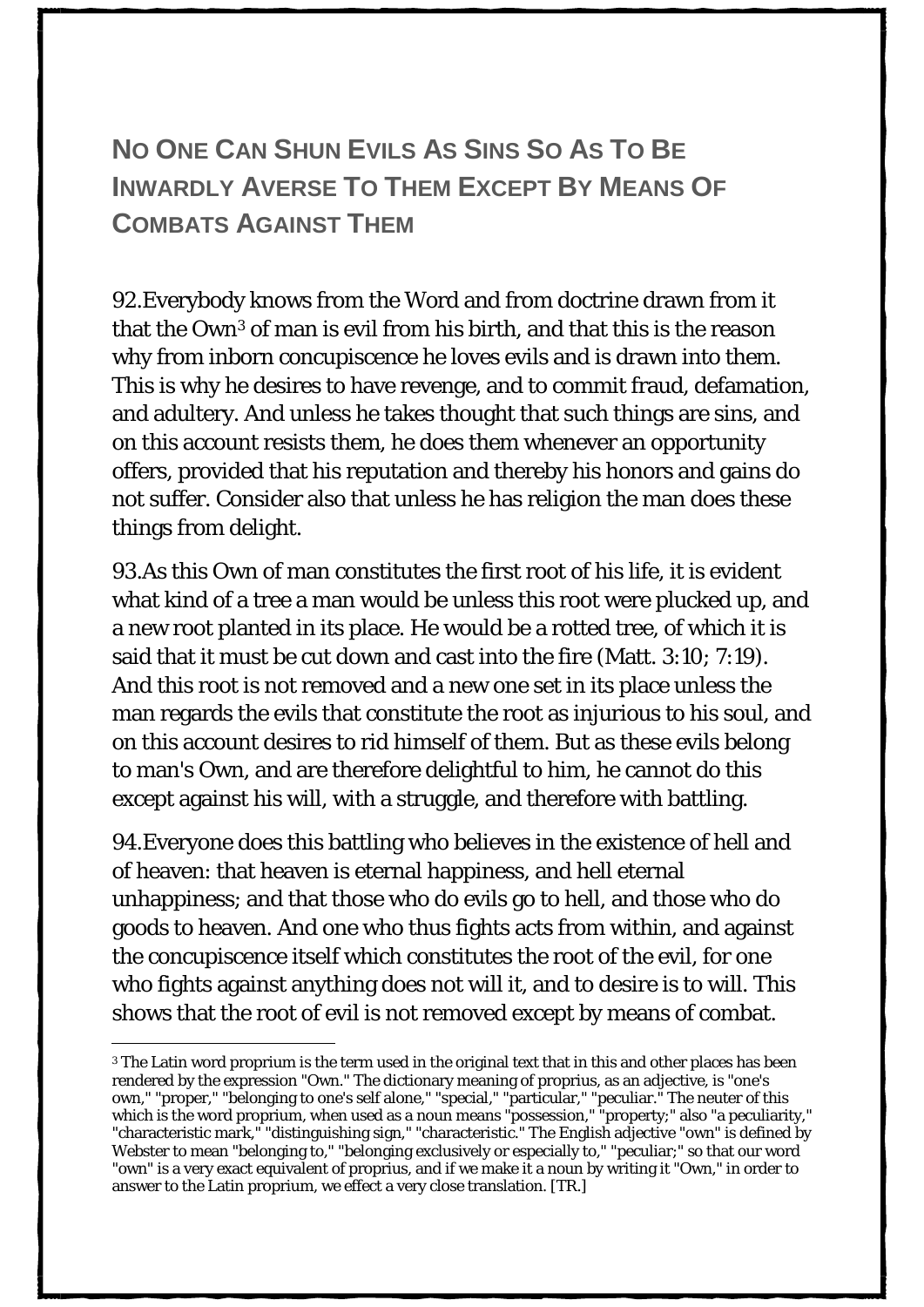## No One Can Shun Evils As Sins So As To Be Inwardly Averse To Them Except By Means Of Combats Against Them

92. Everybody knows from the Word and from doctrine drawn from it that the Own[3] of man is evil from his birth, and that this is the reason why from inborn concupiscence he loves evils and is drawn into them. This is why he desires to have revenge, and to commit fraud, defamation, and adultery. And unless he takes thought that such things are sins, and on this account resists them, he does them whenever an opportunity offers, provided that his reputation and thereby his honors and gains do not suffer. Consider also that unless he has religion the man does these things from delight.

93. As this Own of man constitutes the first root of his life, it is evident what kind of a tree a man would be unless this root were plucked up, and a new root planted in its place. He would be a rotted tree, of which it is said that it must be cut down and cast into the fire (Matt. 3:10; 7:19). And this root is not removed and a new one set in its place unless the man regards the evils that constitute the root as injurious to his soul, and on this account desires to rid himself of them. But as these evils belong to man's Own, and are therefore delightful to him, he cannot do this except against his will, with a struggle, and therefore with battling.

94. Everyone does this battling who believes in the existence of hell and of heaven: that heaven is eternal happiness, and hell eternal unhappiness; and that those who do evils go to hell, and those who do goods to heaven. And one who thus fights acts from within, and against the concupiscence itself which constitutes the root of the evil, for one who fights against anything does not will it, and to desire is to will. This shows that the root of evil is not removed except by means of combat.

---

[3] The Latin word proprium is the term used in the original text that in this and other places has been rendered by the expression "Own." The dictionary meaning of proprius, as an adjective, is "one's own," "proper," "belonging to one's self alone," "special," "particular," "peculiar." The neuter of this which is the word proprium, when used as a noun means "possession," "property;" also "a peculiarity," "characteristic mark," "distinguishing sign," "characteristic." The English adjective "own" is defined by Webster to mean "belonging to," "belonging exclusively or especially to," "peculiar;" so that our word "own" is a very exact equivalent of proprius, and if we make it a noun by writing it "Own," in order to answer to the Latin proprium, we effect a very close translation. [TR.]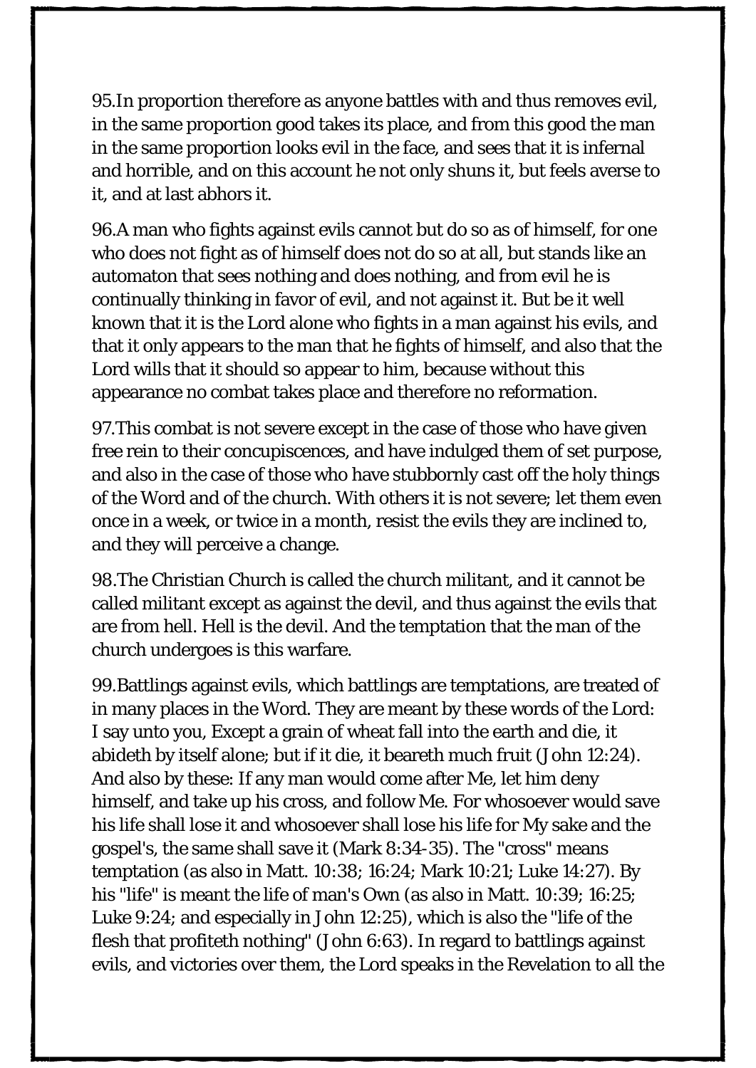95.In proportion therefore as anyone battles with and thus removes evil, in the same proportion good takes its place, and from this good the man in the same proportion looks evil in the face, and sees that it is infernal and horrible, and on this account he not only shuns it, but feels averse to it, and at last abhors it.

96.A man who fights against evils cannot but do so as of himself, for one who does not fight as of himself does not do so at all, but stands like an automaton that sees nothing and does nothing, and from evil he is continually thinking in favor of evil, and not against it. But be it well known that it is the Lord alone who fights in a man against his evils, and that it only appears to the man that he fights of himself, and also that the Lord wills that it should so appear to him, because without this appearance no combat takes place and therefore no reformation.

97.This combat is not severe except in the case of those who have given free rein to their concupiscences, and have indulged them of set purpose, and also in the case of those who have stubbornly cast off the holy things of the Word and of the church. With others it is not severe; let them even once in a week, or twice in a month, resist the evils they are inclined to, and they will perceive a change.

98.The Christian Church is called the church militant, and it cannot be called militant except as against the devil, and thus against the evils that are from hell. Hell is the devil. And the temptation that the man of the church undergoes is this warfare.

99.Battlings against evils, which battlings are temptations, are treated of in many places in the Word. They are meant by these words of the Lord: I say unto you, Except a grain of wheat fall into the earth and die, it abideth by itself alone; but if it die, it beareth much fruit (John 12:24). And also by these: If any man would come after Me, let him deny himself, and take up his cross, and follow Me. For whosoever would save his life shall lose it and whosoever shall lose his life for My sake and the gospel's, the same shall save it (Mark 8:34-35). The "cross" means temptation (as also in Matt. 10:38; 16:24; Mark 10:21; Luke 14:27). By his "life" is meant the life of man's Own (as also in Matt. 10:39; 16:25; Luke 9:24; and especially in John 12:25), which is also the "life of the flesh that profiteth nothing" (John 6:63). In regard to battlings against evils, and victories over them, the Lord speaks in the Revelation to all the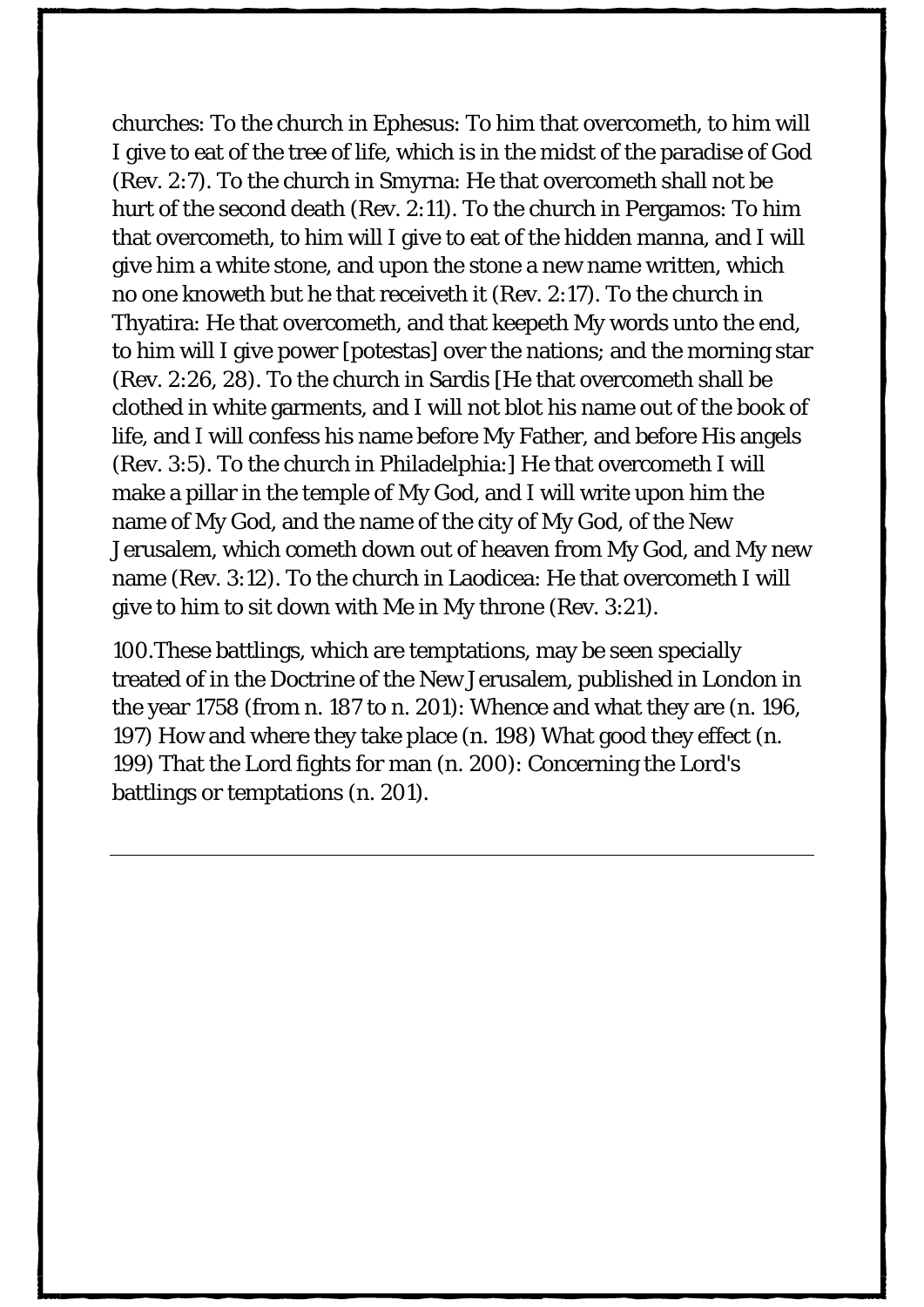churches: To the church in Ephesus: To him that overcometh, to him will I give to eat of the tree of life, which is in the midst of the paradise of God (Rev. 2:7). To the church in Smyrna: He that overcometh shall not be hurt of the second death (Rev. 2:11). To the church in Pergamos: To him that overcometh, to him will I give to eat of the hidden manna, and I will give him a white stone, and upon the stone a new name written, which no one knoweth but he that receiveth it (Rev. 2:17). To the church in Thyatira: He that overcometh, and that keepeth My words unto the end, to him will I give power [potestas] over the nations; and the morning star (Rev. 2:26, 28). To the church in Sardis [He that overcometh shall be clothed in white garments, and I will not blot his name out of the book of life, and I will confess his name before My Father, and before His angels (Rev. 3:5). To the church in Philadelphia:] He that overcometh I will make a pillar in the temple of My God, and I will write upon him the name of My God, and the name of the city of My God, of the New Jerusalem, which cometh down out of heaven from My God, and My new name (Rev. 3:12). To the church in Laodicea: He that overcometh I will give to him to sit down with Me in My throne (Rev. 3:21).

100.These battlings, which are temptations, may be seen specially treated of in the Doctrine of the New Jerusalem, published in London in the year 1758 (from n. 187 to n. 201): Whence and what they are (n. 196, 197) How and where they take place (n. 198) What good they effect (n. 199) That the Lord fights for man (n. 200): Concerning the Lord's battlings or temptations (n. 201).

---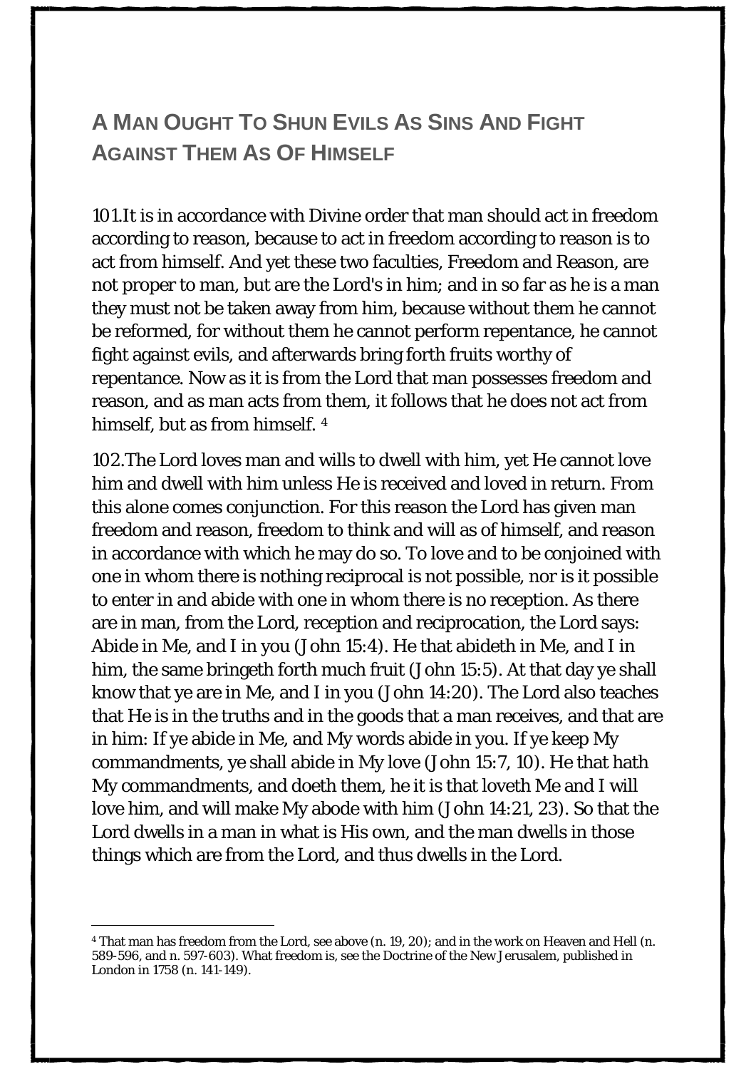## A Man Ought To Shun Evils As Sins And Fight Against Them As Of Himself

101.It is in accordance with Divine order that man should act in freedom according to reason, because to act in freedom according to reason is to act from himself. And yet these two faculties, Freedom and Reason, are not proper to man, but are the Lord's in him; and in so far as he is a man they must not be taken away from him, because without them he cannot be reformed, for without them he cannot perform repentance, he cannot fight against evils, and afterwards bring forth fruits worthy of repentance. Now as it is from the Lord that man possesses freedom and reason, and as man acts from them, it follows that he does not act from himself, but as from himself. [4]

102.The Lord loves man and wills to dwell with him, yet He cannot love him and dwell with him unless He is received and loved in return. From this alone comes conjunction. For this reason the Lord has given man freedom and reason, freedom to think and will as of himself, and reason in accordance with which he may do so. To love and to be conjoined with one in whom there is nothing reciprocal is not possible, nor is it possible to enter in and abide with one in whom there is no reception. As there are in man, from the Lord, reception and reciprocation, the Lord says: Abide in Me, and I in you (John 15:4). He that abideth in Me, and I in him, the same bringeth forth much fruit (John 15:5). At that day ye shall know that ye are in Me, and I in you (John 14:20). The Lord also teaches that He is in the truths and in the goods that a man receives, and that are in him: If ye abide in Me, and My words abide in you. If ye keep My commandments, ye shall abide in My love (John 15:7, 10). He that hath My commandments, and doeth them, he it is that loveth Me and I will love him, and will make My abode with him (John 14:21, 23). So that the Lord dwells in a man in what is His own, and the man dwells in those things which are from the Lord, and thus dwells in the Lord.

---

[4] That man has freedom from the Lord, see above (n. 19, 20); and in the work on Heaven and Hell (n. 589-596, and n. 597-603). What freedom is, see the Doctrine of the New Jerusalem, published in London in 1758 (n. 141-149).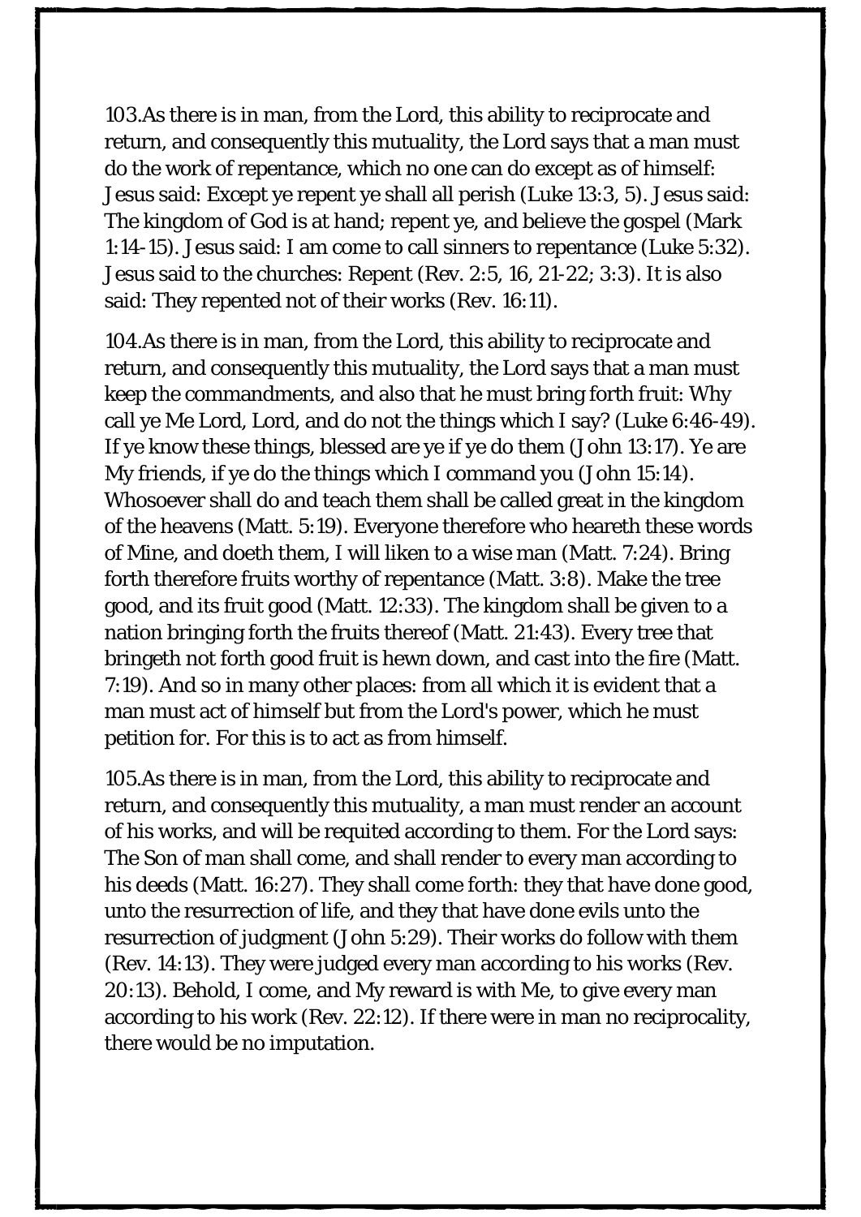103.As there is in man, from the Lord, this ability to reciprocate and return, and consequently this mutuality, the Lord says that a man must do the work of repentance, which no one can do except as of himself: Jesus said: Except ye repent ye shall all perish (Luke 13:3, 5). Jesus said: The kingdom of God is at hand; repent ye, and believe the gospel (Mark 1:14-15). Jesus said: I am come to call sinners to repentance (Luke 5:32). Jesus said to the churches: Repent (Rev. 2:5, 16, 21-22; 3:3). It is also said: They repented not of their works (Rev. 16:11).

104.As there is in man, from the Lord, this ability to reciprocate and return, and consequently this mutuality, the Lord says that a man must keep the commandments, and also that he must bring forth fruit: Why call ye Me Lord, Lord, and do not the things which I say? (Luke 6:46-49). If ye know these things, blessed are ye if ye do them (John 13:17). Ye are My friends, if ye do the things which I command you (John 15:14). Whosoever shall do and teach them shall be called great in the kingdom of the heavens (Matt. 5:19). Everyone therefore who heareth these words of Mine, and doeth them, I will liken to a wise man (Matt. 7:24). Bring forth therefore fruits worthy of repentance (Matt. 3:8). Make the tree good, and its fruit good (Matt. 12:33). The kingdom shall be given to a nation bringing forth the fruits thereof (Matt. 21:43). Every tree that bringeth not forth good fruit is hewn down, and cast into the fire (Matt. 7:19). And so in many other places: from all which it is evident that a man must act of himself but from the Lord's power, which he must petition for. For this is to act as from himself.

105.As there is in man, from the Lord, this ability to reciprocate and return, and consequently this mutuality, a man must render an account of his works, and will be requited according to them. For the Lord says: The Son of man shall come, and shall render to every man according to his deeds (Matt. 16:27). They shall come forth: they that have done good, unto the resurrection of life, and they that have done evils unto the resurrection of judgment (John 5:29). Their works do follow with them (Rev. 14:13). They were judged every man according to his works (Rev. 20:13). Behold, I come, and My reward is with Me, to give every man according to his work (Rev. 22:12). If there were in man no reciprocality, there would be no imputation.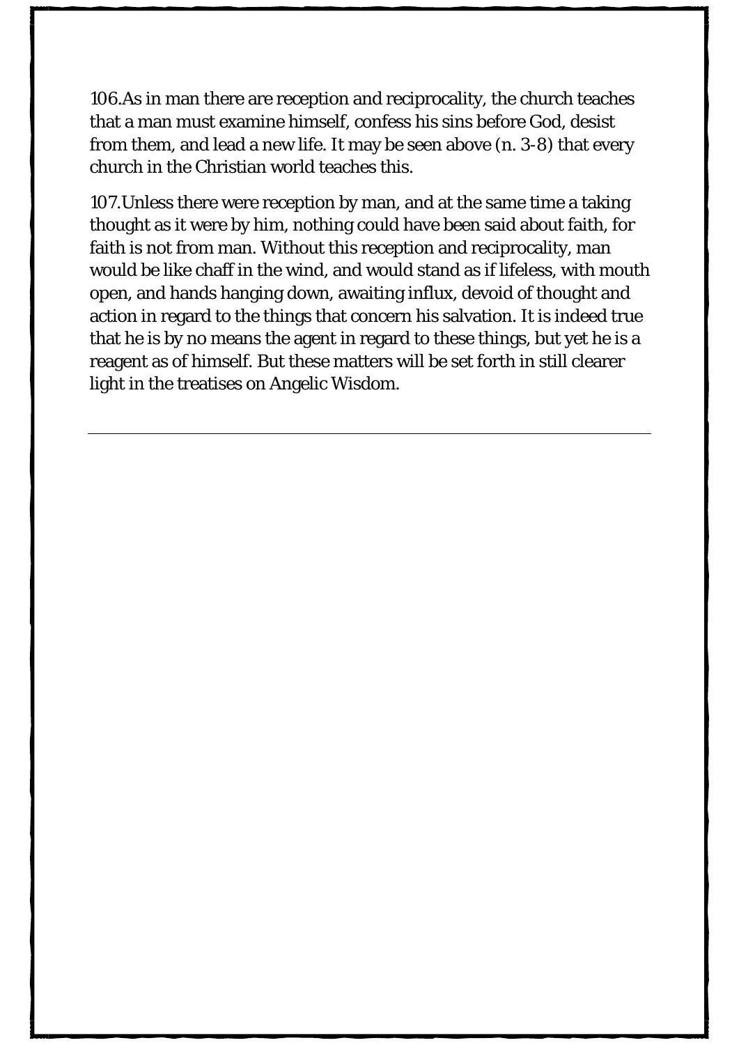106.As in man there are reception and reciprocality, the church teaches that a man must examine himself, confess his sins before God, desist from them, and lead a new life. It may be seen above (n. 3-8) that every church in the Christian world teaches this.

107.Unless there were reception by man, and at the same time a taking thought as it were by him, nothing could have been said about faith, for faith is not from man. Without this reception and reciprocality, man would be like chaff in the wind, and would stand as if lifeless, with mouth open, and hands hanging down, awaiting influx, devoid of thought and action in regard to the things that concern his salvation. It is indeed true that he is by no means the agent in regard to these things, but yet he is a reagent as of himself. But these matters will be set forth in still clearer light in the treatises on Angelic Wisdom.

---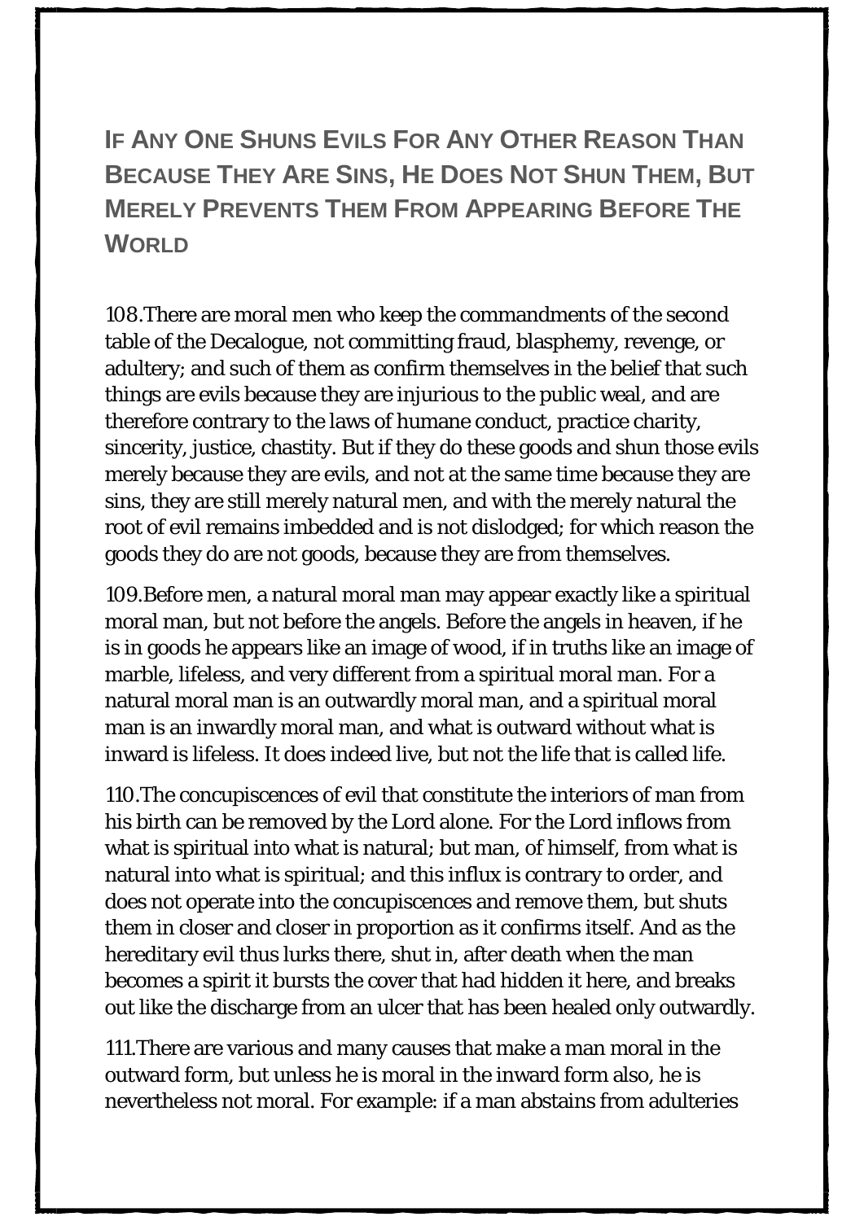## If Any One Shuns Evils For Any Other Reason Than Because They Are Sins, He Does Not Shun Them, But Merely Prevents Them From Appearing Before The World

108.There are moral men who keep the commandments of the second table of the Decalogue, not committing fraud, blasphemy, revenge, or adultery; and such of them as confirm themselves in the belief that such things are evils because they are injurious to the public weal, and are therefore contrary to the laws of humane conduct, practice charity, sincerity, justice, chastity. But if they do these goods and shun those evils merely because they are evils, and not at the same time because they are sins, they are still merely natural men, and with the merely natural the root of evil remains imbedded and is not dislodged; for which reason the goods they do are not goods, because they are from themselves.

109.Before men, a natural moral man may appear exactly like a spiritual moral man, but not before the angels. Before the angels in heaven, if he is in goods he appears like an image of wood, if in truths like an image of marble, lifeless, and very different from a spiritual moral man. For a natural moral man is an outwardly moral man, and a spiritual moral man is an inwardly moral man, and what is outward without what is inward is lifeless. It does indeed live, but not the life that is called life.

110.The concupiscences of evil that constitute the interiors of man from his birth can be removed by the Lord alone. For the Lord inflows from what is spiritual into what is natural; but man, of himself, from what is natural into what is spiritual; and this influx is contrary to order, and does not operate into the concupiscences and remove them, but shuts them in closer and closer in proportion as it confirms itself. And as the hereditary evil thus lurks there, shut in, after death when the man becomes a spirit it bursts the cover that had hidden it here, and breaks out like the discharge from an ulcer that has been healed only outwardly.

111.There are various and many causes that make a man moral in the outward form, but unless he is moral in the inward form also, he is nevertheless not moral. For example: if a man abstains from adulteries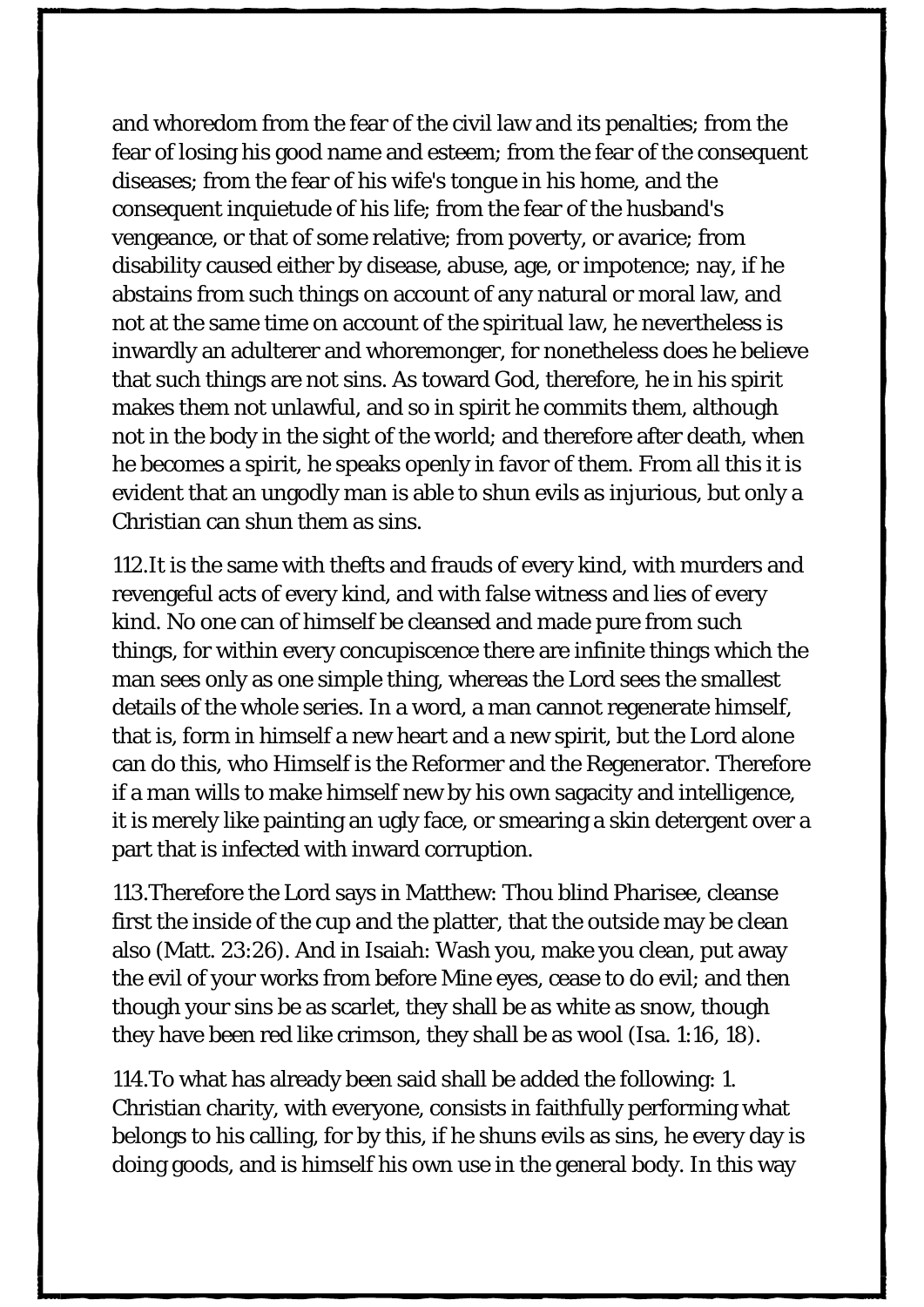and whoredom from the fear of the civil law and its penalties; from the fear of losing his good name and esteem; from the fear of the consequent diseases; from the fear of his wife's tongue in his home, and the consequent inquietude of his life; from the fear of the husband's vengeance, or that of some relative; from poverty, or avarice; from disability caused either by disease, abuse, age, or impotence; nay, if he abstains from such things on account of any natural or moral law, and not at the same time on account of the spiritual law, he nevertheless is inwardly an adulterer and whoremonger, for nonetheless does he believe that such things are not sins. As toward God, therefore, he in his spirit makes them not unlawful, and so in spirit he commits them, although not in the body in the sight of the world; and therefore after death, when he becomes a spirit, he speaks openly in favor of them. From all this it is evident that an ungodly man is able to shun evils as injurious, but only a Christian can shun them as sins.

112.It is the same with thefts and frauds of every kind, with murders and revengeful acts of every kind, and with false witness and lies of every kind. No one can of himself be cleansed and made pure from such things, for within every concupiscence there are infinite things which the man sees only as one simple thing, whereas the Lord sees the smallest details of the whole series. In a word, a man cannot regenerate himself, that is, form in himself a new heart and a new spirit, but the Lord alone can do this, who Himself is the Reformer and the Regenerator. Therefore if a man wills to make himself new by his own sagacity and intelligence, it is merely like painting an ugly face, or smearing a skin detergent over a part that is infected with inward corruption.

113.Therefore the Lord says in Matthew: Thou blind Pharisee, cleanse first the inside of the cup and the platter, that the outside may be clean also (Matt. 23:26). And in Isaiah: Wash you, make you clean, put away the evil of your works from before Mine eyes, cease to do evil; and then though your sins be as scarlet, they shall be as white as snow, though they have been red like crimson, they shall be as wool (Isa. 1:16, 18).

114.To what has already been said shall be added the following: 1. Christian charity, with everyone, consists in faithfully performing what belongs to his calling, for by this, if he shuns evils as sins, he every day is doing goods, and is himself his own use in the general body. In this way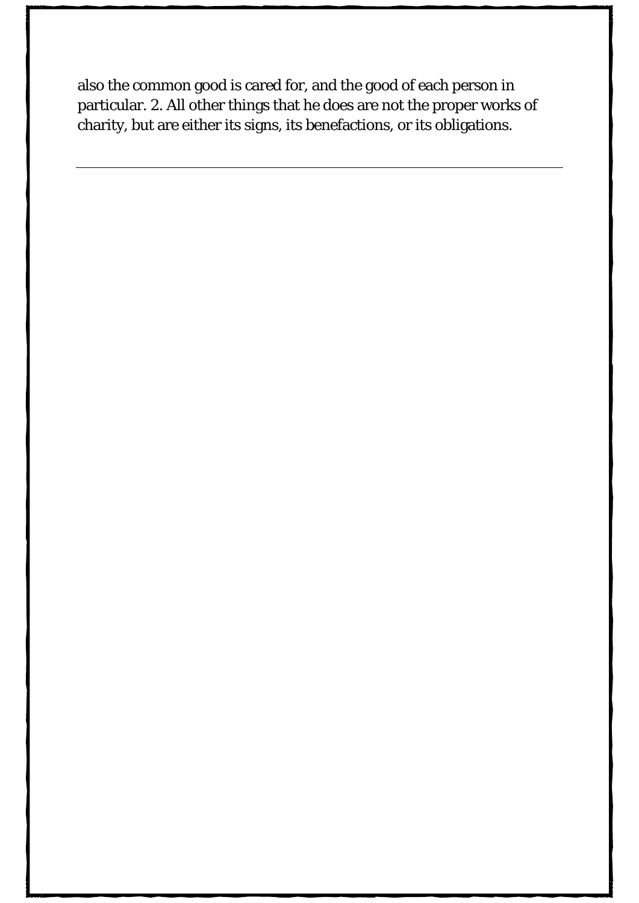also the common good is cared for, and the good of each person in particular. 2. All other things that he does are not the proper works of charity, but are either its signs, its benefactions, or its obligations.

---